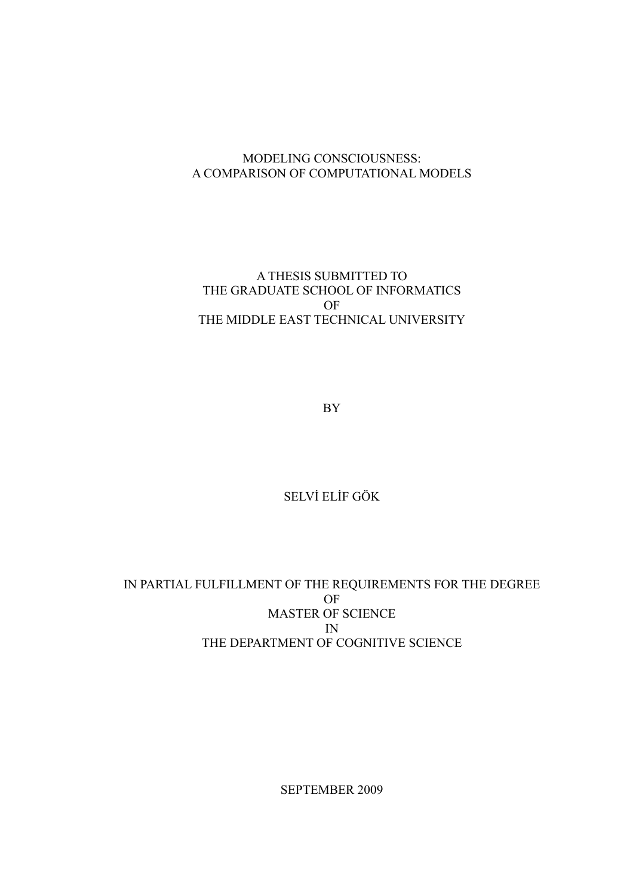# MODELING CONSCIOUSNESS:
# A COMPARISON OF COMPUTATIONAL MODELS

A THESIS SUBMITTED TO
THE GRADUATE SCHOOL OF INFORMATICS
OF
THE MIDDLE EAST TECHNICAL UNIVERSITY

BY

SELVİ ELİF GÖK

IN PARTIAL FULFILLMENT OF THE REQUIREMENTS FOR THE DEGREE
OF
MASTER OF SCIENCE
IN
THE DEPARTMENT OF COGNITIVE SCIENCE

SEPTEMBER 2009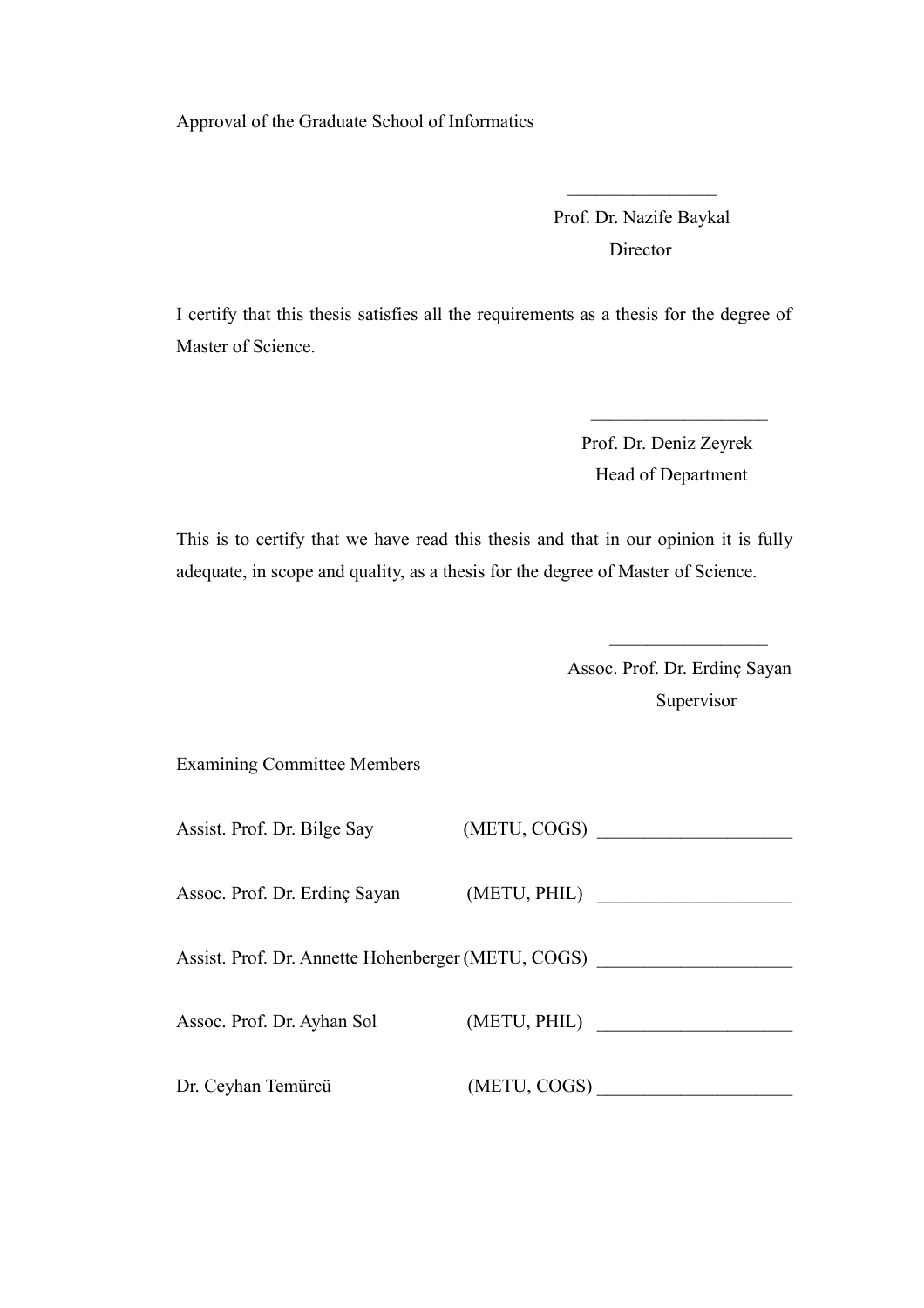Approval of the Graduate School of Informatics

_______________

Prof. Dr. Nazife Baykal

Director

I certify that this thesis satisfies all the requirements as a thesis for the degree of Master of Science.

__________________

Prof. Dr. Deniz Zeyrek

Head of Department

This is to certify that we have read this thesis and that in our opinion it is fully adequate, in scope and quality, as a thesis for the degree of Master of Science.

________________

Assoc. Prof. Dr. Erdinç Sayan

Supervisor

Examining Committee Members

| | | |
|---|---|---|
| Assist. Prof. Dr. Bilge Say | (METU, COGS) | ____________________ |
| Assoc. Prof. Dr. Erdinç Sayan | (METU, PHIL) | ____________________ |
| Assist. Prof. Dr. Annette Hohenberger | (METU, COGS) | ____________________ |
| Assoc. Prof. Dr. Ayhan Sol | (METU, PHIL) | ____________________ |
| Dr. Ceyhan Temürcü | (METU, COGS) | ____________________ |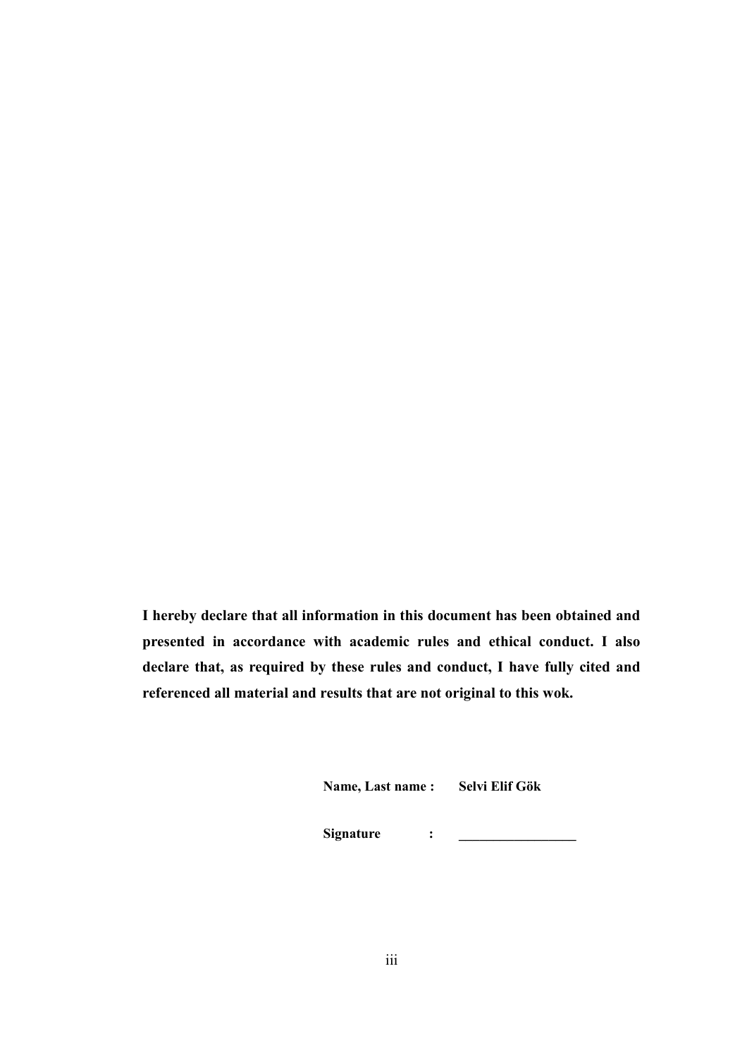**I hereby declare that all information in this document has been obtained and presented in accordance with academic rules and ethical conduct. I also declare that, as required by these rules and conduct, I have fully cited and referenced all material and results that are not original to this wok.**

**Name, Last name :** **Selvi Elif Gök**

**Signature :** ________________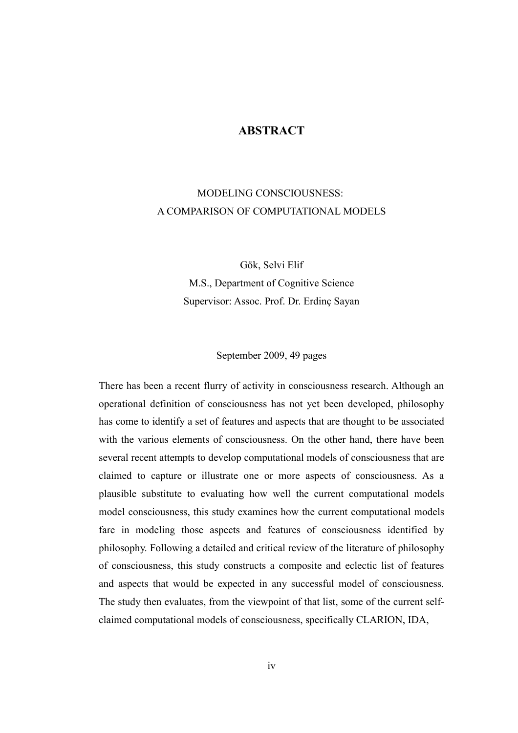# ABSTRACT

MODELING CONSCIOUSNESS:
A COMPARISON OF COMPUTATIONAL MODELS

Gök, Selvi Elif
M.S., Department of Cognitive Science
Supervisor: Assoc. Prof. Dr. Erdinç Sayan

September 2009, 49 pages

There has been a recent flurry of activity in consciousness research. Although an operational definition of consciousness has not yet been developed, philosophy has come to identify a set of features and aspects that are thought to be associated with the various elements of consciousness. On the other hand, there have been several recent attempts to develop computational models of consciousness that are claimed to capture or illustrate one or more aspects of consciousness. As a plausible substitute to evaluating how well the current computational models model consciousness, this study examines how the current computational models fare in modeling those aspects and features of consciousness identified by philosophy. Following a detailed and critical review of the literature of philosophy of consciousness, this study constructs a composite and eclectic list of features and aspects that would be expected in any successful model of consciousness. The study then evaluates, from the viewpoint of that list, some of the current self-claimed computational models of consciousness, specifically CLARION, IDA,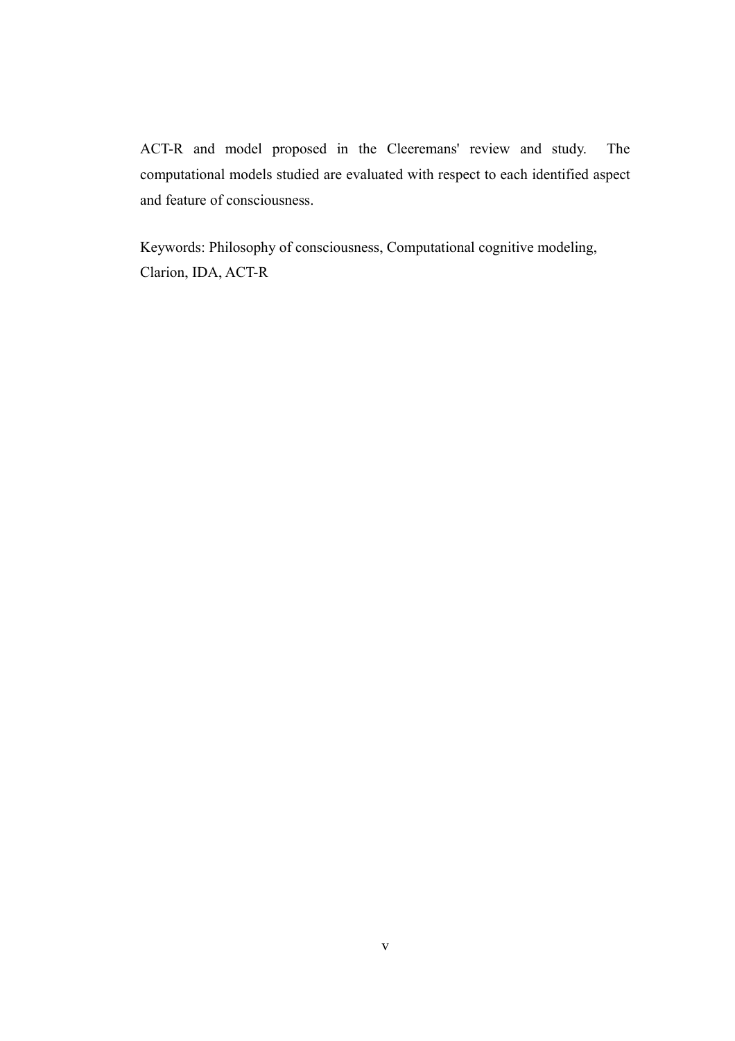ACT-R and model proposed in the Cleeremans' review and study. The computational models studied are evaluated with respect to each identified aspect and feature of consciousness.

Keywords: Philosophy of consciousness, Computational cognitive modeling, Clarion, IDA, ACT-R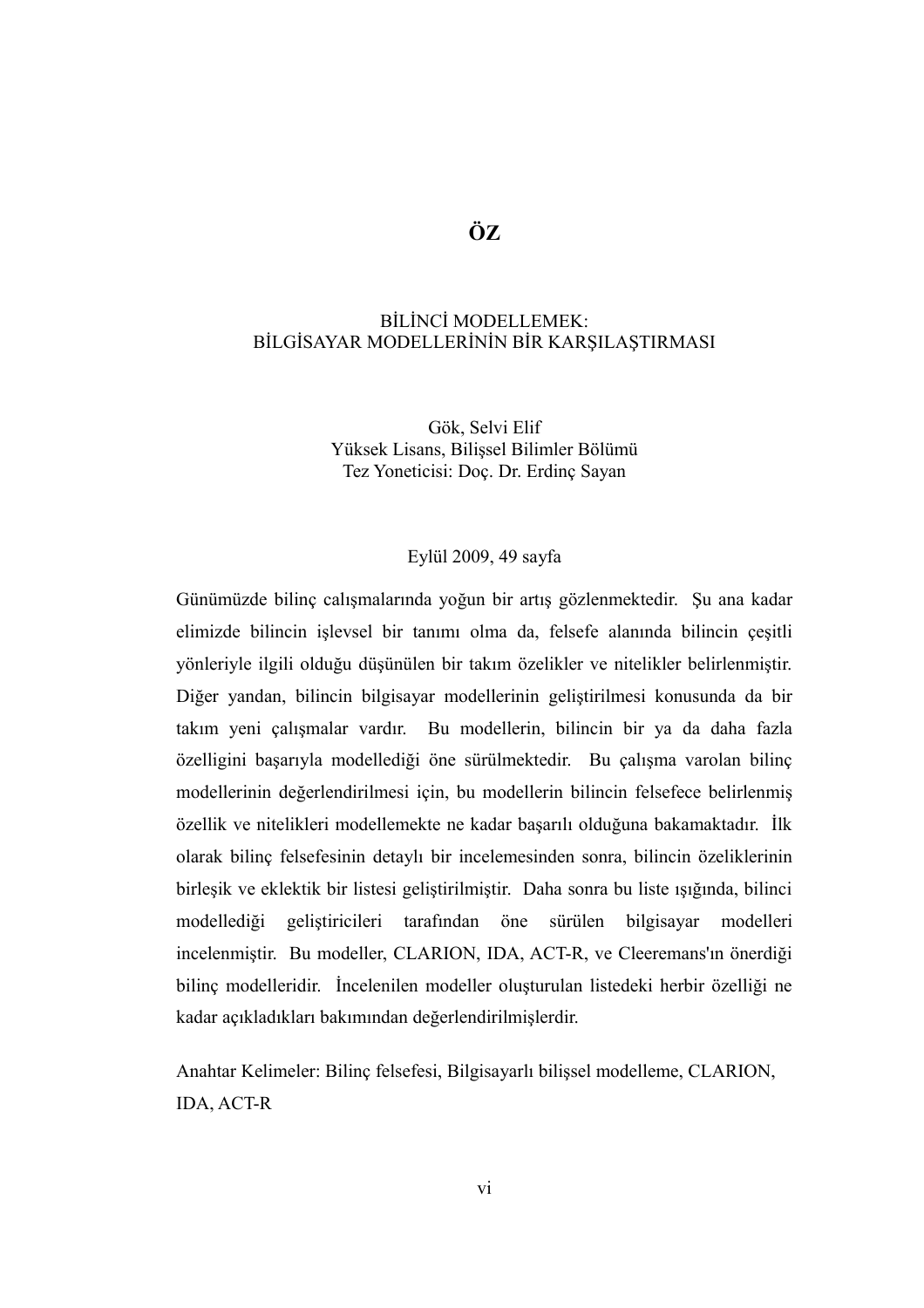# ÖZ

BİLİNCİ MODELLEMEK:
BİLGİSAYAR MODELLERİNİN BİR KARŞILAŞTIRMASI

Gök, Selvi Elif
Yüksek Lisans, Bilişsel Bilimler Bölümü
Tez Yoneticisi: Doç. Dr. Erdinç Sayan

Eylül 2009, 49 sayfa

Günümüzde bilinç calışmalarında yoğun bir artış gözlenmektedir. Şu ana kadar elimizde bilincin işlevsel bir tanımı olma da, felsefe alanında bilincin çeşitli yönleriyle ilgili olduğu düşünülen bir takım özelikler ve nitelikler belirlenmiştir. Diğer yandan, bilincin bilgisayar modellerinin geliştirilmesi konusunda da bir takım yeni çalışmalar vardır. Bu modellerin, bilincin bir ya da daha fazla özelligini başarıyla modellediği öne sürülmektedir. Bu çalışma varolan bilinç modellerinin değerlendirilmesi için, bu modellerin bilincin felsefece belirlenmiş özellik ve nitelikleri modellemekte ne kadar başarılı olduğuna bakamaktadır. İlk olarak bilinç felsefesinin detaylı bir incelemesinden sonra, bilincin özeliklerinin birleşik ve eklektik bir listesi geliştirilmiştir. Daha sonra bu liste ışığında, bilinci modellediği geliştiricileri tarafından öne sürülen bilgisayar modelleri incelenmiştir. Bu modeller, CLARION, IDA, ACT-R, ve Cleeremans'ın önerdiği bilinç modelleridir. İncelenilen modeller oluşturulan listedeki herbir özelliği ne kadar açıkladıkları bakımından değerlendirilmişlerdir.

Anahtar Kelimeler: Bilinç felsefesi, Bilgisayarlı bilişsel modelleme, CLARION, IDA, ACT-R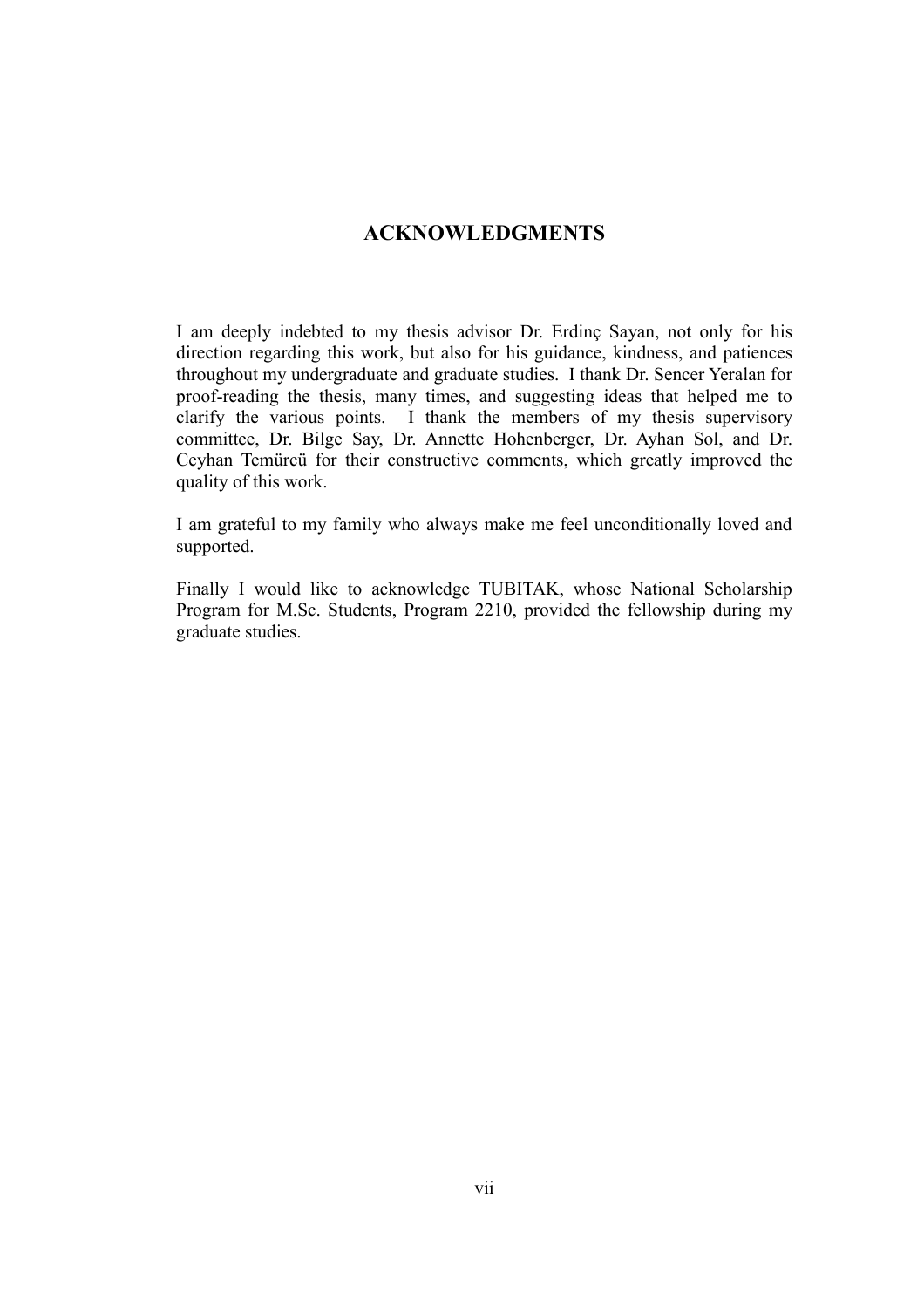# ACKNOWLEDGMENTS

I am deeply indebted to my thesis advisor Dr. Erdinç Sayan, not only for his direction regarding this work, but also for his guidance, kindness, and patiences throughout my undergraduate and graduate studies. I thank Dr. Sencer Yeralan for proof-reading the thesis, many times, and suggesting ideas that helped me to clarify the various points. I thank the members of my thesis supervisory committee, Dr. Bilge Say, Dr. Annette Hohenberger, Dr. Ayhan Sol, and Dr. Ceyhan Temürcü for their constructive comments, which greatly improved the quality of this work.

I am grateful to my family who always make me feel unconditionally loved and supported.

Finally I would like to acknowledge TUBITAK, whose National Scholarship Program for M.Sc. Students, Program 2210, provided the fellowship during my graduate studies.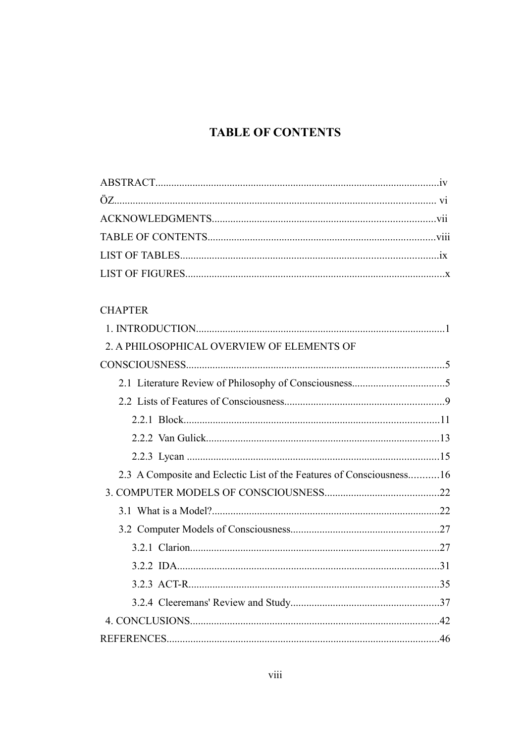# TABLE OF CONTENTS

ABSTRACT....................................................................................................iv
ÖZ................................................................................................................ vi
ACKNOWLEDGMENTS...................................................................................vii
TABLE OF CONTENTS.................................................................................viii
LIST OF TABLES...........................................................................................ix
LIST OF FIGURES...........................................................................................x

CHAPTER

1. INTRODUCTION.............................................................................................1
2. A PHILOSOPHICAL OVERVIEW OF ELEMENTS OF CONSCIOUSNESS..................................................................................................5
    - 2.1 Literature Review of Philosophy of Consciousness...................................5
    - 2.2 Lists of Features of Consciousness...........................................................9
        - 2.2.1 Block..............................................................................................11
        - 2.2.2 Van Gulick......................................................................................13
        - 2.2.3 Lycan .............................................................................................15
    - 2.3 A Composite and Eclectic List of the Features of Consciousness...........16
3. COMPUTER MODELS OF CONSCIOUSNESS...........................................22
    - 3.1 What is a Model?....................................................................................22
    - 3.2 Computer Models of Consciousness.......................................................27
        - 3.2.1 Clarion............................................................................................27
        - 3.2.2 IDA.................................................................................................31
        - 3.2.3 ACT-R.............................................................................................35
        - 3.2.4 Cleeremans' Review and Study.......................................................37
4. CONCLUSIONS.............................................................................................42

REFERENCES.....................................................................................................46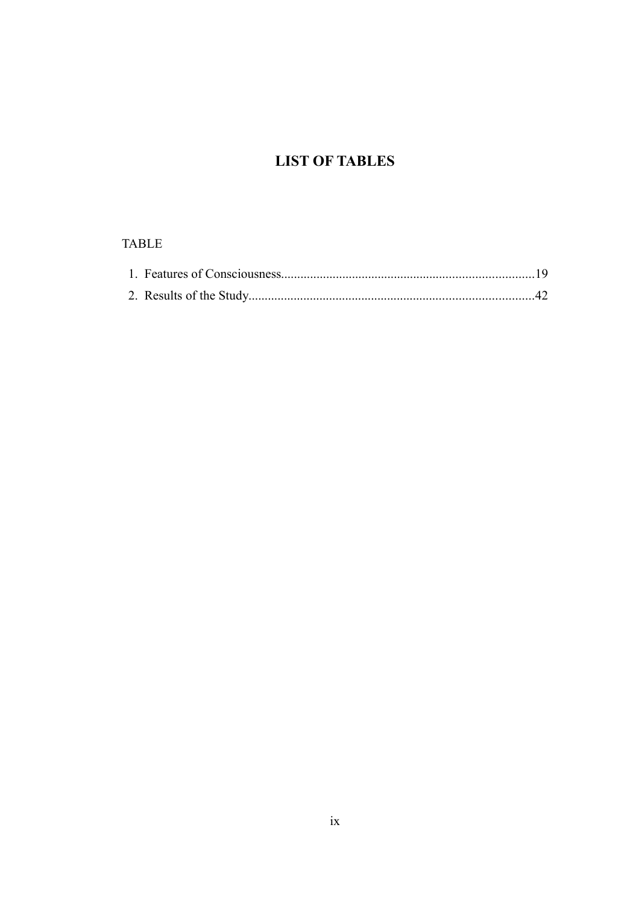# LIST OF TABLES

TABLE

1. Features of Consciousness.............................................................................19
2. Results of the Study.......................................................................................42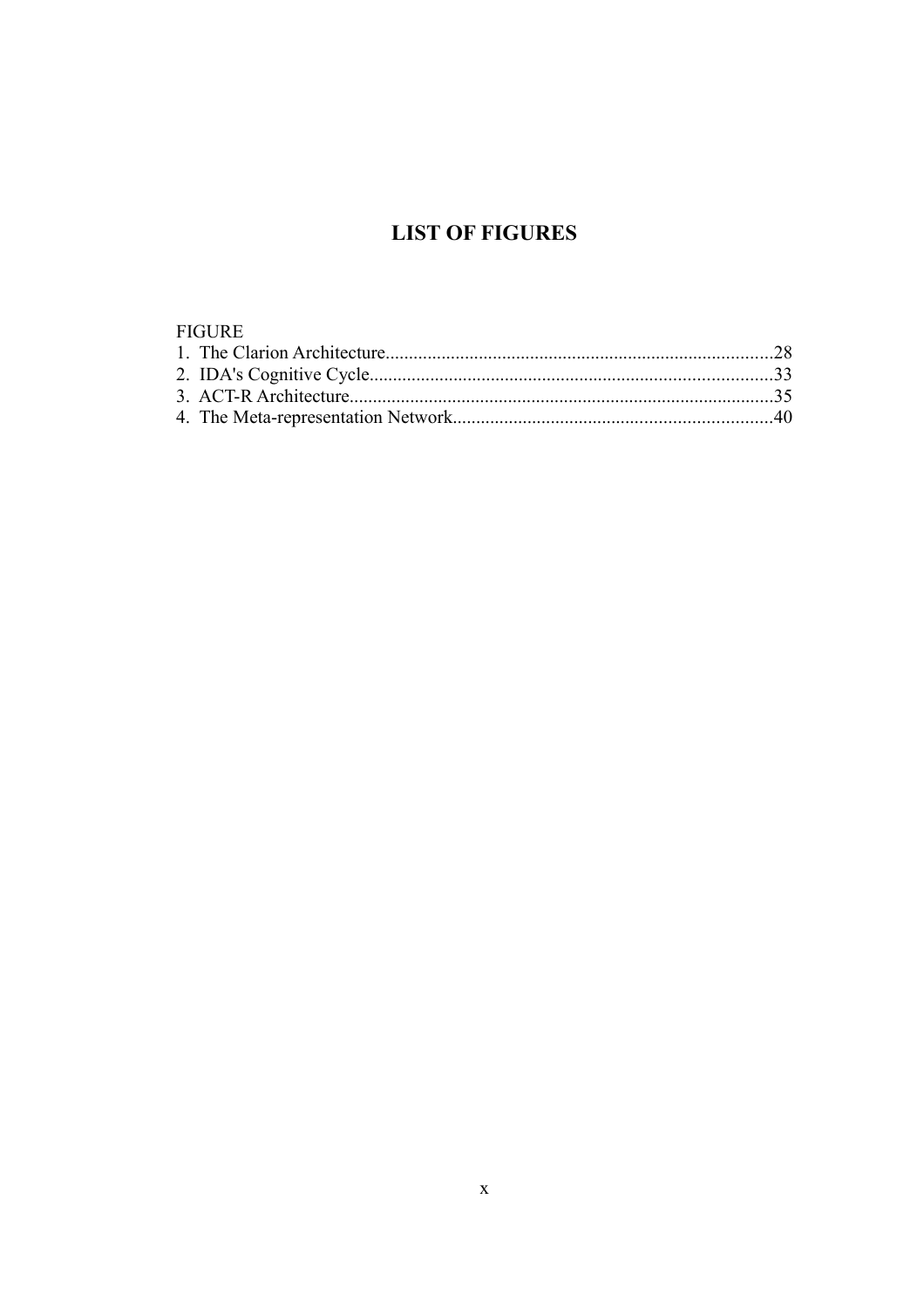# LIST OF FIGURES

FIGURE

1. The Clarion Architecture..................................................................................28
2. IDA's Cognitive Cycle.....................................................................................33
3. ACT-R Architecture..........................................................................................35
4. The Meta-representation Network...................................................................40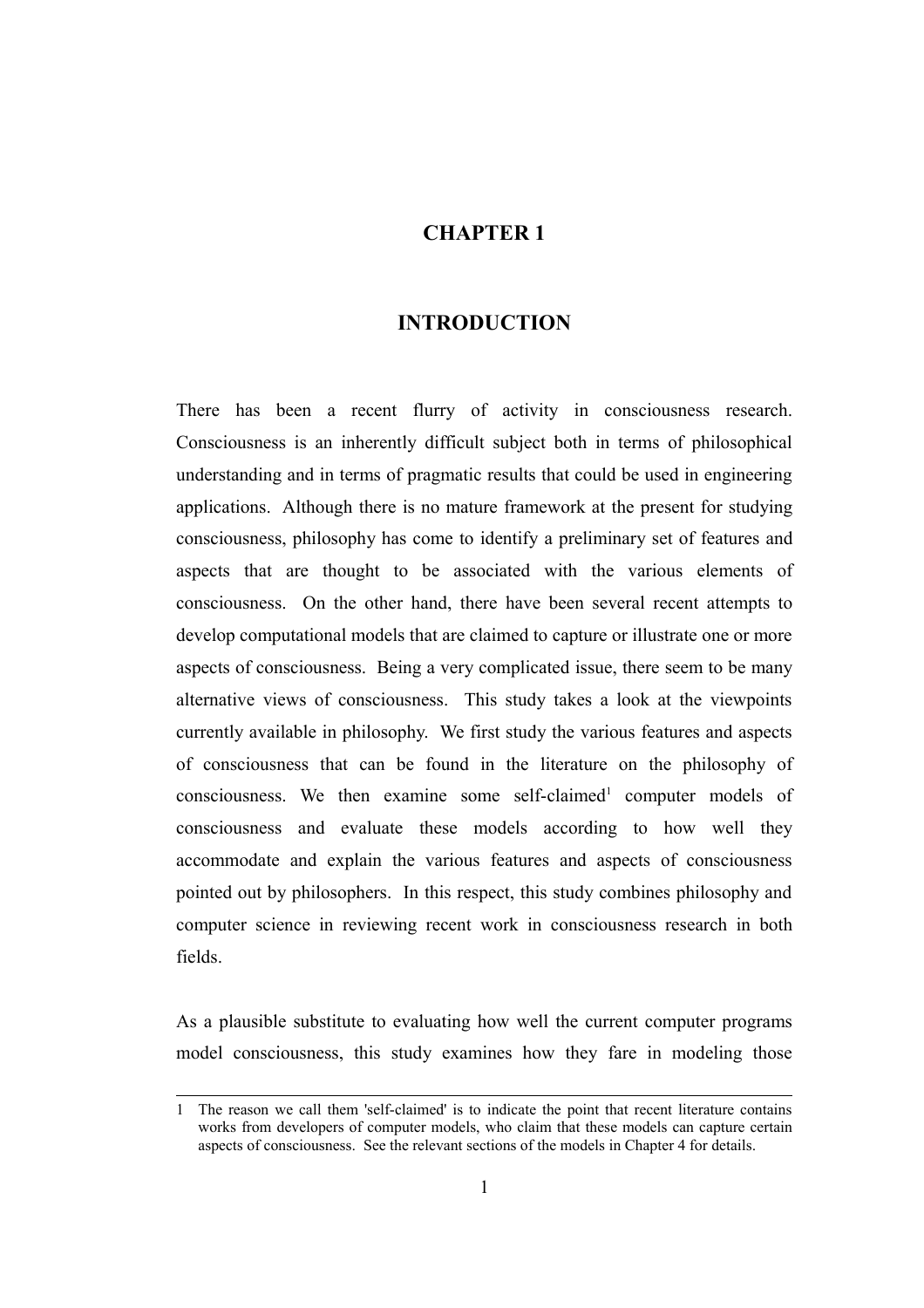# CHAPTER 1

# INTRODUCTION

There has been a recent flurry of activity in consciousness research. Consciousness is an inherently difficult subject both in terms of philosophical understanding and in terms of pragmatic results that could be used in engineering applications. Although there is no mature framework at the present for studying consciousness, philosophy has come to identify a preliminary set of features and aspects that are thought to be associated with the various elements of consciousness. On the other hand, there have been several recent attempts to develop computational models that are claimed to capture or illustrate one or more aspects of consciousness. Being a very complicated issue, there seem to be many alternative views of consciousness. This study takes a look at the viewpoints currently available in philosophy. We first study the various features and aspects of consciousness that can be found in the literature on the philosophy of consciousness. We then examine some self-claimed[1] computer models of consciousness and evaluate these models according to how well they accommodate and explain the various features and aspects of consciousness pointed out by philosophers. In this respect, this study combines philosophy and computer science in reviewing recent work in consciousness research in both fields.

As a plausible substitute to evaluating how well the current computer programs model consciousness, this study examines how they fare in modeling those

---

1 The reason we call them 'self-claimed' is to indicate the point that recent literature contains works from developers of computer models, who claim that these models can capture certain aspects of consciousness. See the relevant sections of the models in Chapter 4 for details.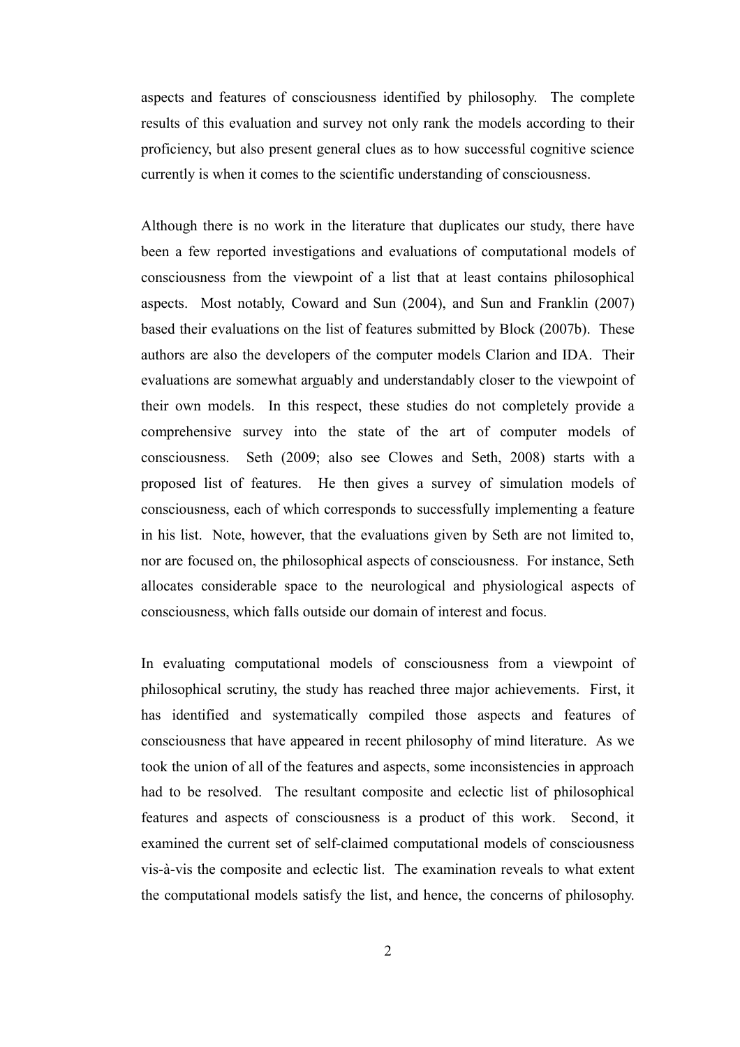aspects and features of consciousness identified by philosophy. The complete results of this evaluation and survey not only rank the models according to their proficiency, but also present general clues as to how successful cognitive science currently is when it comes to the scientific understanding of consciousness.

Although there is no work in the literature that duplicates our study, there have been a few reported investigations and evaluations of computational models of consciousness from the viewpoint of a list that at least contains philosophical aspects. Most notably, Coward and Sun (2004), and Sun and Franklin (2007) based their evaluations on the list of features submitted by Block (2007b). These authors are also the developers of the computer models Clarion and IDA. Their evaluations are somewhat arguably and understandably closer to the viewpoint of their own models. In this respect, these studies do not completely provide a comprehensive survey into the state of the art of computer models of consciousness. Seth (2009; also see Clowes and Seth, 2008) starts with a proposed list of features. He then gives a survey of simulation models of consciousness, each of which corresponds to successfully implementing a feature in his list. Note, however, that the evaluations given by Seth are not limited to, nor are focused on, the philosophical aspects of consciousness. For instance, Seth allocates considerable space to the neurological and physiological aspects of consciousness, which falls outside our domain of interest and focus.

In evaluating computational models of consciousness from a viewpoint of philosophical scrutiny, the study has reached three major achievements. First, it has identified and systematically compiled those aspects and features of consciousness that have appeared in recent philosophy of mind literature. As we took the union of all of the features and aspects, some inconsistencies in approach had to be resolved. The resultant composite and eclectic list of philosophical features and aspects of consciousness is a product of this work. Second, it examined the current set of self-claimed computational models of consciousness vis-à-vis the composite and eclectic list. The examination reveals to what extent the computational models satisfy the list, and hence, the concerns of philosophy.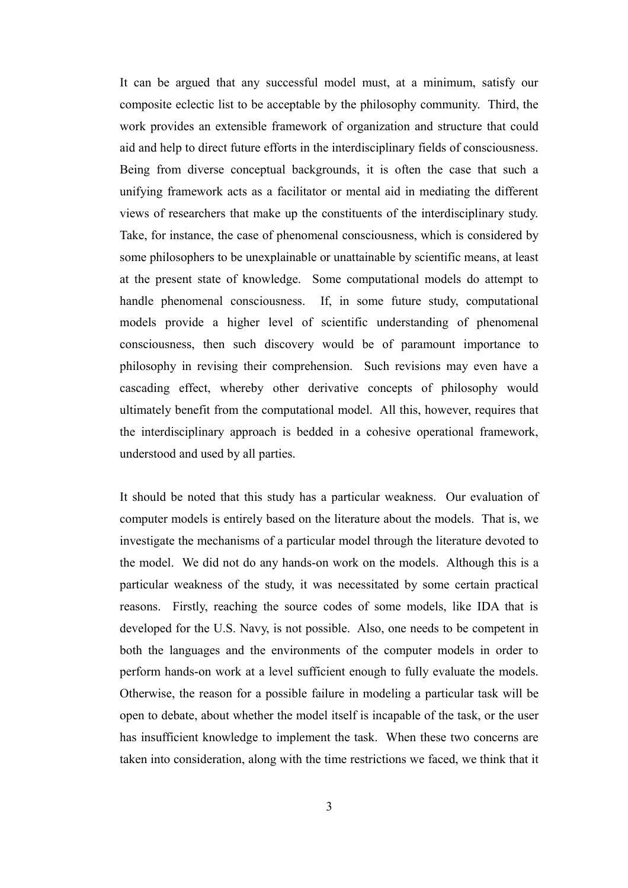It can be argued that any successful model must, at a minimum, satisfy our composite eclectic list to be acceptable by the philosophy community. Third, the work provides an extensible framework of organization and structure that could aid and help to direct future efforts in the interdisciplinary fields of consciousness. Being from diverse conceptual backgrounds, it is often the case that such a unifying framework acts as a facilitator or mental aid in mediating the different views of researchers that make up the constituents of the interdisciplinary study. Take, for instance, the case of phenomenal consciousness, which is considered by some philosophers to be unexplainable or unattainable by scientific means, at least at the present state of knowledge. Some computational models do attempt to handle phenomenal consciousness. If, in some future study, computational models provide a higher level of scientific understanding of phenomenal consciousness, then such discovery would be of paramount importance to philosophy in revising their comprehension. Such revisions may even have a cascading effect, whereby other derivative concepts of philosophy would ultimately benefit from the computational model. All this, however, requires that the interdisciplinary approach is bedded in a cohesive operational framework, understood and used by all parties.

It should be noted that this study has a particular weakness. Our evaluation of computer models is entirely based on the literature about the models. That is, we investigate the mechanisms of a particular model through the literature devoted to the model. We did not do any hands-on work on the models. Although this is a particular weakness of the study, it was necessitated by some certain practical reasons. Firstly, reaching the source codes of some models, like IDA that is developed for the U.S. Navy, is not possible. Also, one needs to be competent in both the languages and the environments of the computer models in order to perform hands-on work at a level sufficient enough to fully evaluate the models. Otherwise, the reason for a possible failure in modeling a particular task will be open to debate, about whether the model itself is incapable of the task, or the user has insufficient knowledge to implement the task. When these two concerns are taken into consideration, along with the time restrictions we faced, we think that it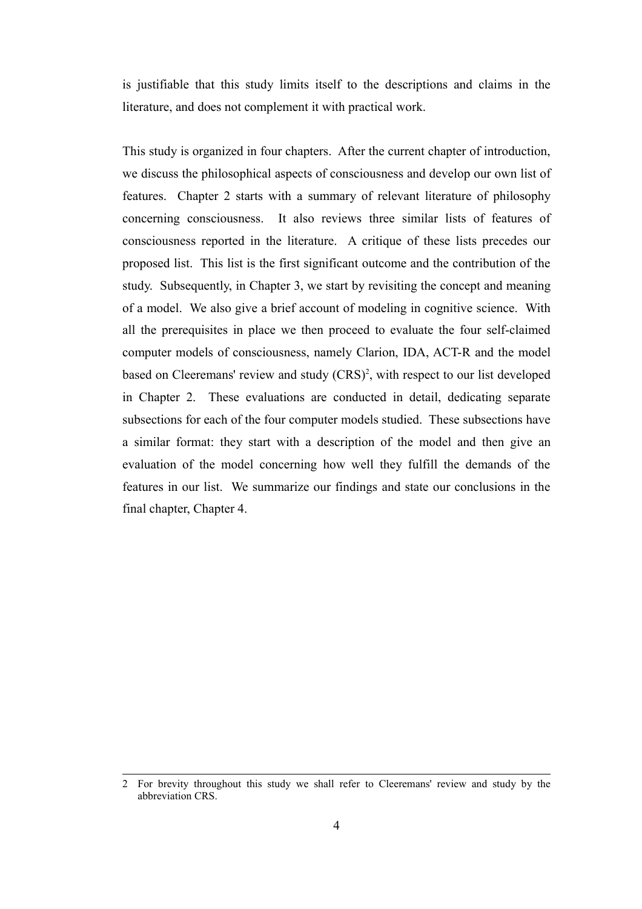is justifiable that this study limits itself to the descriptions and claims in the literature, and does not complement it with practical work.

This study is organized in four chapters. After the current chapter of introduction, we discuss the philosophical aspects of consciousness and develop our own list of features. Chapter 2 starts with a summary of relevant literature of philosophy concerning consciousness. It also reviews three similar lists of features of consciousness reported in the literature. A critique of these lists precedes our proposed list. This list is the first significant outcome and the contribution of the study. Subsequently, in Chapter 3, we start by revisiting the concept and meaning of a model. We also give a brief account of modeling in cognitive science. With all the prerequisites in place we then proceed to evaluate the four self-claimed computer models of consciousness, namely Clarion, IDA, ACT-R and the model based on Cleeremans' review and study (CRS)[2], with respect to our list developed in Chapter 2. These evaluations are conducted in detail, dedicating separate subsections for each of the four computer models studied. These subsections have a similar format: they start with a description of the model and then give an evaluation of the model concerning how well they fulfill the demands of the features in our list. We summarize our findings and state our conclusions in the final chapter, Chapter 4.

---

2 For brevity throughout this study we shall refer to Cleeremans' review and study by the abbreviation CRS.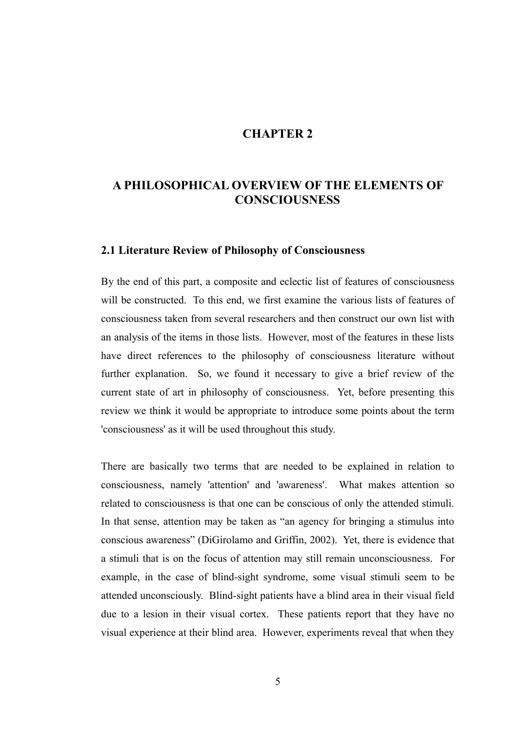# CHAPTER 2

# A PHILOSOPHICAL OVERVIEW OF THE ELEMENTS OF CONSCIOUSNESS

## 2.1 Literature Review of Philosophy of Consciousness

By the end of this part, a composite and eclectic list of features of consciousness will be constructed. To this end, we first examine the various lists of features of consciousness taken from several researchers and then construct our own list with an analysis of the items in those lists. However, most of the features in these lists have direct references to the philosophy of consciousness literature without further explanation. So, we found it necessary to give a brief review of the current state of art in philosophy of consciousness. Yet, before presenting this review we think it would be appropriate to introduce some points about the term 'consciousness' as it will be used throughout this study.

There are basically two terms that are needed to be explained in relation to consciousness, namely 'attention' and 'awareness'. What makes attention so related to consciousness is that one can be conscious of only the attended stimuli. In that sense, attention may be taken as "an agency for bringing a stimulus into conscious awareness" (DiGirolamo and Griffin, 2002). Yet, there is evidence that a stimuli that is on the focus of attention may still remain unconsciousness. For example, in the case of blind-sight syndrome, some visual stimuli seem to be attended unconsciously. Blind-sight patients have a blind area in their visual field due to a lesion in their visual cortex. These patients report that they have no visual experience at their blind area. However, experiments reveal that when they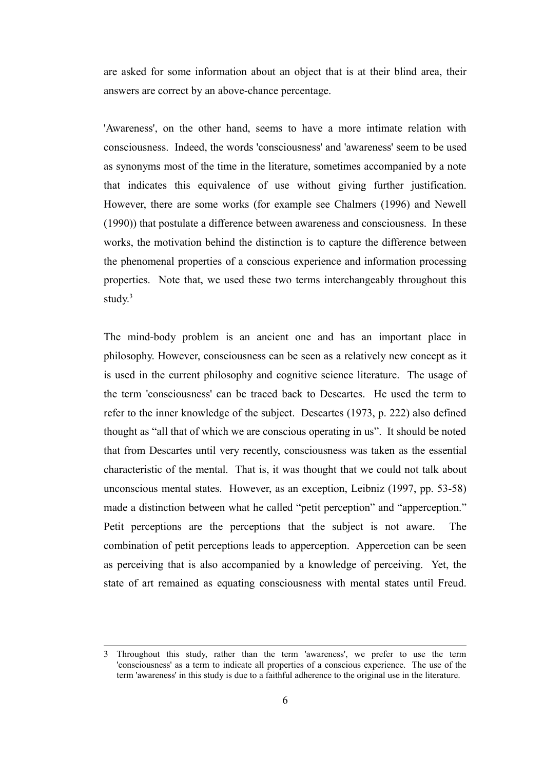are asked for some information about an object that is at their blind area, their answers are correct by an above-chance percentage.

'Awareness', on the other hand, seems to have a more intimate relation with consciousness. Indeed, the words 'consciousness' and 'awareness' seem to be used as synonyms most of the time in the literature, sometimes accompanied by a note that indicates this equivalence of use without giving further justification. However, there are some works (for example see Chalmers (1996) and Newell (1990)) that postulate a difference between awareness and consciousness. In these works, the motivation behind the distinction is to capture the difference between the phenomenal properties of a conscious experience and information processing properties. Note that, we used these two terms interchangeably throughout this study.[3]

The mind-body problem is an ancient one and has an important place in philosophy. However, consciousness can be seen as a relatively new concept as it is used in the current philosophy and cognitive science literature. The usage of the term 'consciousness' can be traced back to Descartes. He used the term to refer to the inner knowledge of the subject. Descartes (1973, p. 222) also defined thought as "all that of which we are conscious operating in us". It should be noted that from Descartes until very recently, consciousness was taken as the essential characteristic of the mental. That is, it was thought that we could not talk about unconscious mental states. However, as an exception, Leibniz (1997, pp. 53-58) made a distinction between what he called "petit perception" and "apperception." Petit perceptions are the perceptions that the subject is not aware. The combination of petit perceptions leads to apperception. Appercetion can be seen as perceiving that is also accompanied by a knowledge of perceiving. Yet, the state of art remained as equating consciousness with mental states until Freud.

---

[3] Throughout this study, rather than the term 'awareness', we prefer to use the term 'consciousness' as a term to indicate all properties of a conscious experience. The use of the term 'awareness' in this study is due to a faithful adherence to the original use in the literature.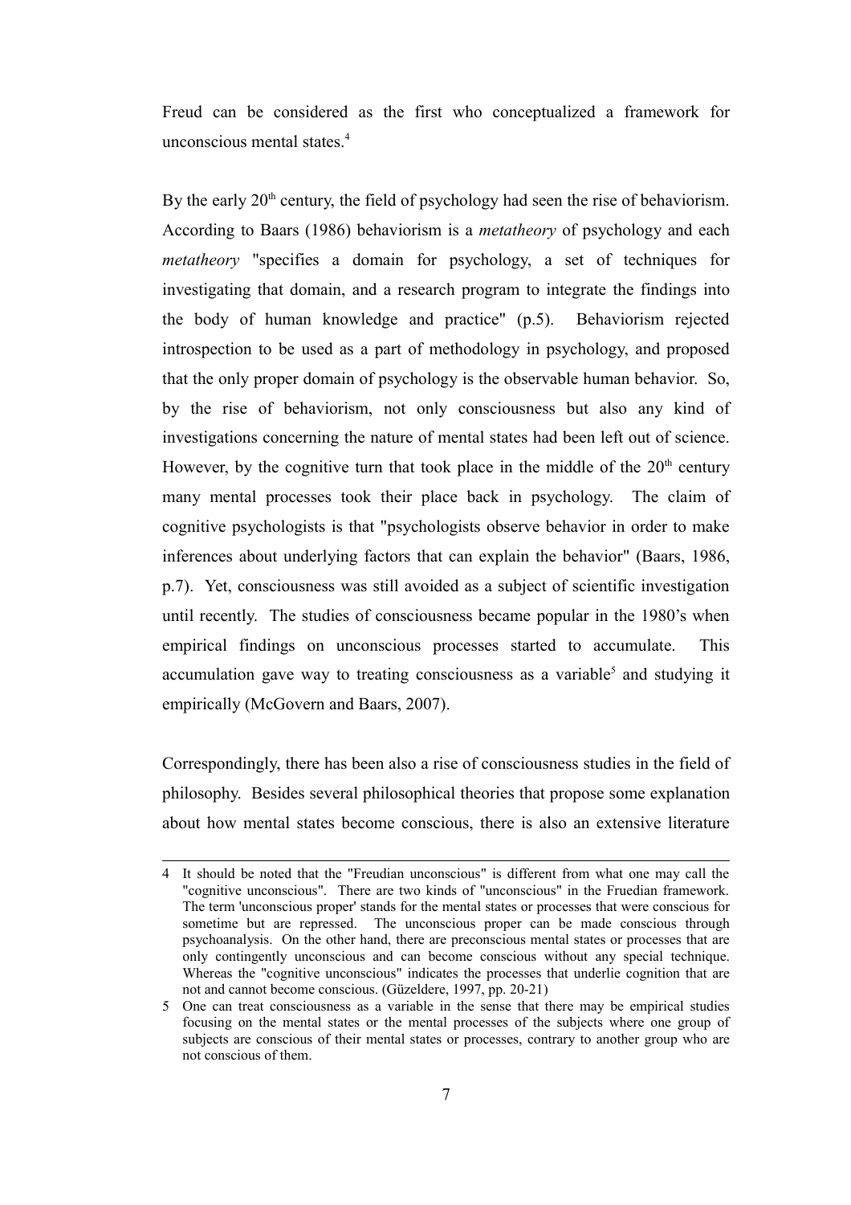Freud can be considered as the first who conceptualized a framework for unconscious mental states.[4]

By the early 20th century, the field of psychology had seen the rise of behaviorism. According to Baars (1986) behaviorism is a *metatheory* of psychology and each *metatheory* "specifies a domain for psychology, a set of techniques for investigating that domain, and a research program to integrate the findings into the body of human knowledge and practice" (p.5). Behaviorism rejected introspection to be used as a part of methodology in psychology, and proposed that the only proper domain of psychology is the observable human behavior. So, by the rise of behaviorism, not only consciousness but also any kind of investigations concerning the nature of mental states had been left out of science. However, by the cognitive turn that took place in the middle of the 20th century many mental processes took their place back in psychology. The claim of cognitive psychologists is that "psychologists observe behavior in order to make inferences about underlying factors that can explain the behavior" (Baars, 1986, p.7). Yet, consciousness was still avoided as a subject of scientific investigation until recently. The studies of consciousness became popular in the 1980's when empirical findings on unconscious processes started to accumulate. This accumulation gave way to treating consciousness as a variable[5] and studying it empirically (McGovern and Baars, 2007).

Correspondingly, there has been also a rise of consciousness studies in the field of philosophy. Besides several philosophical theories that propose some explanation about how mental states become conscious, there is also an extensive literature

---

4 It should be noted that the "Freudian unconscious" is different from what one may call the "cognitive unconscious". There are two kinds of "unconscious" in the Fruedian framework. The term 'unconscious proper' stands for the mental states or processes that were conscious for sometime but are repressed. The unconscious proper can be made conscious through psychoanalysis. On the other hand, there are preconscious mental states or processes that are only contingently unconscious and can become conscious without any special technique. Whereas the "cognitive unconscious" indicates the processes that underlie cognition that are not and cannot become conscious. (Güzeldere, 1997, pp. 20-21)

5 One can treat consciousness as a variable in the sense that there may be empirical studies focusing on the mental states or the mental processes of the subjects where one group of subjects are conscious of their mental states or processes, contrary to another group who are not conscious of them.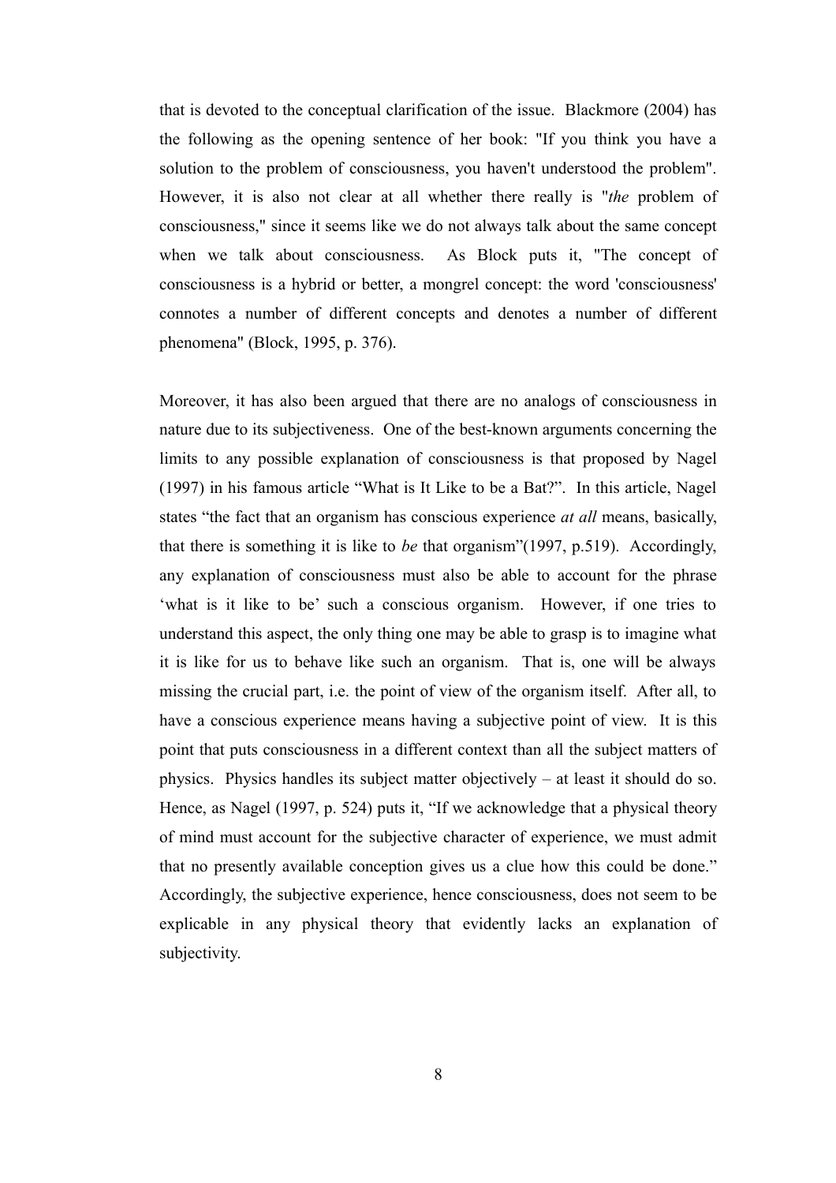that is devoted to the conceptual clarification of the issue. Blackmore (2004) has the following as the opening sentence of her book: "If you think you have a solution to the problem of consciousness, you haven't understood the problem". However, it is also not clear at all whether there really is "*the* problem of consciousness," since it seems like we do not always talk about the same concept when we talk about consciousness. As Block puts it, "The concept of consciousness is a hybrid or better, a mongrel concept: the word 'consciousness' connotes a number of different concepts and denotes a number of different phenomena" (Block, 1995, p. 376).

Moreover, it has also been argued that there are no analogs of consciousness in nature due to its subjectiveness. One of the best-known arguments concerning the limits to any possible explanation of consciousness is that proposed by Nagel (1997) in his famous article "What is It Like to be a Bat?". In this article, Nagel states "the fact that an organism has conscious experience *at all* means, basically, that there is something it is like to *be* that organism"(1997, p.519). Accordingly, any explanation of consciousness must also be able to account for the phrase 'what is it like to be' such a conscious organism. However, if one tries to understand this aspect, the only thing one may be able to grasp is to imagine what it is like for us to behave like such an organism. That is, one will be always missing the crucial part, i.e. the point of view of the organism itself. After all, to have a conscious experience means having a subjective point of view. It is this point that puts consciousness in a different context than all the subject matters of physics. Physics handles its subject matter objectively – at least it should do so. Hence, as Nagel (1997, p. 524) puts it, "If we acknowledge that a physical theory of mind must account for the subjective character of experience, we must admit that no presently available conception gives us a clue how this could be done." Accordingly, the subjective experience, hence consciousness, does not seem to be explicable in any physical theory that evidently lacks an explanation of subjectivity.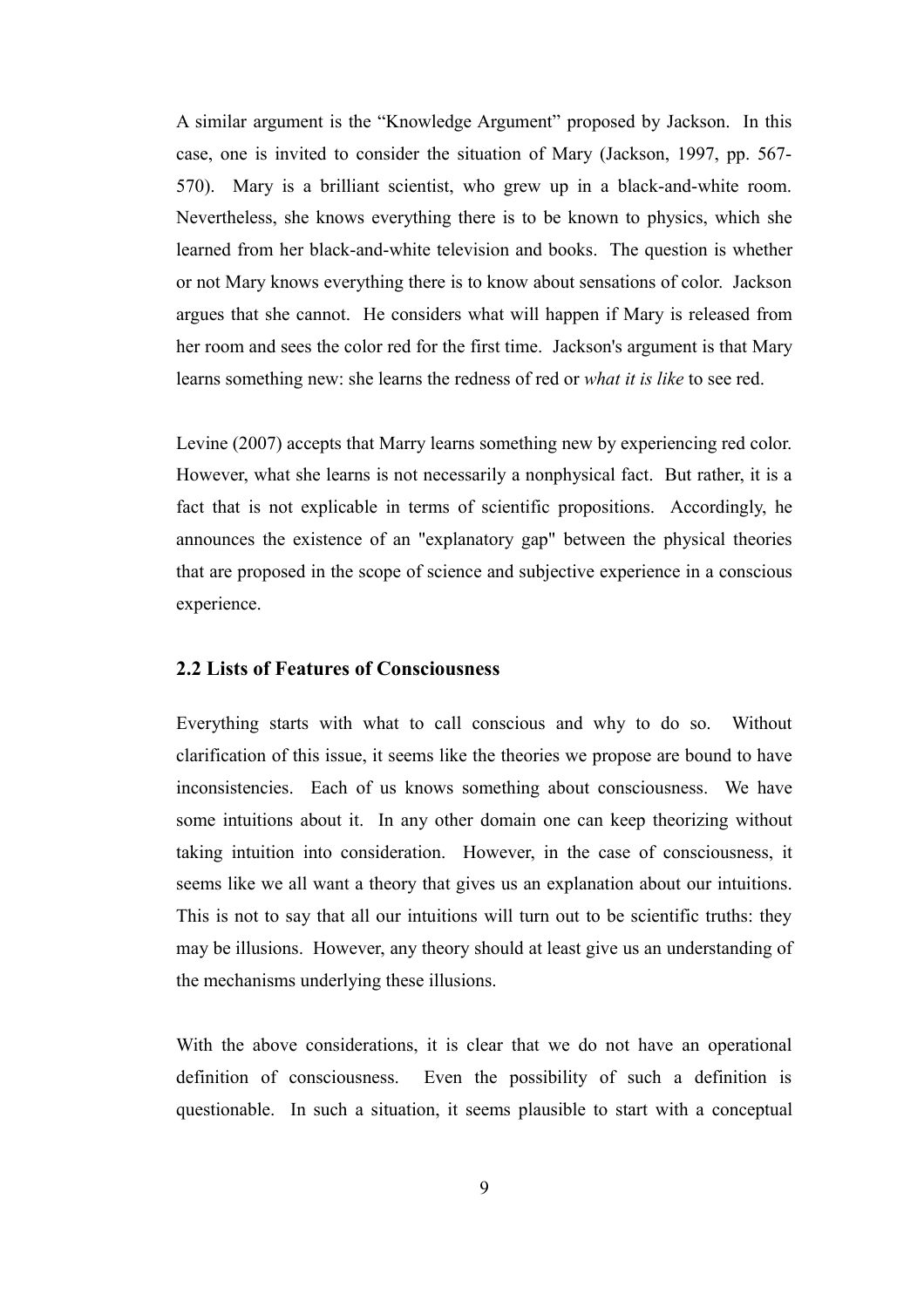A similar argument is the "Knowledge Argument" proposed by Jackson. In this case, one is invited to consider the situation of Mary (Jackson, 1997, pp. 567-570). Mary is a brilliant scientist, who grew up in a black-and-white room. Nevertheless, she knows everything there is to be known to physics, which she learned from her black-and-white television and books. The question is whether or not Mary knows everything there is to know about sensations of color. Jackson argues that she cannot. He considers what will happen if Mary is released from her room and sees the color red for the first time. Jackson's argument is that Mary learns something new: she learns the redness of red or *what it is like* to see red.

Levine (2007) accepts that Marry learns something new by experiencing red color. However, what she learns is not necessarily a nonphysical fact. But rather, it is a fact that is not explicable in terms of scientific propositions. Accordingly, he announces the existence of an "explanatory gap" between the physical theories that are proposed in the scope of science and subjective experience in a conscious experience.

### 2.2 Lists of Features of Consciousness

Everything starts with what to call conscious and why to do so. Without clarification of this issue, it seems like the theories we propose are bound to have inconsistencies. Each of us knows something about consciousness. We have some intuitions about it. In any other domain one can keep theorizing without taking intuition into consideration. However, in the case of consciousness, it seems like we all want a theory that gives us an explanation about our intuitions. This is not to say that all our intuitions will turn out to be scientific truths: they may be illusions. However, any theory should at least give us an understanding of the mechanisms underlying these illusions.

With the above considerations, it is clear that we do not have an operational definition of consciousness. Even the possibility of such a definition is questionable. In such a situation, it seems plausible to start with a conceptual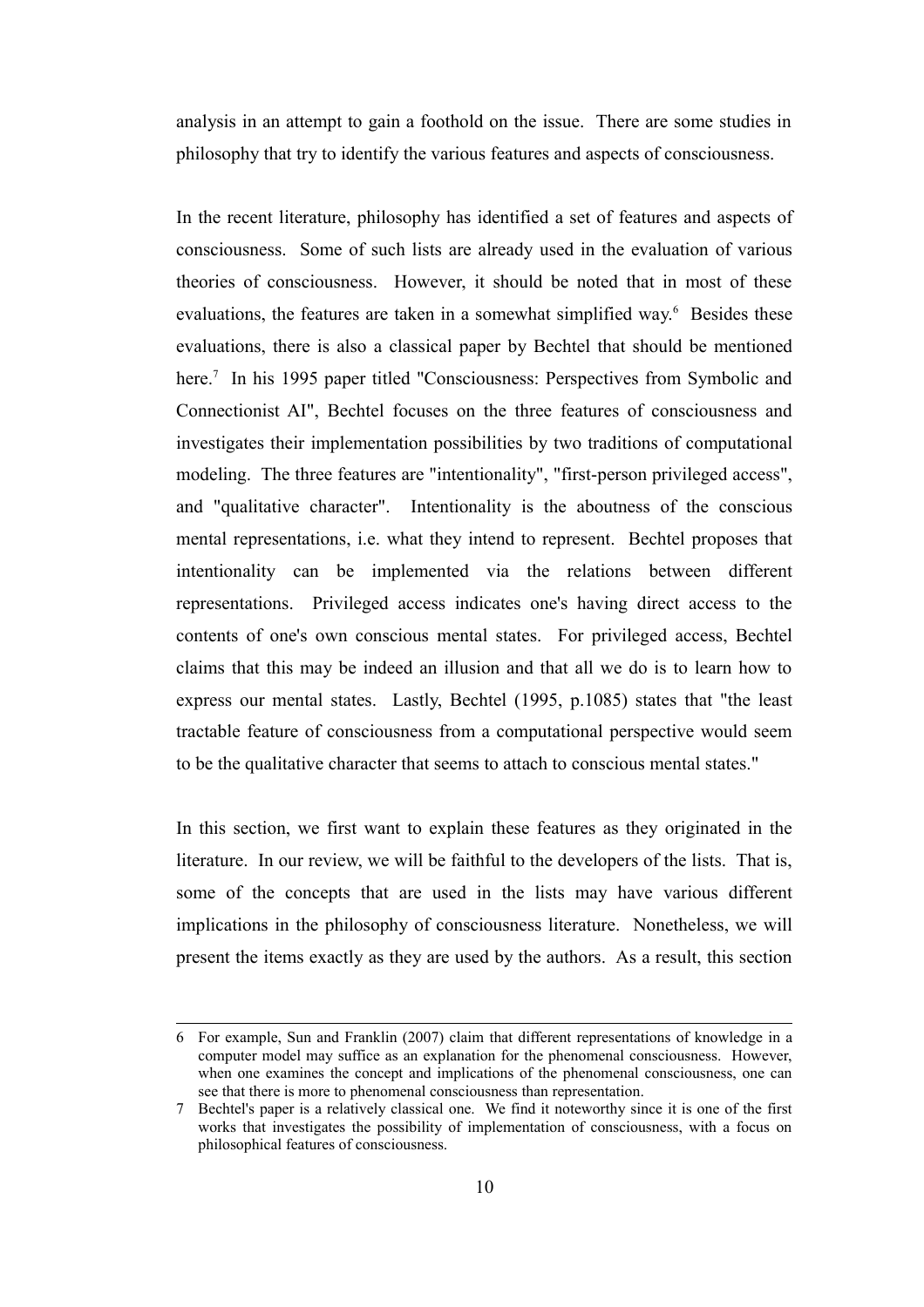analysis in an attempt to gain a foothold on the issue. There are some studies in philosophy that try to identify the various features and aspects of consciousness.

In the recent literature, philosophy has identified a set of features and aspects of consciousness. Some of such lists are already used in the evaluation of various theories of consciousness. However, it should be noted that in most of these evaluations, the features are taken in a somewhat simplified way.[6] Besides these evaluations, there is also a classical paper by Bechtel that should be mentioned here.[7] In his 1995 paper titled "Consciousness: Perspectives from Symbolic and Connectionist AI", Bechtel focuses on the three features of consciousness and investigates their implementation possibilities by two traditions of computational modeling. The three features are "intentionality", "first-person privileged access", and "qualitative character". Intentionality is the aboutness of the conscious mental representations, i.e. what they intend to represent. Bechtel proposes that intentionality can be implemented via the relations between different representations. Privileged access indicates one's having direct access to the contents of one's own conscious mental states. For privileged access, Bechtel claims that this may be indeed an illusion and that all we do is to learn how to express our mental states. Lastly, Bechtel (1995, p.1085) states that "the least tractable feature of consciousness from a computational perspective would seem to be the qualitative character that seems to attach to conscious mental states."

In this section, we first want to explain these features as they originated in the literature. In our review, we will be faithful to the developers of the lists. That is, some of the concepts that are used in the lists may have various different implications in the philosophy of consciousness literature. Nonetheless, we will present the items exactly as they are used by the authors. As a result, this section

---

6 For example, Sun and Franklin (2007) claim that different representations of knowledge in a computer model may suffice as an explanation for the phenomenal consciousness. However, when one examines the concept and implications of the phenomenal consciousness, one can see that there is more to phenomenal consciousness than representation.

7 Bechtel's paper is a relatively classical one. We find it noteworthy since it is one of the first works that investigates the possibility of implementation of consciousness, with a focus on philosophical features of consciousness.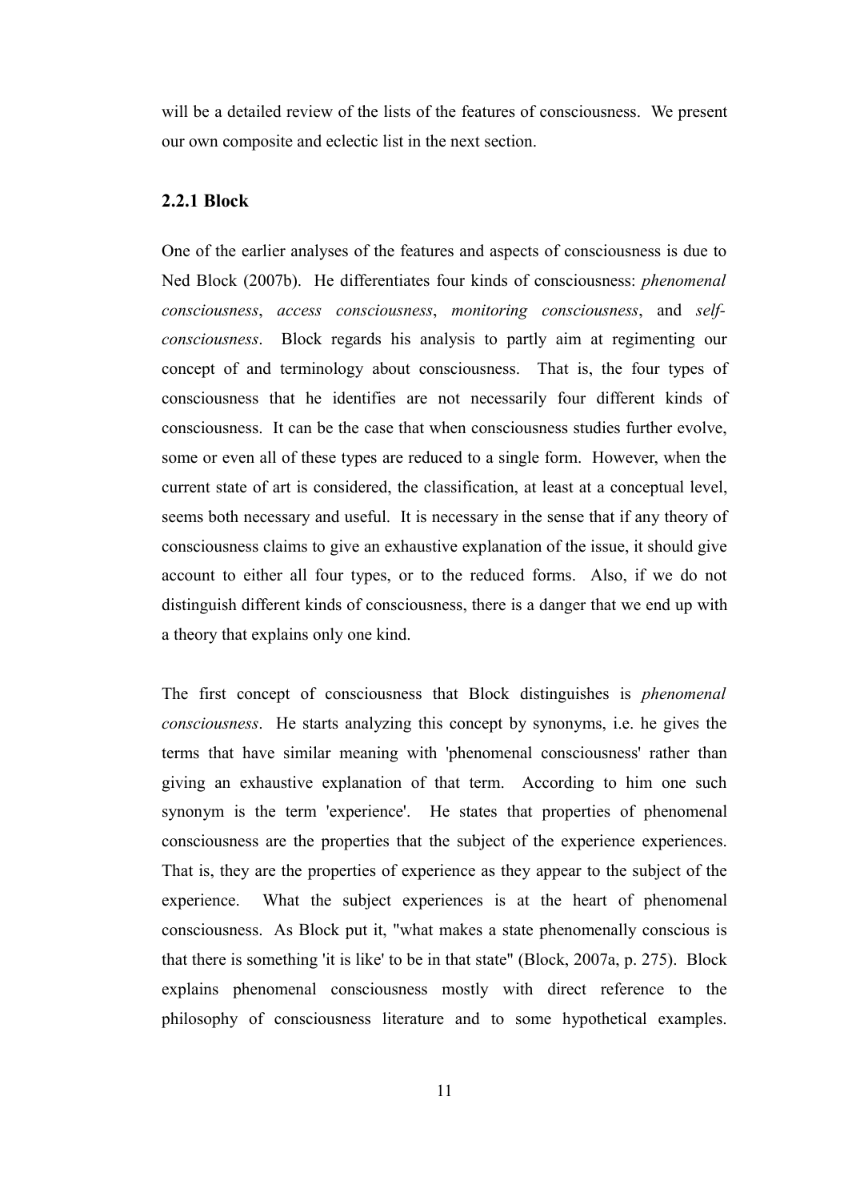will be a detailed review of the lists of the features of consciousness. We present our own composite and eclectic list in the next section.

### 2.2.1 Block

One of the earlier analyses of the features and aspects of consciousness is due to Ned Block (2007b). He differentiates four kinds of consciousness: *phenomenal consciousness*, *access consciousness*, *monitoring consciousness*, and *self-consciousness*. Block regards his analysis to partly aim at regimenting our concept of and terminology about consciousness. That is, the four types of consciousness that he identifies are not necessarily four different kinds of consciousness. It can be the case that when consciousness studies further evolve, some or even all of these types are reduced to a single form. However, when the current state of art is considered, the classification, at least at a conceptual level, seems both necessary and useful. It is necessary in the sense that if any theory of consciousness claims to give an exhaustive explanation of the issue, it should give account to either all four types, or to the reduced forms. Also, if we do not distinguish different kinds of consciousness, there is a danger that we end up with a theory that explains only one kind.

The first concept of consciousness that Block distinguishes is *phenomenal consciousness*. He starts analyzing this concept by synonyms, i.e. he gives the terms that have similar meaning with 'phenomenal consciousness' rather than giving an exhaustive explanation of that term. According to him one such synonym is the term 'experience'. He states that properties of phenomenal consciousness are the properties that the subject of the experience experiences. That is, they are the properties of experience as they appear to the subject of the experience. What the subject experiences is at the heart of phenomenal consciousness. As Block put it, "what makes a state phenomenally conscious is that there is something 'it is like' to be in that state" (Block, 2007a, p. 275). Block explains phenomenal consciousness mostly with direct reference to the philosophy of consciousness literature and to some hypothetical examples.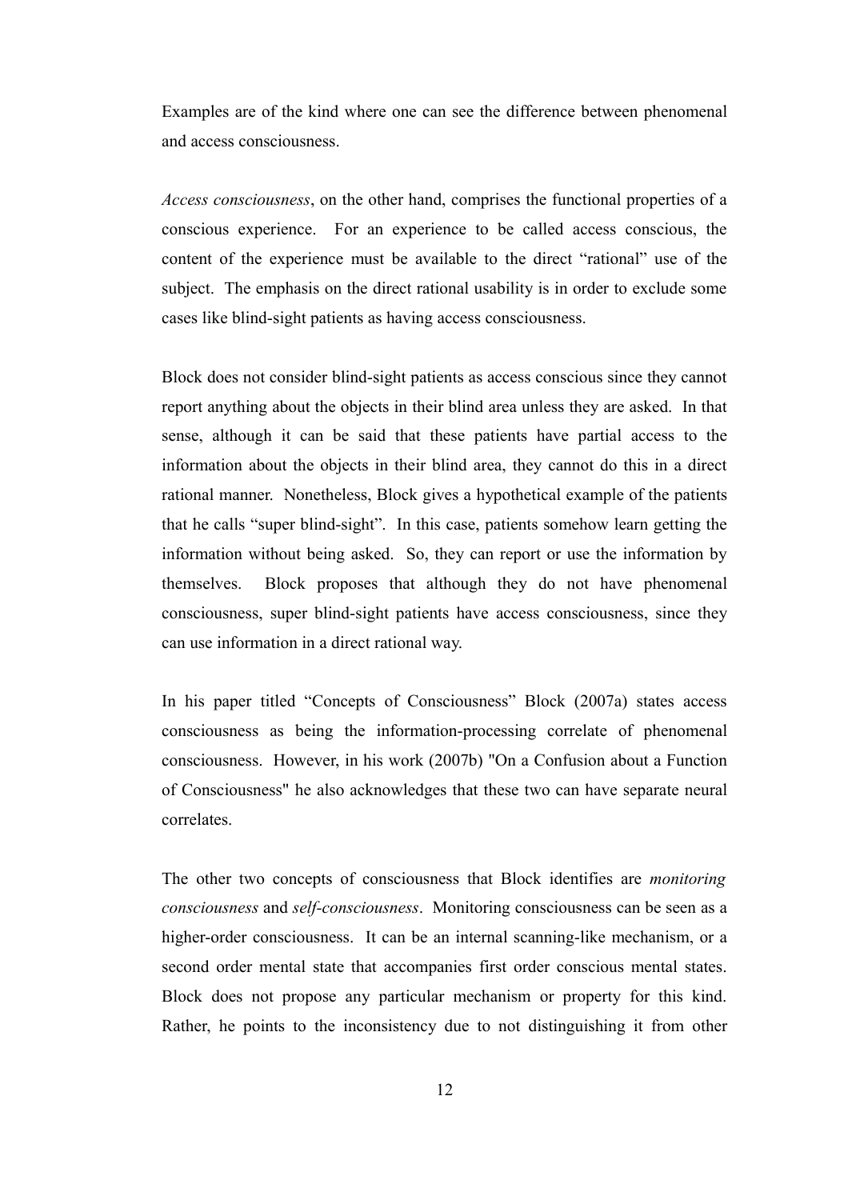Examples are of the kind where one can see the difference between phenomenal and access consciousness.

*Access consciousness*, on the other hand, comprises the functional properties of a conscious experience. For an experience to be called access conscious, the content of the experience must be available to the direct "rational" use of the subject. The emphasis on the direct rational usability is in order to exclude some cases like blind-sight patients as having access consciousness.

Block does not consider blind-sight patients as access conscious since they cannot report anything about the objects in their blind area unless they are asked. In that sense, although it can be said that these patients have partial access to the information about the objects in their blind area, they cannot do this in a direct rational manner. Nonetheless, Block gives a hypothetical example of the patients that he calls "super blind-sight". In this case, patients somehow learn getting the information without being asked. So, they can report or use the information by themselves. Block proposes that although they do not have phenomenal consciousness, super blind-sight patients have access consciousness, since they can use information in a direct rational way.

In his paper titled "Concepts of Consciousness" Block (2007a) states access consciousness as being the information-processing correlate of phenomenal consciousness. However, in his work (2007b) "On a Confusion about a Function of Consciousness" he also acknowledges that these two can have separate neural correlates.

The other two concepts of consciousness that Block identifies are *monitoring consciousness* and *self-consciousness*. Monitoring consciousness can be seen as a higher-order consciousness. It can be an internal scanning-like mechanism, or a second order mental state that accompanies first order conscious mental states. Block does not propose any particular mechanism or property for this kind. Rather, he points to the inconsistency due to not distinguishing it from other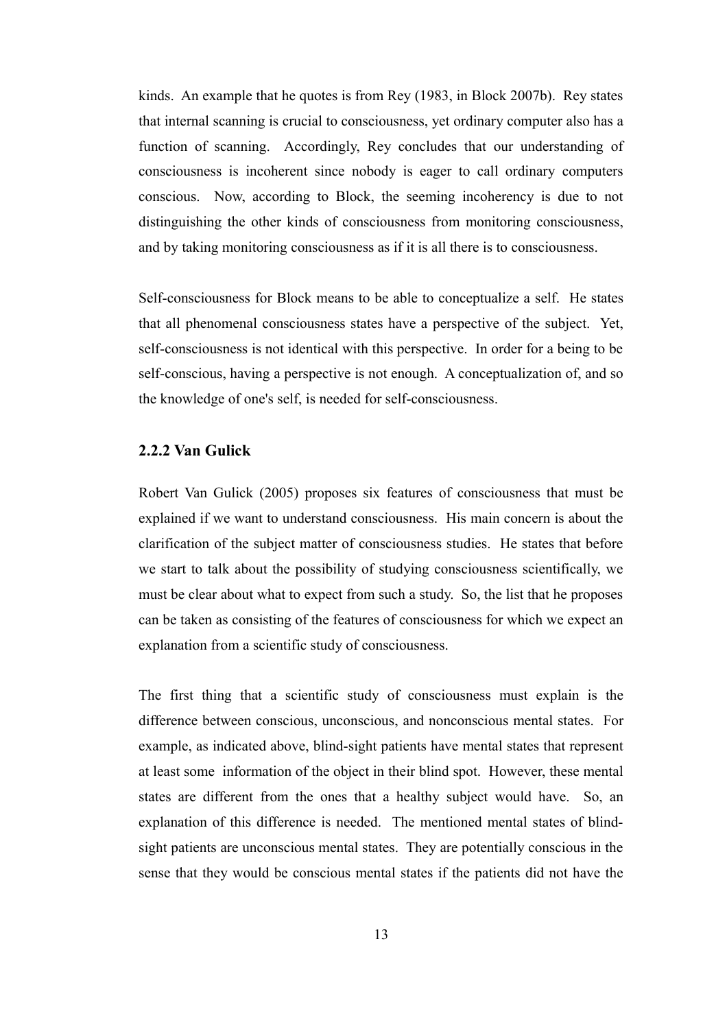kinds. An example that he quotes is from Rey (1983, in Block 2007b). Rey states that internal scanning is crucial to consciousness, yet ordinary computer also has a function of scanning. Accordingly, Rey concludes that our understanding of consciousness is incoherent since nobody is eager to call ordinary computers conscious. Now, according to Block, the seeming incoherency is due to not distinguishing the other kinds of consciousness from monitoring consciousness, and by taking monitoring consciousness as if it is all there is to consciousness.

Self-consciousness for Block means to be able to conceptualize a self. He states that all phenomenal consciousness states have a perspective of the subject. Yet, self-consciousness is not identical with this perspective. In order for a being to be self-conscious, having a perspective is not enough. A conceptualization of, and so the knowledge of one's self, is needed for self-consciousness.

### 2.2.2 Van Gulick

Robert Van Gulick (2005) proposes six features of consciousness that must be explained if we want to understand consciousness. His main concern is about the clarification of the subject matter of consciousness studies. He states that before we start to talk about the possibility of studying consciousness scientifically, we must be clear about what to expect from such a study. So, the list that he proposes can be taken as consisting of the features of consciousness for which we expect an explanation from a scientific study of consciousness.

The first thing that a scientific study of consciousness must explain is the difference between conscious, unconscious, and nonconscious mental states. For example, as indicated above, blind-sight patients have mental states that represent at least some information of the object in their blind spot. However, these mental states are different from the ones that a healthy subject would have. So, an explanation of this difference is needed. The mentioned mental states of blind-sight patients are unconscious mental states. They are potentially conscious in the sense that they would be conscious mental states if the patients did not have the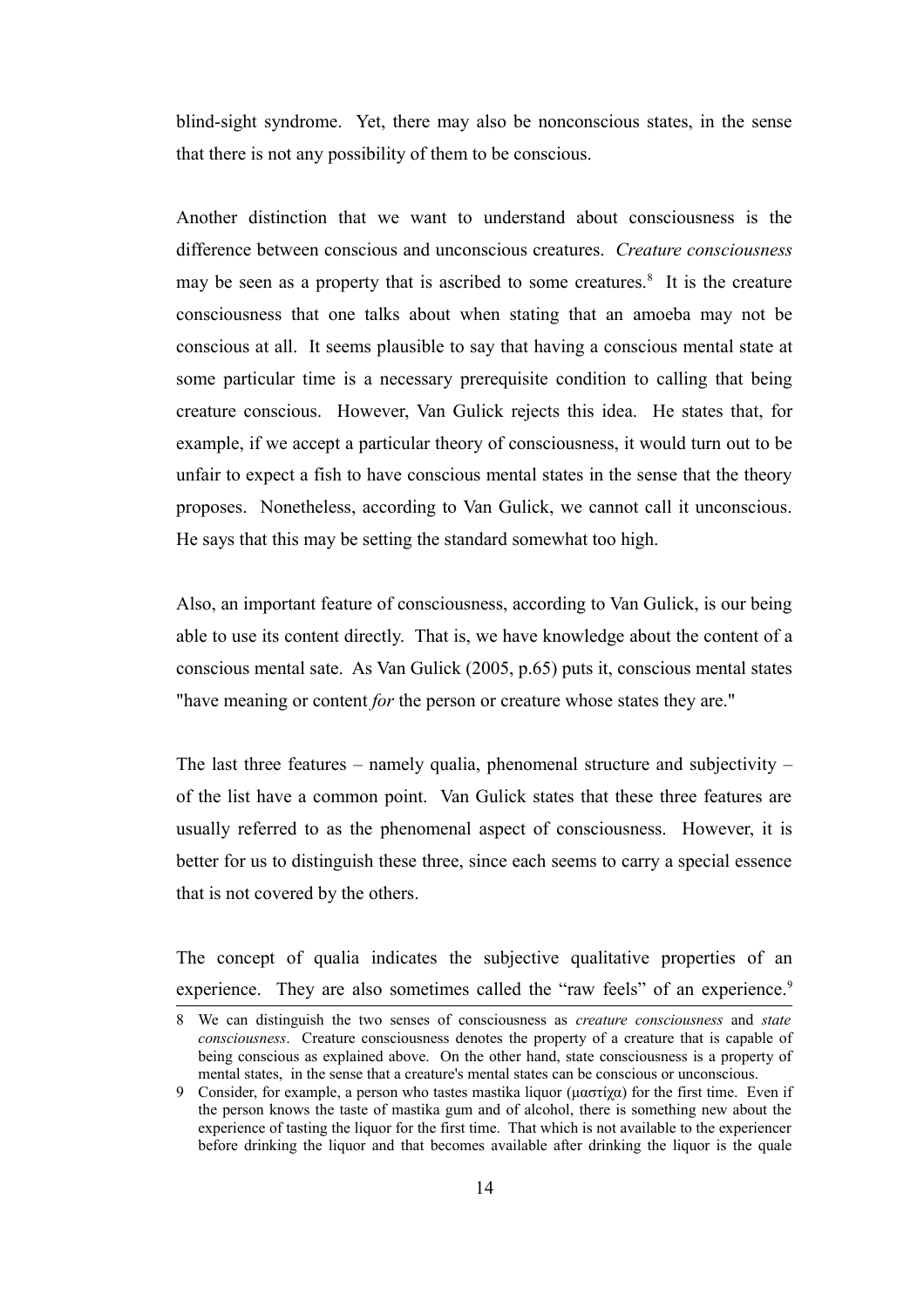blind-sight syndrome. Yet, there may also be nonconscious states, in the sense that there is not any possibility of them to be conscious.

Another distinction that we want to understand about consciousness is the difference between conscious and unconscious creatures. *Creature consciousness* may be seen as a property that is ascribed to some creatures.[8] It is the creature consciousness that one talks about when stating that an amoeba may not be conscious at all. It seems plausible to say that having a conscious mental state at some particular time is a necessary prerequisite condition to calling that being creature conscious. However, Van Gulick rejects this idea. He states that, for example, if we accept a particular theory of consciousness, it would turn out to be unfair to expect a fish to have conscious mental states in the sense that the theory proposes. Nonetheless, according to Van Gulick, we cannot call it unconscious. He says that this may be setting the standard somewhat too high.

Also, an important feature of consciousness, according to Van Gulick, is our being able to use its content directly. That is, we have knowledge about the content of a conscious mental sate. As Van Gulick (2005, p.65) puts it, conscious mental states "have meaning or content *for* the person or creature whose states they are."

The last three features – namely qualia, phenomenal structure and subjectivity – of the list have a common point. Van Gulick states that these three features are usually referred to as the phenomenal aspect of consciousness. However, it is better for us to distinguish these three, since each seems to carry a special essence that is not covered by the others.

The concept of qualia indicates the subjective qualitative properties of an experience. They are also sometimes called the "raw feels" of an experience.[9]

---

8 We can distinguish the two senses of consciousness as *creature consciousness* and *state consciousness*. Creature consciousness denotes the property of a creature that is capable of being conscious as explained above. On the other hand, state consciousness is a property of mental states, in the sense that a creature's mental states can be conscious or unconscious.

9 Consider, for example, a person who tastes mastika liquor (μαστίχα) for the first time. Even if the person knows the taste of mastika gum and of alcohol, there is something new about the experience of tasting the liquor for the first time. That which is not available to the experiencer before drinking the liquor and that becomes available after drinking the liquor is the quale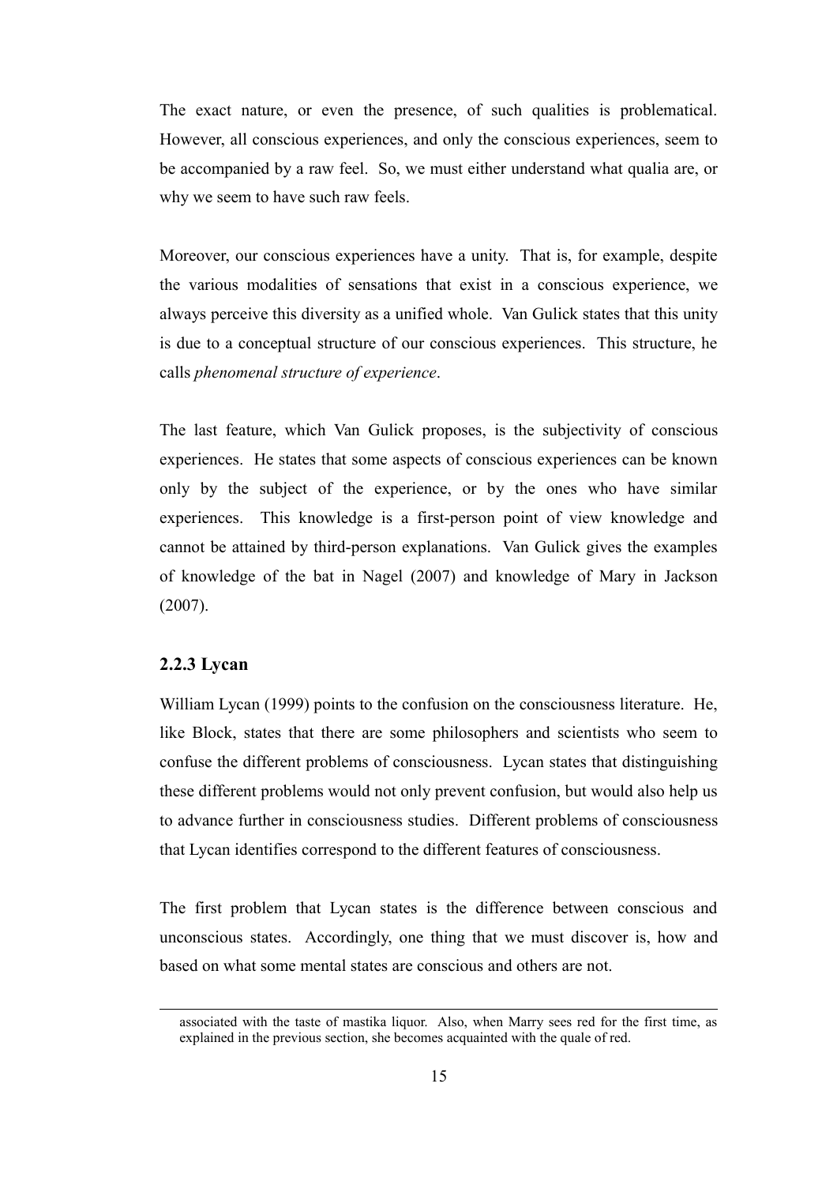The exact nature, or even the presence, of such qualities is problematical. However, all conscious experiences, and only the conscious experiences, seem to be accompanied by a raw feel. So, we must either understand what qualia are, or why we seem to have such raw feels.

Moreover, our conscious experiences have a unity. That is, for example, despite the various modalities of sensations that exist in a conscious experience, we always perceive this diversity as a unified whole. Van Gulick states that this unity is due to a conceptual structure of our conscious experiences. This structure, he calls *phenomenal structure of experience*.

The last feature, which Van Gulick proposes, is the subjectivity of conscious experiences. He states that some aspects of conscious experiences can be known only by the subject of the experience, or by the ones who have similar experiences. This knowledge is a first-person point of view knowledge and cannot be attained by third-person explanations. Van Gulick gives the examples of knowledge of the bat in Nagel (2007) and knowledge of Mary in Jackson (2007).

### 2.2.3 Lycan

William Lycan (1999) points to the confusion on the consciousness literature. He, like Block, states that there are some philosophers and scientists who seem to confuse the different problems of consciousness. Lycan states that distinguishing these different problems would not only prevent confusion, but would also help us to advance further in consciousness studies. Different problems of consciousness that Lycan identifies correspond to the different features of consciousness.

The first problem that Lycan states is the difference between conscious and unconscious states. Accordingly, one thing that we must discover is, how and based on what some mental states are conscious and others are not.

---

associated with the taste of mastika liquor. Also, when Marry sees red for the first time, as explained in the previous section, she becomes acquainted with the quale of red.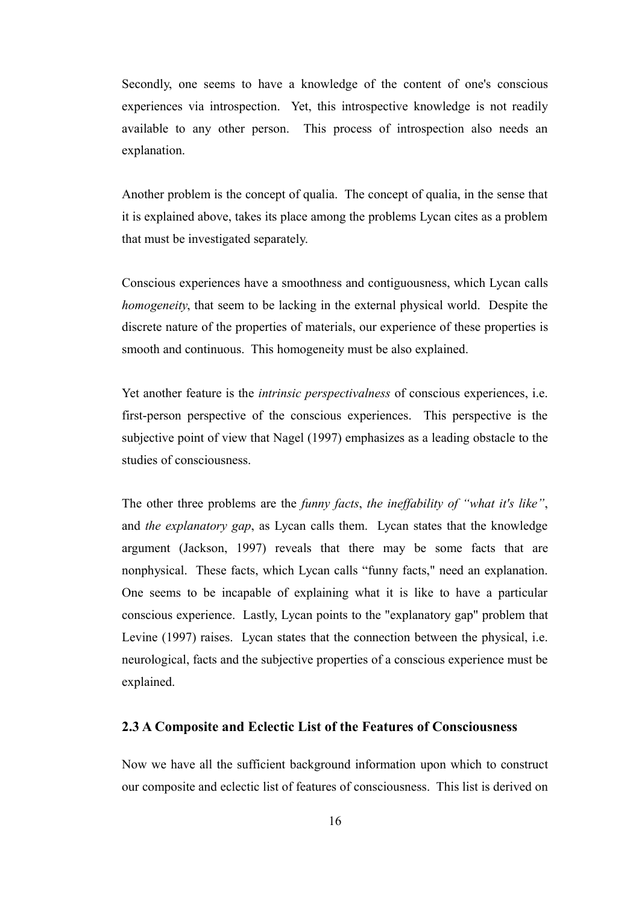Secondly, one seems to have a knowledge of the content of one's conscious experiences via introspection. Yet, this introspective knowledge is not readily available to any other person. This process of introspection also needs an explanation.

Another problem is the concept of qualia. The concept of qualia, in the sense that it is explained above, takes its place among the problems Lycan cites as a problem that must be investigated separately.

Conscious experiences have a smoothness and contiguousness, which Lycan calls *homogeneity*, that seem to be lacking in the external physical world. Despite the discrete nature of the properties of materials, our experience of these properties is smooth and continuous. This homogeneity must be also explained.

Yet another feature is the *intrinsic perspectivalness* of conscious experiences, i.e. first-person perspective of the conscious experiences. This perspective is the subjective point of view that Nagel (1997) emphasizes as a leading obstacle to the studies of consciousness.

The other three problems are the *funny facts*, *the ineffability of "what it's like"*, and *the explanatory gap*, as Lycan calls them. Lycan states that the knowledge argument (Jackson, 1997) reveals that there may be some facts that are nonphysical. These facts, which Lycan calls "funny facts," need an explanation. One seems to be incapable of explaining what it is like to have a particular conscious experience. Lastly, Lycan points to the "explanatory gap" problem that Levine (1997) raises. Lycan states that the connection between the physical, i.e. neurological, facts and the subjective properties of a conscious experience must be explained.

## 2.3 A Composite and Eclectic List of the Features of Consciousness

Now we have all the sufficient background information upon which to construct our composite and eclectic list of features of consciousness. This list is derived on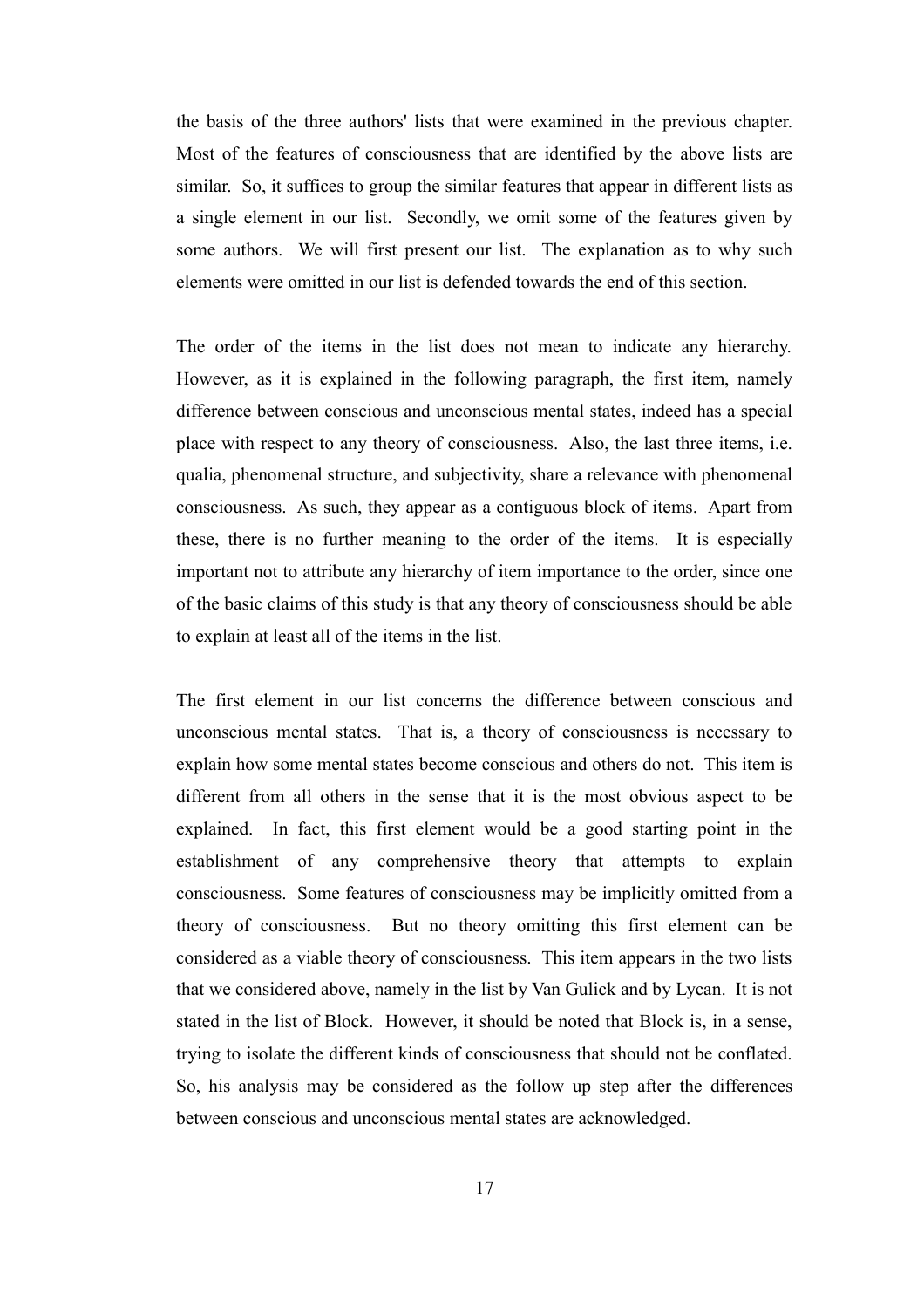the basis of the three authors' lists that were examined in the previous chapter. Most of the features of consciousness that are identified by the above lists are similar. So, it suffices to group the similar features that appear in different lists as a single element in our list. Secondly, we omit some of the features given by some authors. We will first present our list. The explanation as to why such elements were omitted in our list is defended towards the end of this section.

The order of the items in the list does not mean to indicate any hierarchy. However, as it is explained in the following paragraph, the first item, namely difference between conscious and unconscious mental states, indeed has a special place with respect to any theory of consciousness. Also, the last three items, i.e. qualia, phenomenal structure, and subjectivity, share a relevance with phenomenal consciousness. As such, they appear as a contiguous block of items. Apart from these, there is no further meaning to the order of the items. It is especially important not to attribute any hierarchy of item importance to the order, since one of the basic claims of this study is that any theory of consciousness should be able to explain at least all of the items in the list.

The first element in our list concerns the difference between conscious and unconscious mental states. That is, a theory of consciousness is necessary to explain how some mental states become conscious and others do not. This item is different from all others in the sense that it is the most obvious aspect to be explained. In fact, this first element would be a good starting point in the establishment of any comprehensive theory that attempts to explain consciousness. Some features of consciousness may be implicitly omitted from a theory of consciousness. But no theory omitting this first element can be considered as a viable theory of consciousness. This item appears in the two lists that we considered above, namely in the list by Van Gulick and by Lycan. It is not stated in the list of Block. However, it should be noted that Block is, in a sense, trying to isolate the different kinds of consciousness that should not be conflated. So, his analysis may be considered as the follow up step after the differences between conscious and unconscious mental states are acknowledged.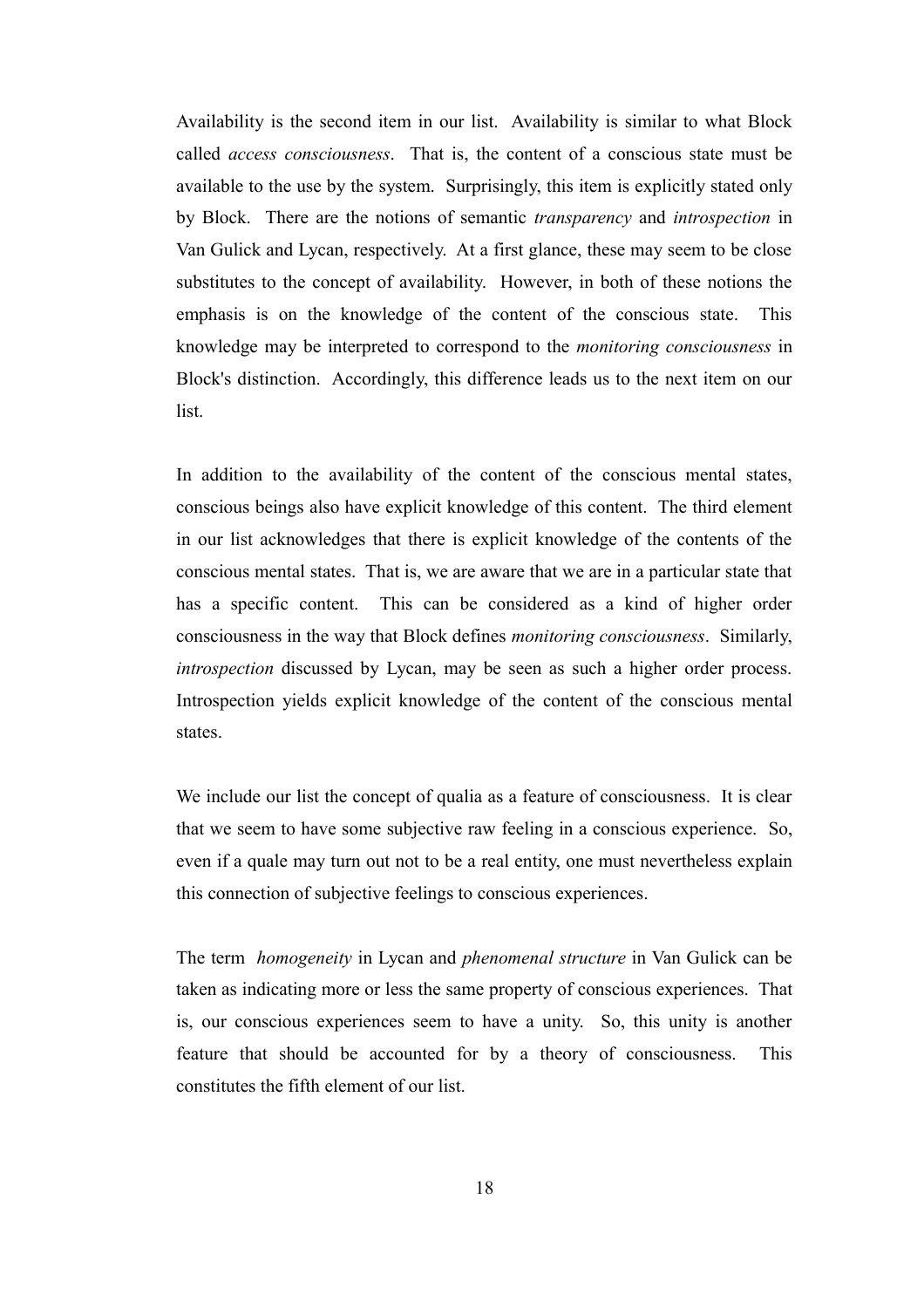Availability is the second item in our list. Availability is similar to what Block called *access consciousness*. That is, the content of a conscious state must be available to the use by the system. Surprisingly, this item is explicitly stated only by Block. There are the notions of semantic *transparency* and *introspection* in Van Gulick and Lycan, respectively. At a first glance, these may seem to be close substitutes to the concept of availability. However, in both of these notions the emphasis is on the knowledge of the content of the conscious state. This knowledge may be interpreted to correspond to the *monitoring consciousness* in Block's distinction. Accordingly, this difference leads us to the next item on our list.

In addition to the availability of the content of the conscious mental states, conscious beings also have explicit knowledge of this content. The third element in our list acknowledges that there is explicit knowledge of the contents of the conscious mental states. That is, we are aware that we are in a particular state that has a specific content. This can be considered as a kind of higher order consciousness in the way that Block defines *monitoring consciousness*. Similarly, *introspection* discussed by Lycan, may be seen as such a higher order process. Introspection yields explicit knowledge of the content of the conscious mental states.

We include our list the concept of qualia as a feature of consciousness. It is clear that we seem to have some subjective raw feeling in a conscious experience. So, even if a quale may turn out not to be a real entity, one must nevertheless explain this connection of subjective feelings to conscious experiences.

The term *homogeneity* in Lycan and *phenomenal structure* in Van Gulick can be taken as indicating more or less the same property of conscious experiences. That is, our conscious experiences seem to have a unity. So, this unity is another feature that should be accounted for by a theory of consciousness. This constitutes the fifth element of our list.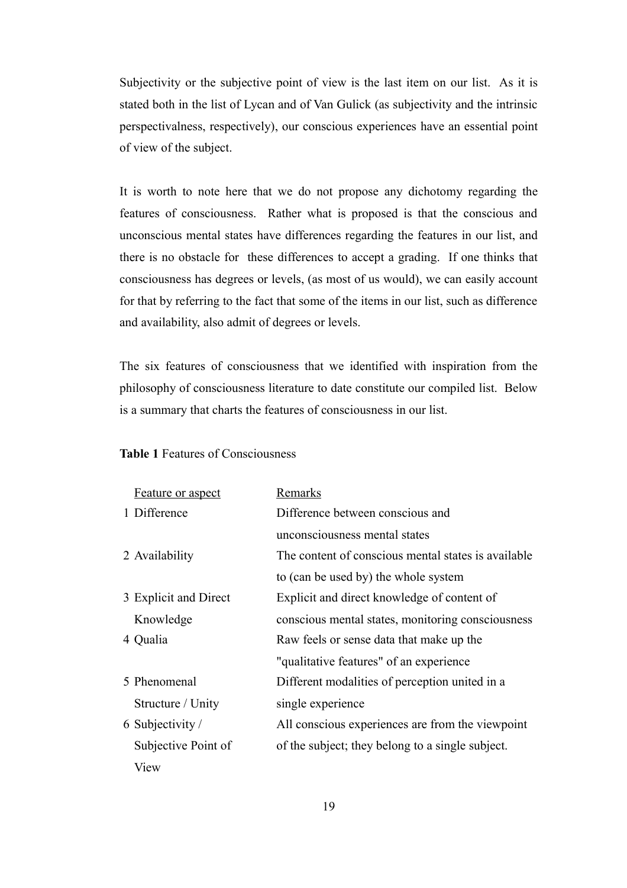Subjectivity or the subjective point of view is the last item on our list. As it is stated both in the list of Lycan and of Van Gulick (as subjectivity and the intrinsic perspectivalness, respectively), our conscious experiences have an essential point of view of the subject.

It is worth to note here that we do not propose any dichotomy regarding the features of consciousness. Rather what is proposed is that the conscious and unconscious mental states have differences regarding the features in our list, and there is no obstacle for these differences to accept a grading. If one thinks that consciousness has degrees or levels, (as most of us would), we can easily account for that by referring to the fact that some of the items in our list, such as difference and availability, also admit of degrees or levels.

The six features of consciousness that we identified with inspiration from the philosophy of consciousness literature to date constitute our compiled list. Below is a summary that charts the features of consciousness in our list.

**Table 1** Features of Consciousness

| | Feature or aspect | Remarks |
|---|---|---|
| 1 | Difference | Difference between conscious and unconsciousness mental states |
| 2 | Availability | The content of conscious mental states is available to (can be used by) the whole system |
| 3 | Explicit and Direct Knowledge | Explicit and direct knowledge of content of conscious mental states, monitoring consciousness |
| 4 | Qualia | Raw feels or sense data that make up the "qualitative features" of an experience |
| 5 | Phenomenal Structure / Unity | Different modalities of perception united in a single experience |
| 6 | Subjectivity / Subjective Point of View | All conscious experiences are from the viewpoint of the subject; they belong to a single subject. |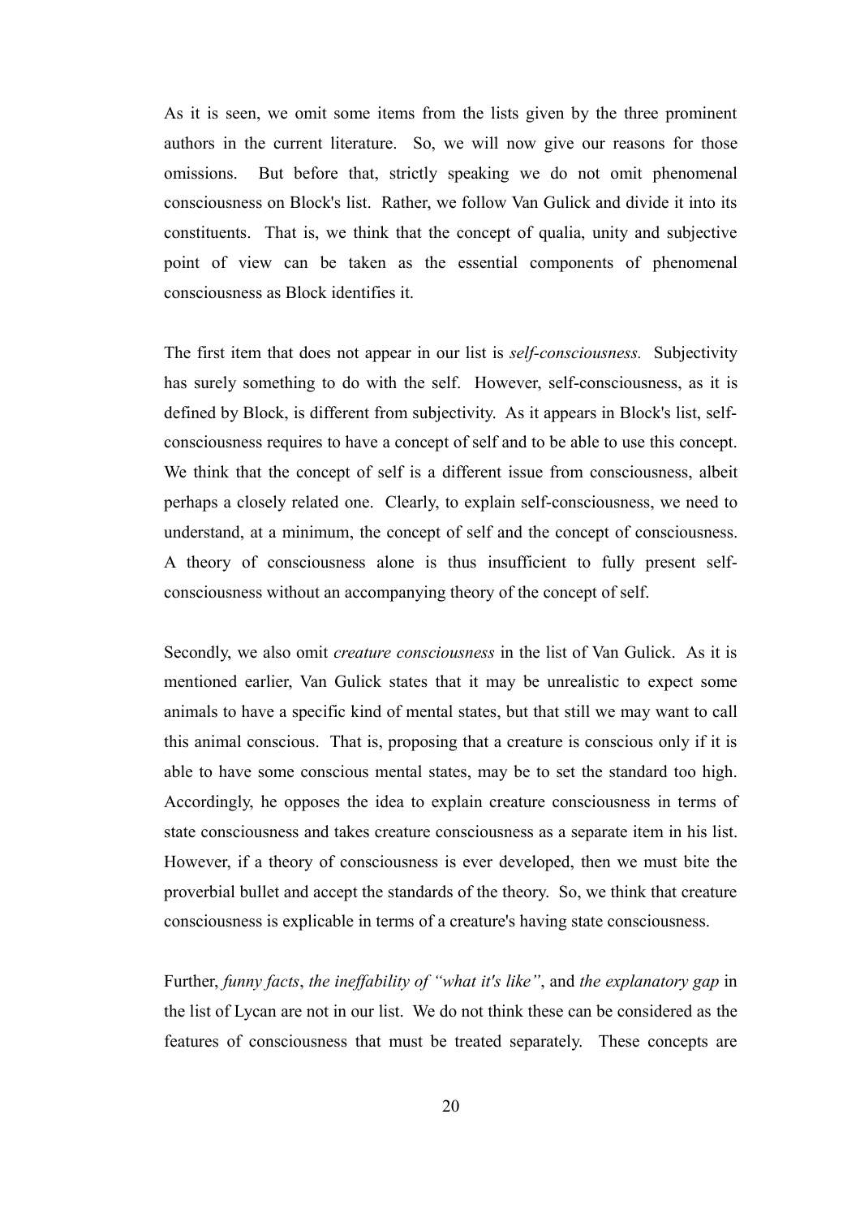As it is seen, we omit some items from the lists given by the three prominent authors in the current literature. So, we will now give our reasons for those omissions. But before that, strictly speaking we do not omit phenomenal consciousness on Block's list. Rather, we follow Van Gulick and divide it into its constituents. That is, we think that the concept of qualia, unity and subjective point of view can be taken as the essential components of phenomenal consciousness as Block identifies it.

The first item that does not appear in our list is *self-consciousness.* Subjectivity has surely something to do with the self. However, self-consciousness, as it is defined by Block, is different from subjectivity. As it appears in Block's list, self-consciousness requires to have a concept of self and to be able to use this concept. We think that the concept of self is a different issue from consciousness, albeit perhaps a closely related one. Clearly, to explain self-consciousness, we need to understand, at a minimum, the concept of self and the concept of consciousness. A theory of consciousness alone is thus insufficient to fully present self-consciousness without an accompanying theory of the concept of self.

Secondly, we also omit *creature consciousness* in the list of Van Gulick. As it is mentioned earlier, Van Gulick states that it may be unrealistic to expect some animals to have a specific kind of mental states, but that still we may want to call this animal conscious. That is, proposing that a creature is conscious only if it is able to have some conscious mental states, may be to set the standard too high. Accordingly, he opposes the idea to explain creature consciousness in terms of state consciousness and takes creature consciousness as a separate item in his list. However, if a theory of consciousness is ever developed, then we must bite the proverbial bullet and accept the standards of the theory. So, we think that creature consciousness is explicable in terms of a creature's having state consciousness.

Further, *funny facts*, *the ineffability of "what it's like"*, and *the explanatory gap* in the list of Lycan are not in our list. We do not think these can be considered as the features of consciousness that must be treated separately. These concepts are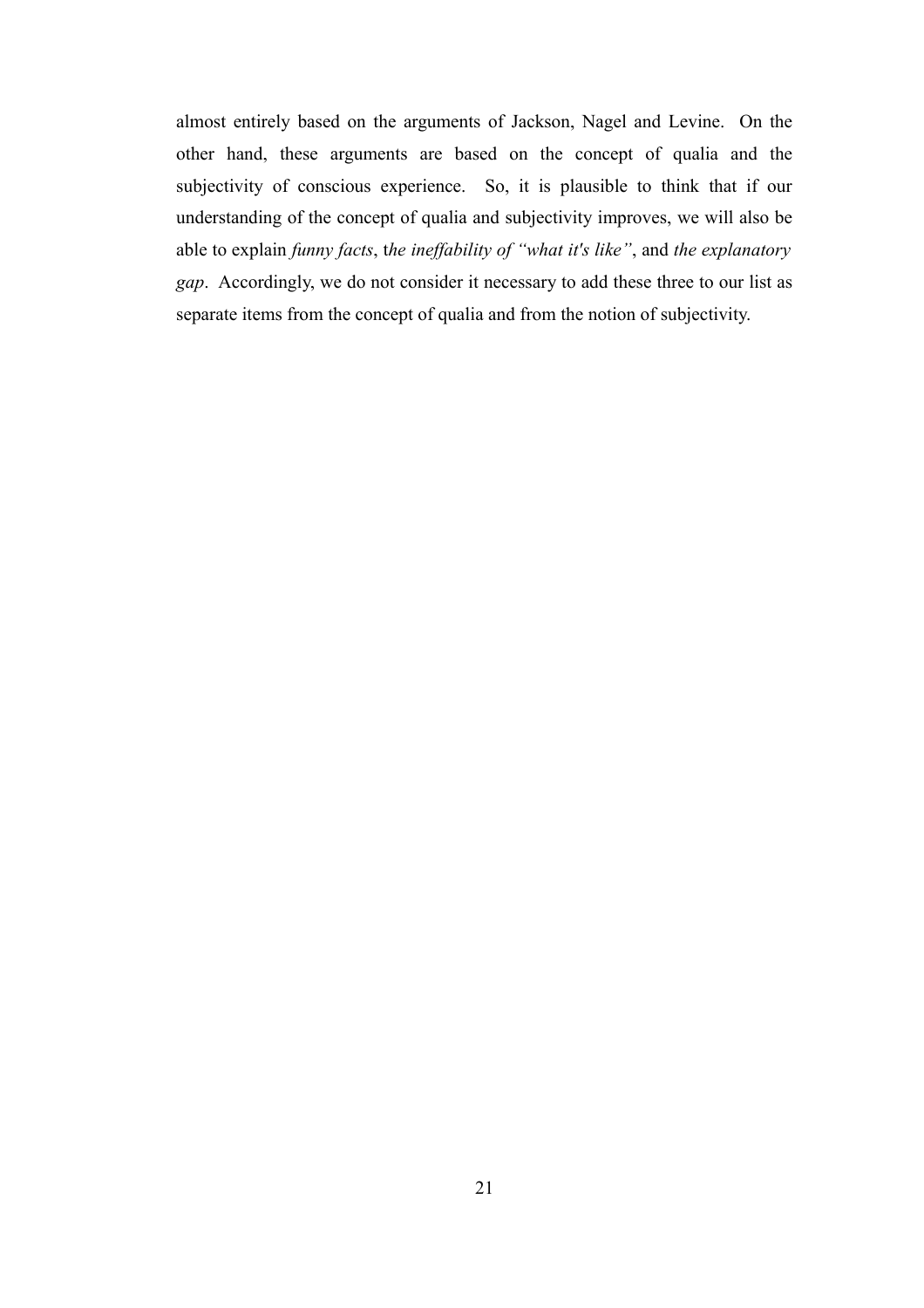almost entirely based on the arguments of Jackson, Nagel and Levine. On the other hand, these arguments are based on the concept of qualia and the subjectivity of conscious experience. So, it is plausible to think that if our understanding of the concept of qualia and subjectivity improves, we will also be able to explain *funny facts*, t*he ineffability of "what it's like"*, and *the explanatory gap*. Accordingly, we do not consider it necessary to add these three to our list as separate items from the concept of qualia and from the notion of subjectivity.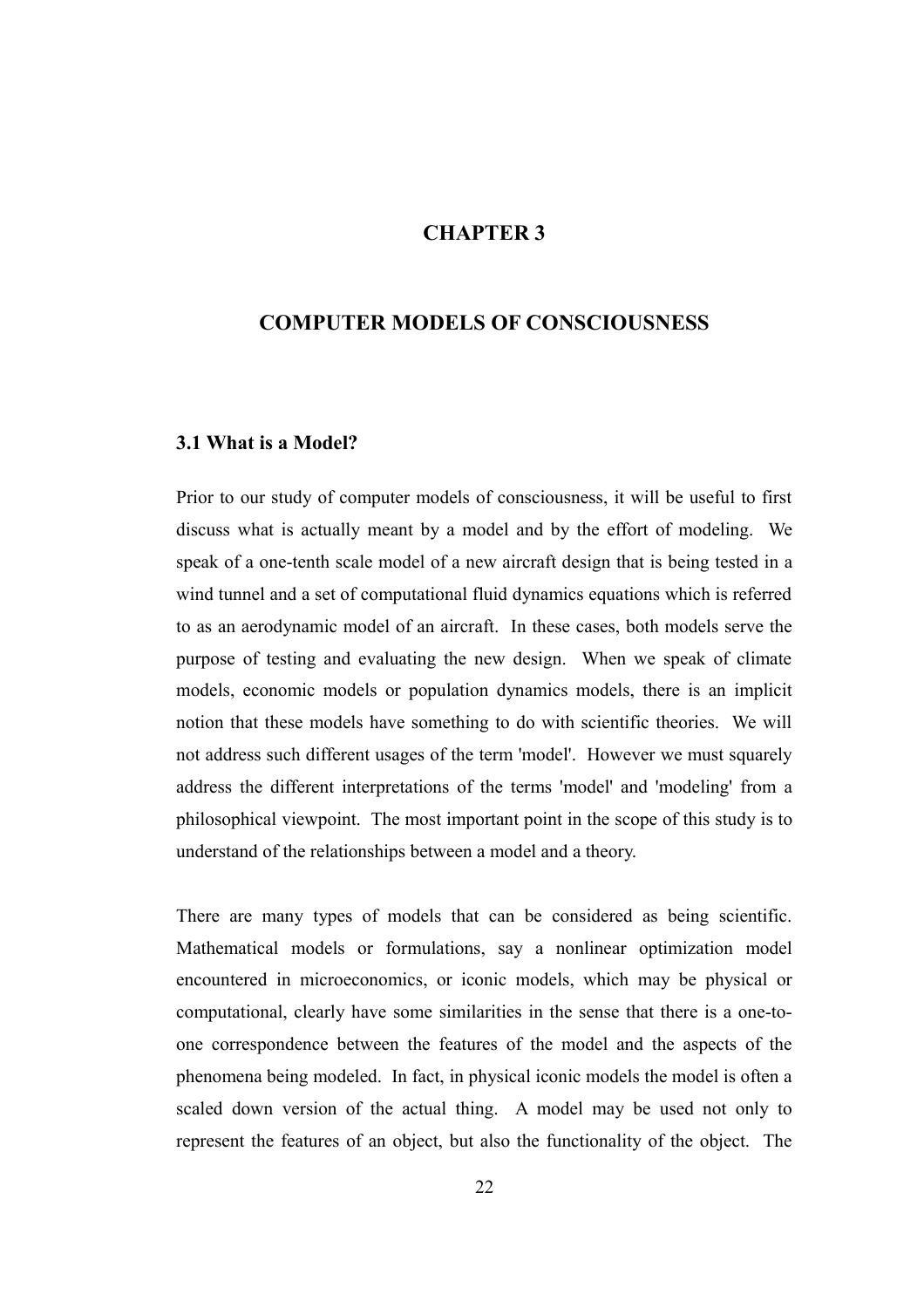# CHAPTER 3

# COMPUTER MODELS OF CONSCIOUSNESS

## 3.1 What is a Model?

Prior to our study of computer models of consciousness, it will be useful to first discuss what is actually meant by a model and by the effort of modeling. We speak of a one-tenth scale model of a new aircraft design that is being tested in a wind tunnel and a set of computational fluid dynamics equations which is referred to as an aerodynamic model of an aircraft. In these cases, both models serve the purpose of testing and evaluating the new design. When we speak of climate models, economic models or population dynamics models, there is an implicit notion that these models have something to do with scientific theories. We will not address such different usages of the term 'model'. However we must squarely address the different interpretations of the terms 'model' and 'modeling' from a philosophical viewpoint. The most important point in the scope of this study is to understand of the relationships between a model and a theory.

There are many types of models that can be considered as being scientific. Mathematical models or formulations, say a nonlinear optimization model encountered in microeconomics, or iconic models, which may be physical or computational, clearly have some similarities in the sense that there is a one-to-one correspondence between the features of the model and the aspects of the phenomena being modeled. In fact, in physical iconic models the model is often a scaled down version of the actual thing. A model may be used not only to represent the features of an object, but also the functionality of the object. The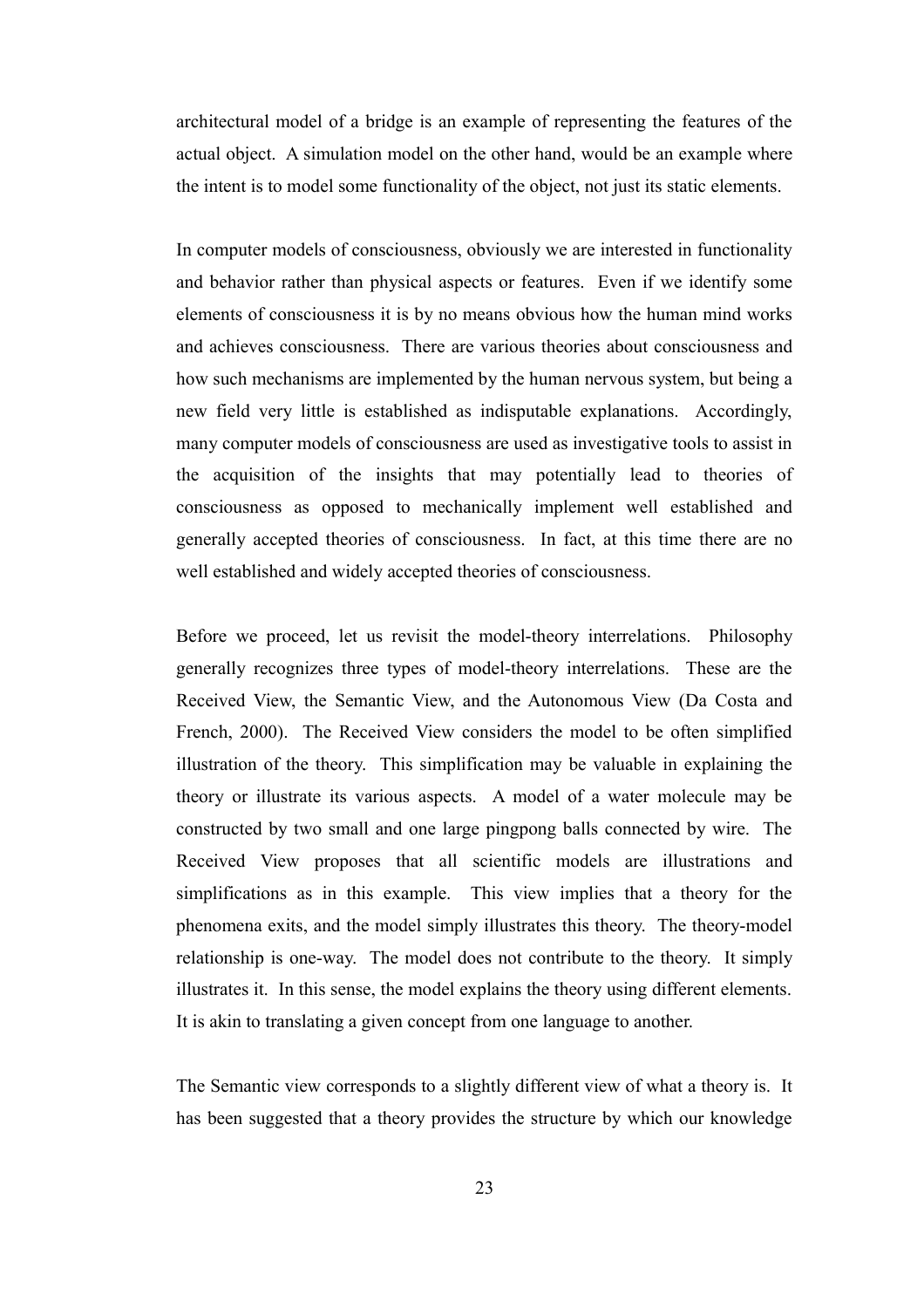architectural model of a bridge is an example of representing the features of the actual object. A simulation model on the other hand, would be an example where the intent is to model some functionality of the object, not just its static elements.

In computer models of consciousness, obviously we are interested in functionality and behavior rather than physical aspects or features. Even if we identify some elements of consciousness it is by no means obvious how the human mind works and achieves consciousness. There are various theories about consciousness and how such mechanisms are implemented by the human nervous system, but being a new field very little is established as indisputable explanations. Accordingly, many computer models of consciousness are used as investigative tools to assist in the acquisition of the insights that may potentially lead to theories of consciousness as opposed to mechanically implement well established and generally accepted theories of consciousness. In fact, at this time there are no well established and widely accepted theories of consciousness.

Before we proceed, let us revisit the model-theory interrelations. Philosophy generally recognizes three types of model-theory interrelations. These are the Received View, the Semantic View, and the Autonomous View (Da Costa and French, 2000). The Received View considers the model to be often simplified illustration of the theory. This simplification may be valuable in explaining the theory or illustrate its various aspects. A model of a water molecule may be constructed by two small and one large pingpong balls connected by wire. The Received View proposes that all scientific models are illustrations and simplifications as in this example. This view implies that a theory for the phenomena exits, and the model simply illustrates this theory. The theory-model relationship is one-way. The model does not contribute to the theory. It simply illustrates it. In this sense, the model explains the theory using different elements. It is akin to translating a given concept from one language to another.

The Semantic view corresponds to a slightly different view of what a theory is. It has been suggested that a theory provides the structure by which our knowledge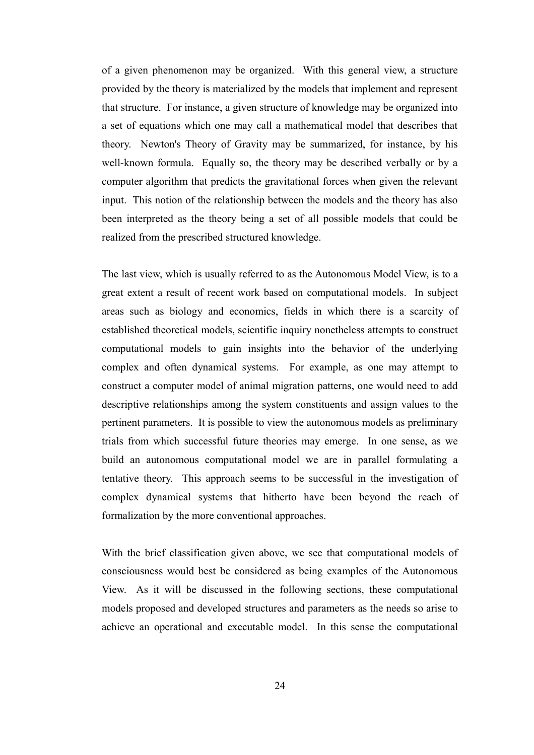of a given phenomenon may be organized. With this general view, a structure provided by the theory is materialized by the models that implement and represent that structure. For instance, a given structure of knowledge may be organized into a set of equations which one may call a mathematical model that describes that theory. Newton's Theory of Gravity may be summarized, for instance, by his well-known formula. Equally so, the theory may be described verbally or by a computer algorithm that predicts the gravitational forces when given the relevant input. This notion of the relationship between the models and the theory has also been interpreted as the theory being a set of all possible models that could be realized from the prescribed structured knowledge.

The last view, which is usually referred to as the Autonomous Model View, is to a great extent a result of recent work based on computational models. In subject areas such as biology and economics, fields in which there is a scarcity of established theoretical models, scientific inquiry nonetheless attempts to construct computational models to gain insights into the behavior of the underlying complex and often dynamical systems. For example, as one may attempt to construct a computer model of animal migration patterns, one would need to add descriptive relationships among the system constituents and assign values to the pertinent parameters. It is possible to view the autonomous models as preliminary trials from which successful future theories may emerge. In one sense, as we build an autonomous computational model we are in parallel formulating a tentative theory. This approach seems to be successful in the investigation of complex dynamical systems that hitherto have been beyond the reach of formalization by the more conventional approaches.

With the brief classification given above, we see that computational models of consciousness would best be considered as being examples of the Autonomous View. As it will be discussed in the following sections, these computational models proposed and developed structures and parameters as the needs so arise to achieve an operational and executable model. In this sense the computational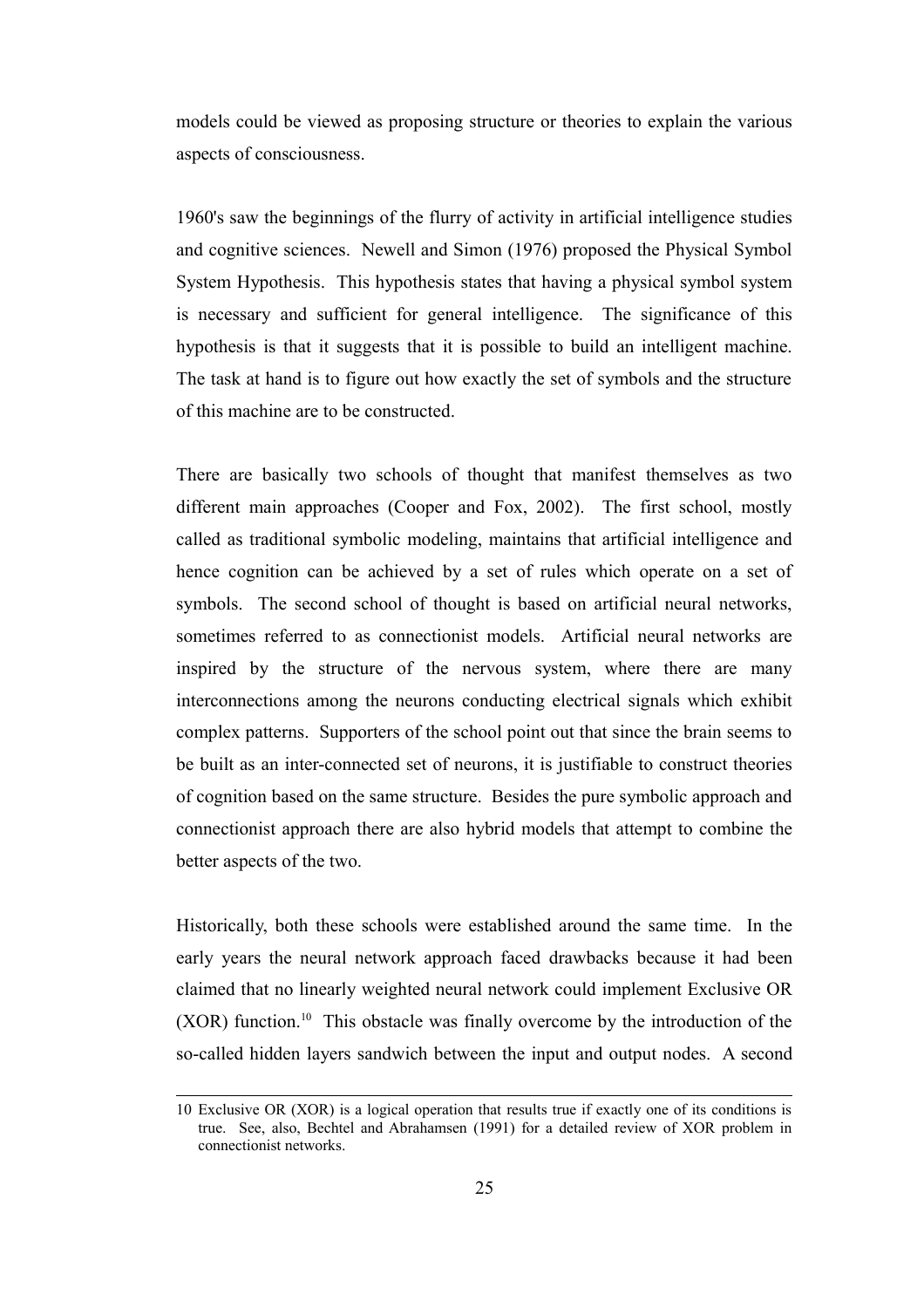models could be viewed as proposing structure or theories to explain the various aspects of consciousness.

1960's saw the beginnings of the flurry of activity in artificial intelligence studies and cognitive sciences. Newell and Simon (1976) proposed the Physical Symbol System Hypothesis. This hypothesis states that having a physical symbol system is necessary and sufficient for general intelligence. The significance of this hypothesis is that it suggests that it is possible to build an intelligent machine. The task at hand is to figure out how exactly the set of symbols and the structure of this machine are to be constructed.

There are basically two schools of thought that manifest themselves as two different main approaches (Cooper and Fox, 2002). The first school, mostly called as traditional symbolic modeling, maintains that artificial intelligence and hence cognition can be achieved by a set of rules which operate on a set of symbols. The second school of thought is based on artificial neural networks, sometimes referred to as connectionist models. Artificial neural networks are inspired by the structure of the nervous system, where there are many interconnections among the neurons conducting electrical signals which exhibit complex patterns. Supporters of the school point out that since the brain seems to be built as an inter-connected set of neurons, it is justifiable to construct theories of cognition based on the same structure. Besides the pure symbolic approach and connectionist approach there are also hybrid models that attempt to combine the better aspects of the two.

Historically, both these schools were established around the same time. In the early years the neural network approach faced drawbacks because it had been claimed that no linearly weighted neural network could implement Exclusive OR (XOR) function.[10] This obstacle was finally overcome by the introduction of the so-called hidden layers sandwich between the input and output nodes. A second

---

10 Exclusive OR (XOR) is a logical operation that results true if exactly one of its conditions is true. See, also, Bechtel and Abrahamsen (1991) for a detailed review of XOR problem in connectionist networks.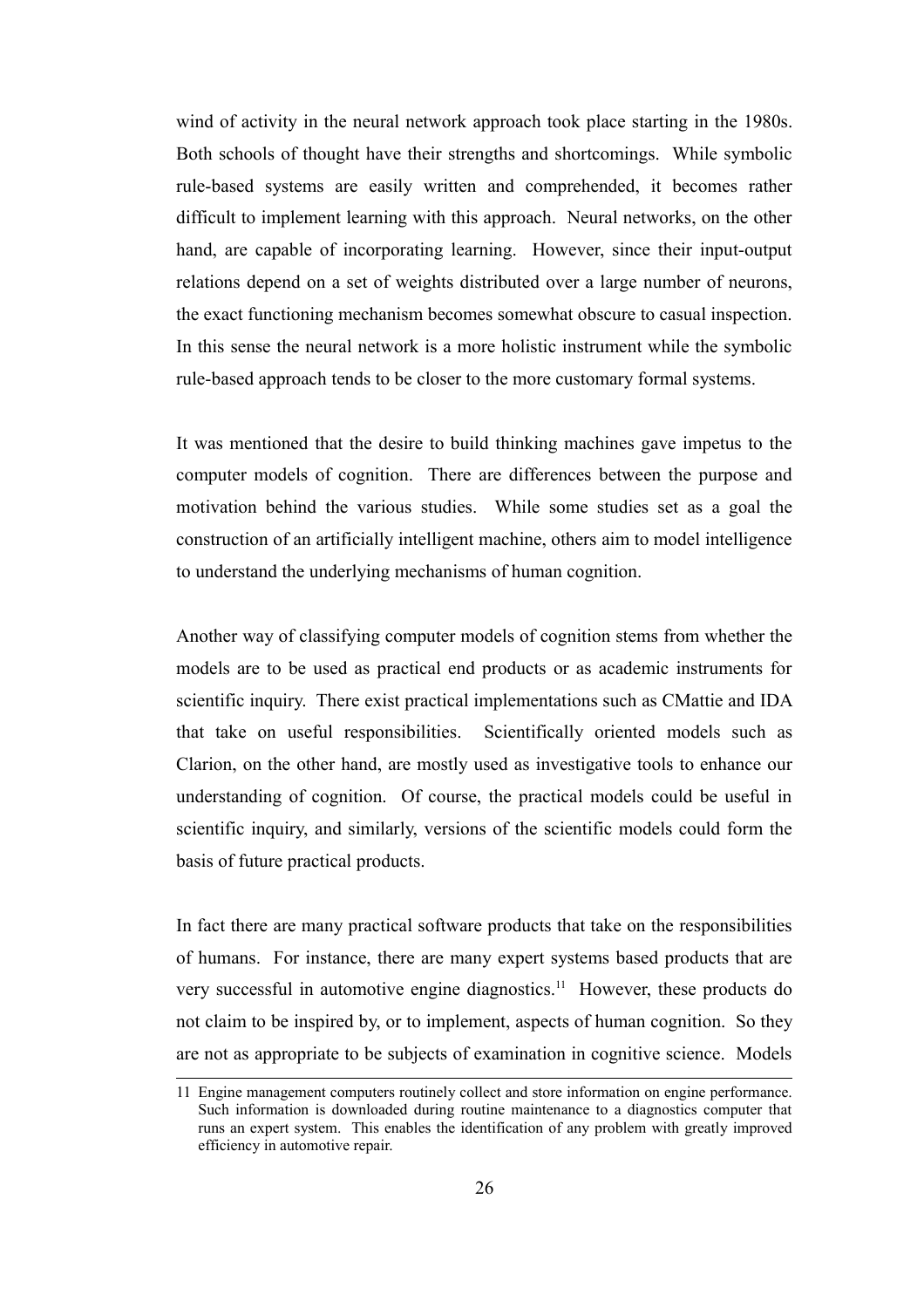wind of activity in the neural network approach took place starting in the 1980s. Both schools of thought have their strengths and shortcomings. While symbolic rule-based systems are easily written and comprehended, it becomes rather difficult to implement learning with this approach. Neural networks, on the other hand, are capable of incorporating learning. However, since their input-output relations depend on a set of weights distributed over a large number of neurons, the exact functioning mechanism becomes somewhat obscure to casual inspection. In this sense the neural network is a more holistic instrument while the symbolic rule-based approach tends to be closer to the more customary formal systems.

It was mentioned that the desire to build thinking machines gave impetus to the computer models of cognition. There are differences between the purpose and motivation behind the various studies. While some studies set as a goal the construction of an artificially intelligent machine, others aim to model intelligence to understand the underlying mechanisms of human cognition.

Another way of classifying computer models of cognition stems from whether the models are to be used as practical end products or as academic instruments for scientific inquiry. There exist practical implementations such as CMattie and IDA that take on useful responsibilities. Scientifically oriented models such as Clarion, on the other hand, are mostly used as investigative tools to enhance our understanding of cognition. Of course, the practical models could be useful in scientific inquiry, and similarly, versions of the scientific models could form the basis of future practical products.

In fact there are many practical software products that take on the responsibilities of humans. For instance, there are many expert systems based products that are very successful in automotive engine diagnostics.[11] However, these products do not claim to be inspired by, or to implement, aspects of human cognition. So they are not as appropriate to be subjects of examination in cognitive science. Models

---

11 Engine management computers routinely collect and store information on engine performance. Such information is downloaded during routine maintenance to a diagnostics computer that runs an expert system. This enables the identification of any problem with greatly improved efficiency in automotive repair.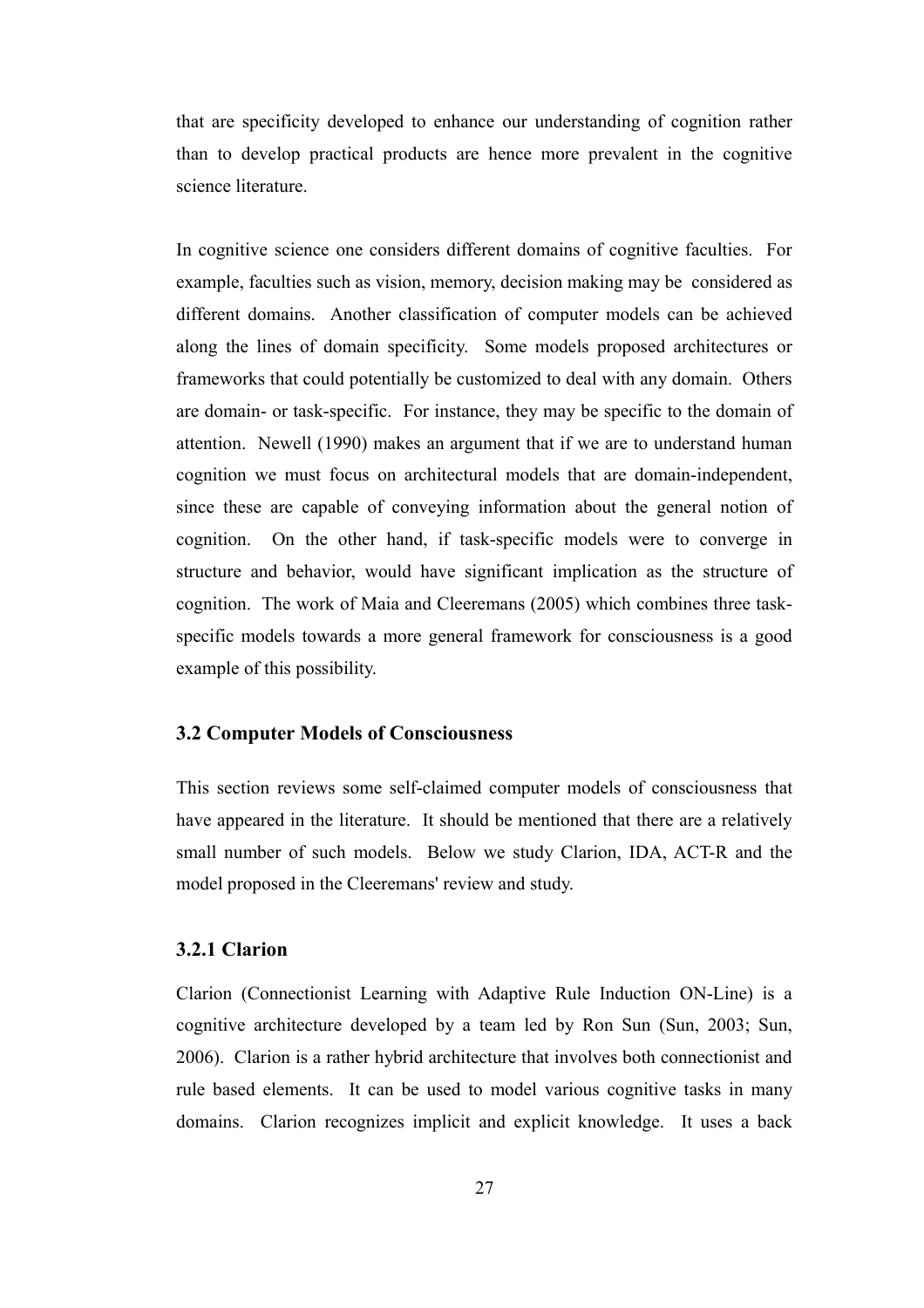that are specificity developed to enhance our understanding of cognition rather than to develop practical products are hence more prevalent in the cognitive science literature.

In cognitive science one considers different domains of cognitive faculties. For example, faculties such as vision, memory, decision making may be considered as different domains. Another classification of computer models can be achieved along the lines of domain specificity. Some models proposed architectures or frameworks that could potentially be customized to deal with any domain. Others are domain- or task-specific. For instance, they may be specific to the domain of attention. Newell (1990) makes an argument that if we are to understand human cognition we must focus on architectural models that are domain-independent, since these are capable of conveying information about the general notion of cognition. On the other hand, if task-specific models were to converge in structure and behavior, would have significant implication as the structure of cognition. The work of Maia and Cleeremans (2005) which combines three task-specific models towards a more general framework for consciousness is a good example of this possibility.

### 3.2 Computer Models of Consciousness

This section reviews some self-claimed computer models of consciousness that have appeared in the literature. It should be mentioned that there are a relatively small number of such models. Below we study Clarion, IDA, ACT-R and the model proposed in the Cleeremans' review and study.

#### 3.2.1 Clarion

Clarion (Connectionist Learning with Adaptive Rule Induction ON-Line) is a cognitive architecture developed by a team led by Ron Sun (Sun, 2003; Sun, 2006). Clarion is a rather hybrid architecture that involves both connectionist and rule based elements. It can be used to model various cognitive tasks in many domains. Clarion recognizes implicit and explicit knowledge. It uses a back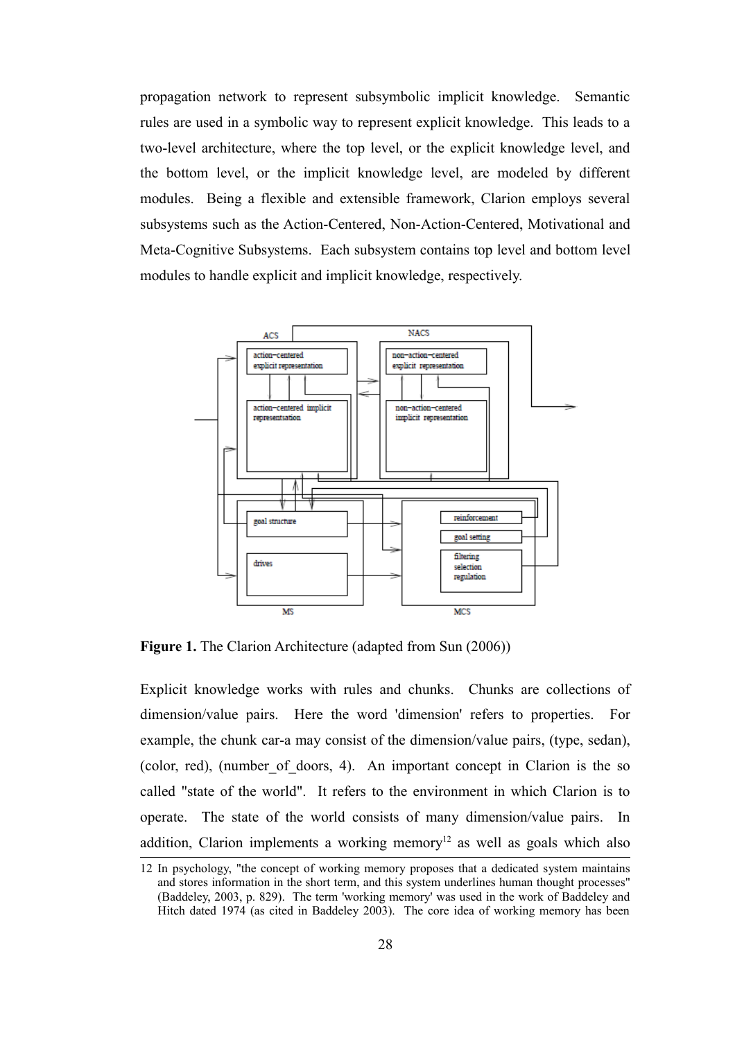propagation network to represent subsymbolic implicit knowledge. Semantic rules are used in a symbolic way to represent explicit knowledge. This leads to a two-level architecture, where the top level, or the explicit knowledge level, and the bottom level, or the implicit knowledge level, are modeled by different modules. Being a flexible and extensible framework, Clarion employs several subsystems such as the Action-Centered, Non-Action-Centered, Motivational and Meta-Cognitive Subsystems. Each subsystem contains top level and bottom level modules to handle explicit and implicit knowledge, respectively.

**Figure 1.** The Clarion Architecture (adapted from Sun (2006))

Explicit knowledge works with rules and chunks. Chunks are collections of dimension/value pairs. Here the word 'dimension' refers to properties. For example, the chunk car-a may consist of the dimension/value pairs, (type, sedan), (color, red), (number_of_doors, 4). An important concept in Clarion is the so called "state of the world". It refers to the environment in which Clarion is to operate. The state of the world consists of many dimension/value pairs. In addition, Clarion implements a working memory[12] as well as goals which also

12 In psychology, "the concept of working memory proposes that a dedicated system maintains and stores information in the short term, and this system underlines human thought processes" (Baddeley, 2003, p. 829). The term 'working memory' was used in the work of Baddeley and Hitch dated 1974 (as cited in Baddeley 2003). The core idea of working memory has been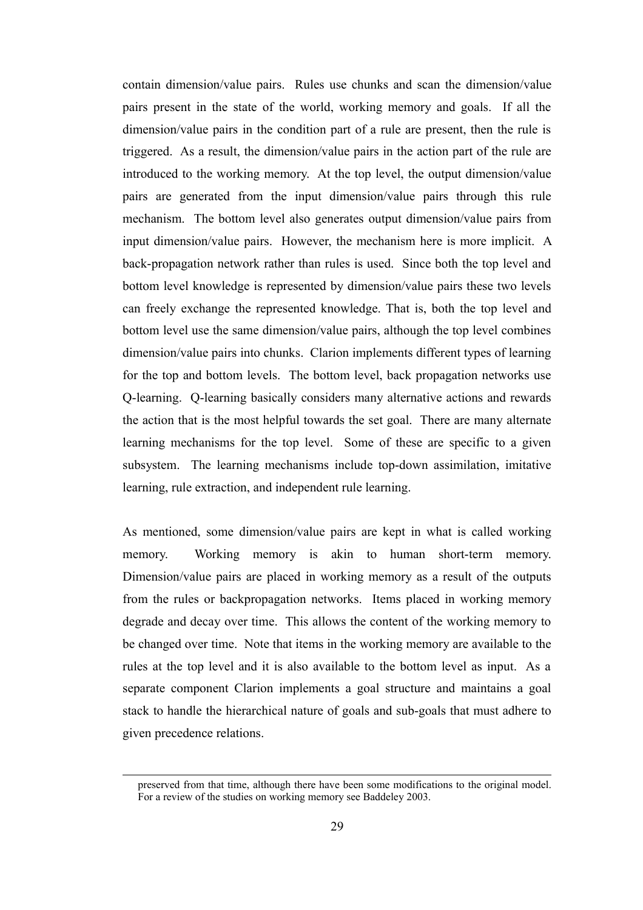contain dimension/value pairs. Rules use chunks and scan the dimension/value pairs present in the state of the world, working memory and goals. If all the dimension/value pairs in the condition part of a rule are present, then the rule is triggered. As a result, the dimension/value pairs in the action part of the rule are introduced to the working memory. At the top level, the output dimension/value pairs are generated from the input dimension/value pairs through this rule mechanism. The bottom level also generates output dimension/value pairs from input dimension/value pairs. However, the mechanism here is more implicit. A back-propagation network rather than rules is used. Since both the top level and bottom level knowledge is represented by dimension/value pairs these two levels can freely exchange the represented knowledge. That is, both the top level and bottom level use the same dimension/value pairs, although the top level combines dimension/value pairs into chunks. Clarion implements different types of learning for the top and bottom levels. The bottom level, back propagation networks use Q-learning. Q-learning basically considers many alternative actions and rewards the action that is the most helpful towards the set goal. There are many alternate learning mechanisms for the top level. Some of these are specific to a given subsystem. The learning mechanisms include top-down assimilation, imitative learning, rule extraction, and independent rule learning.

As mentioned, some dimension/value pairs are kept in what is called working memory. Working memory is akin to human short-term memory. Dimension/value pairs are placed in working memory as a result of the outputs from the rules or backpropagation networks. Items placed in working memory degrade and decay over time. This allows the content of the working memory to be changed over time. Note that items in the working memory are available to the rules at the top level and it is also available to the bottom level as input. As a separate component Clarion implements a goal structure and maintains a goal stack to handle the hierarchical nature of goals and sub-goals that must adhere to given precedence relations.

---

preserved from that time, although there have been some modifications to the original model. For a review of the studies on working memory see Baddeley 2003.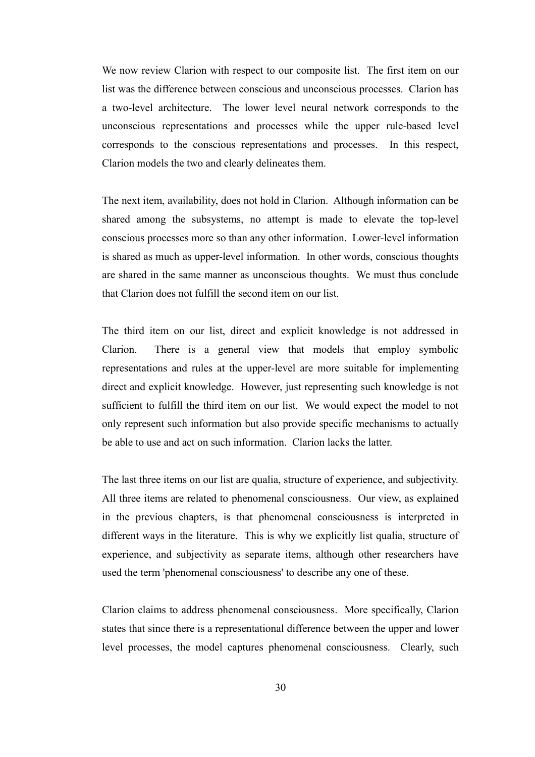We now review Clarion with respect to our composite list. The first item on our list was the difference between conscious and unconscious processes. Clarion has a two-level architecture. The lower level neural network corresponds to the unconscious representations and processes while the upper rule-based level corresponds to the conscious representations and processes. In this respect, Clarion models the two and clearly delineates them.

The next item, availability, does not hold in Clarion. Although information can be shared among the subsystems, no attempt is made to elevate the top-level conscious processes more so than any other information. Lower-level information is shared as much as upper-level information. In other words, conscious thoughts are shared in the same manner as unconscious thoughts. We must thus conclude that Clarion does not fulfill the second item on our list.

The third item on our list, direct and explicit knowledge is not addressed in Clarion. There is a general view that models that employ symbolic representations and rules at the upper-level are more suitable for implementing direct and explicit knowledge. However, just representing such knowledge is not sufficient to fulfill the third item on our list. We would expect the model to not only represent such information but also provide specific mechanisms to actually be able to use and act on such information. Clarion lacks the latter.

The last three items on our list are qualia, structure of experience, and subjectivity. All three items are related to phenomenal consciousness. Our view, as explained in the previous chapters, is that phenomenal consciousness is interpreted in different ways in the literature. This is why we explicitly list qualia, structure of experience, and subjectivity as separate items, although other researchers have used the term 'phenomenal consciousness' to describe any one of these.

Clarion claims to address phenomenal consciousness. More specifically, Clarion states that since there is a representational difference between the upper and lower level processes, the model captures phenomenal consciousness. Clearly, such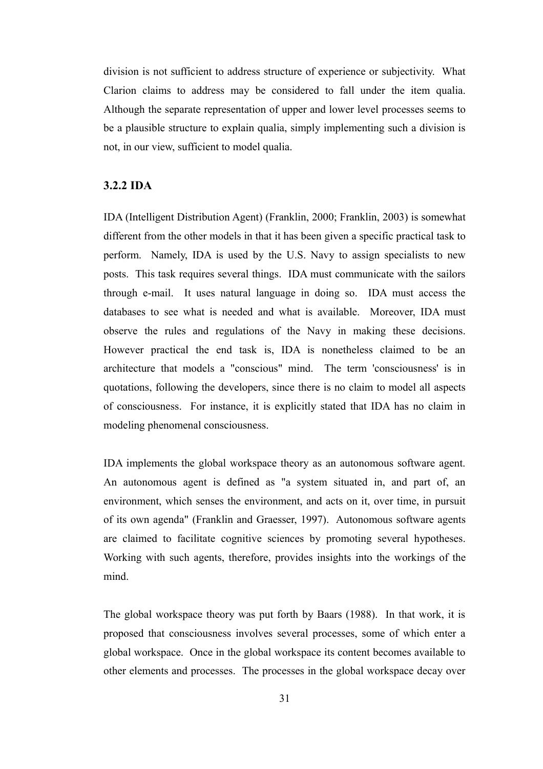division is not sufficient to address structure of experience or subjectivity. What Clarion claims to address may be considered to fall under the item qualia. Although the separate representation of upper and lower level processes seems to be a plausible structure to explain qualia, simply implementing such a division is not, in our view, sufficient to model qualia.

### 3.2.2 IDA

IDA (Intelligent Distribution Agent) (Franklin, 2000; Franklin, 2003) is somewhat different from the other models in that it has been given a specific practical task to perform. Namely, IDA is used by the U.S. Navy to assign specialists to new posts. This task requires several things. IDA must communicate with the sailors through e-mail. It uses natural language in doing so. IDA must access the databases to see what is needed and what is available. Moreover, IDA must observe the rules and regulations of the Navy in making these decisions. However practical the end task is, IDA is nonetheless claimed to be an architecture that models a "conscious" mind. The term 'consciousness' is in quotations, following the developers, since there is no claim to model all aspects of consciousness. For instance, it is explicitly stated that IDA has no claim in modeling phenomenal consciousness.

IDA implements the global workspace theory as an autonomous software agent. An autonomous agent is defined as "a system situated in, and part of, an environment, which senses the environment, and acts on it, over time, in pursuit of its own agenda" (Franklin and Graesser, 1997). Autonomous software agents are claimed to facilitate cognitive sciences by promoting several hypotheses. Working with such agents, therefore, provides insights into the workings of the mind.

The global workspace theory was put forth by Baars (1988). In that work, it is proposed that consciousness involves several processes, some of which enter a global workspace. Once in the global workspace its content becomes available to other elements and processes. The processes in the global workspace decay over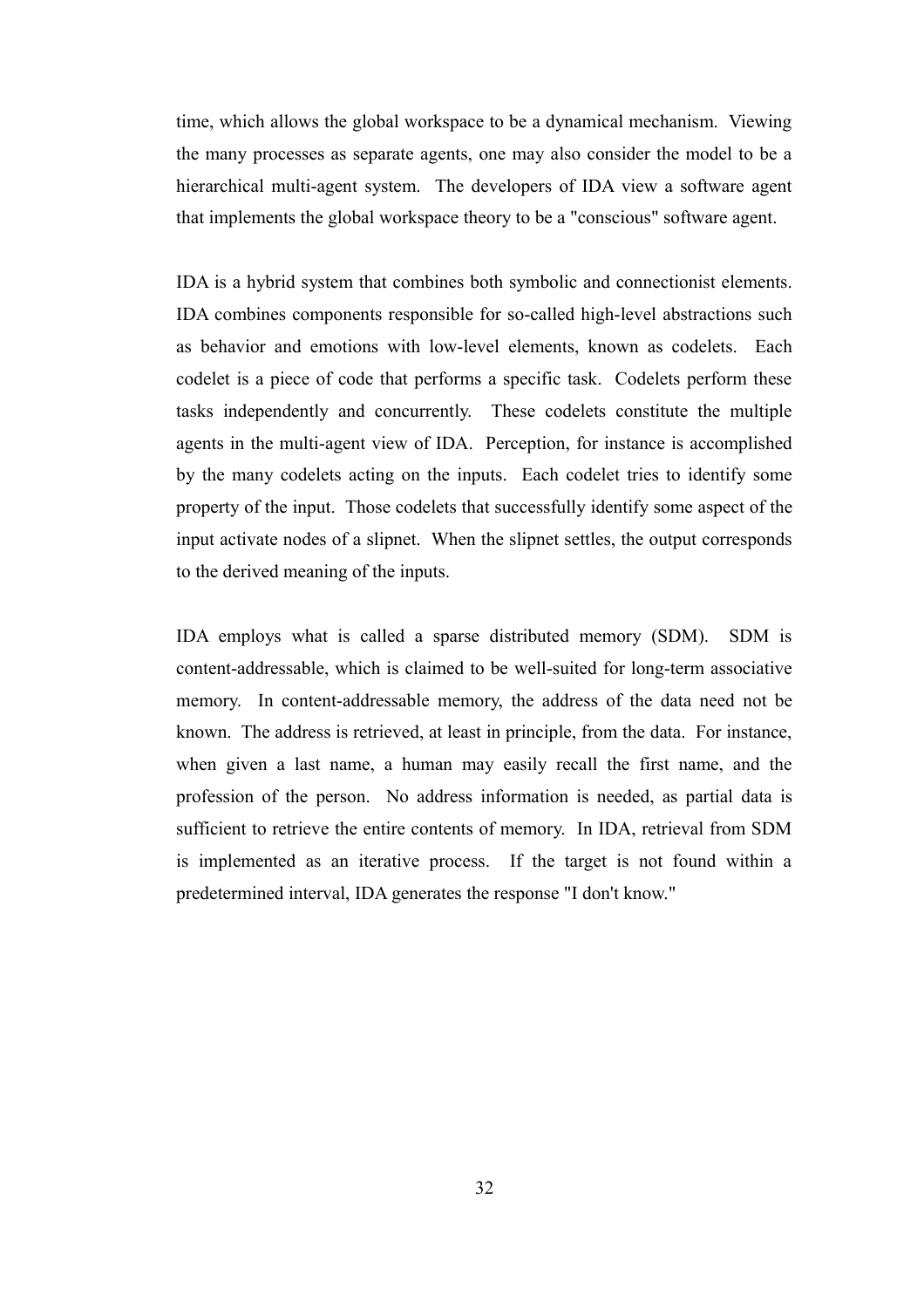time, which allows the global workspace to be a dynamical mechanism. Viewing the many processes as separate agents, one may also consider the model to be a hierarchical multi-agent system. The developers of IDA view a software agent that implements the global workspace theory to be a "conscious" software agent.

IDA is a hybrid system that combines both symbolic and connectionist elements. IDA combines components responsible for so-called high-level abstractions such as behavior and emotions with low-level elements, known as codelets. Each codelet is a piece of code that performs a specific task. Codelets perform these tasks independently and concurrently. These codelets constitute the multiple agents in the multi-agent view of IDA. Perception, for instance is accomplished by the many codelets acting on the inputs. Each codelet tries to identify some property of the input. Those codelets that successfully identify some aspect of the input activate nodes of a slipnet. When the slipnet settles, the output corresponds to the derived meaning of the inputs.

IDA employs what is called a sparse distributed memory (SDM). SDM is content-addressable, which is claimed to be well-suited for long-term associative memory. In content-addressable memory, the address of the data need not be known. The address is retrieved, at least in principle, from the data. For instance, when given a last name, a human may easily recall the first name, and the profession of the person. No address information is needed, as partial data is sufficient to retrieve the entire contents of memory. In IDA, retrieval from SDM is implemented as an iterative process. If the target is not found within a predetermined interval, IDA generates the response "I don't know."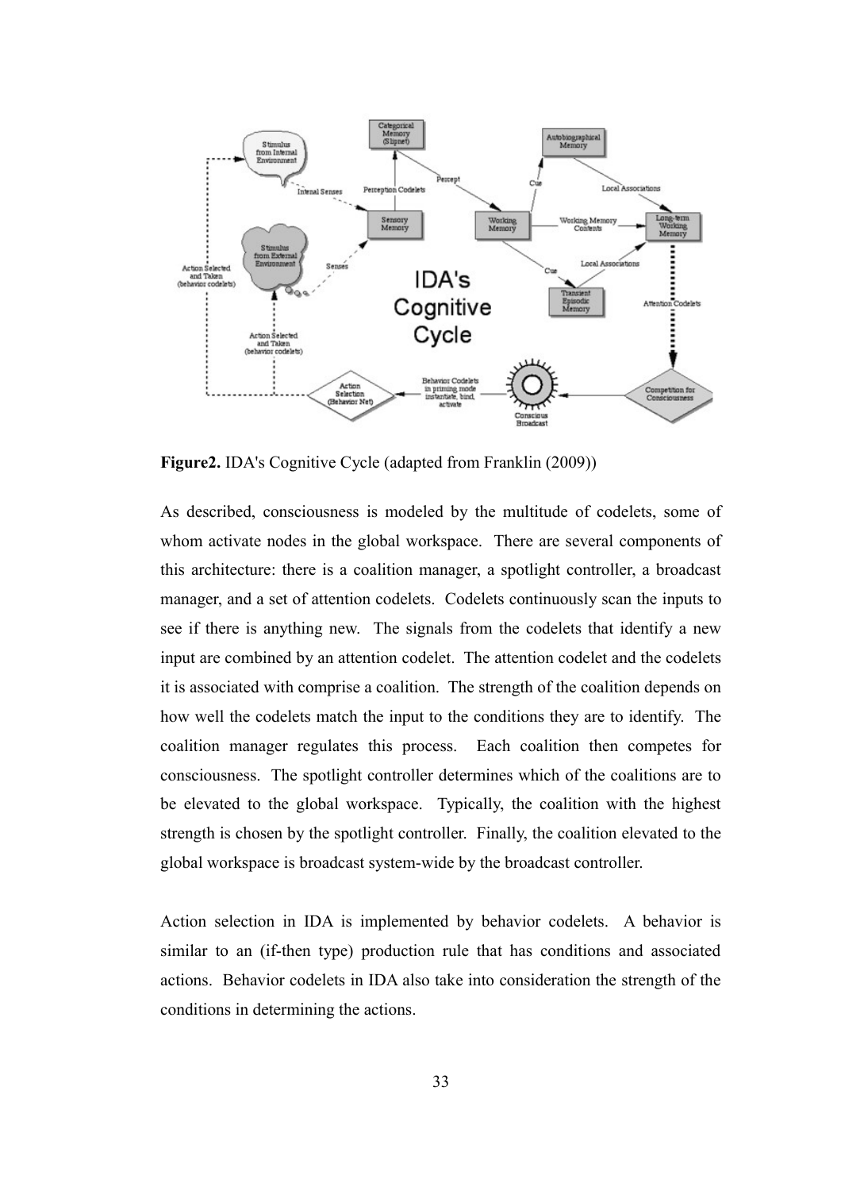**Figure2.** IDA's Cognitive Cycle (adapted from Franklin (2009))

As described, consciousness is modeled by the multitude of codelets, some of whom activate nodes in the global workspace. There are several components of this architecture: there is a coalition manager, a spotlight controller, a broadcast manager, and a set of attention codelets. Codelets continuously scan the inputs to see if there is anything new. The signals from the codelets that identify a new input are combined by an attention codelet. The attention codelet and the codelets it is associated with comprise a coalition. The strength of the coalition depends on how well the codelets match the input to the conditions they are to identify. The coalition manager regulates this process. Each coalition then competes for consciousness. The spotlight controller determines which of the coalitions are to be elevated to the global workspace. Typically, the coalition with the highest strength is chosen by the spotlight controller. Finally, the coalition elevated to the global workspace is broadcast system-wide by the broadcast controller.

Action selection in IDA is implemented by behavior codelets. A behavior is similar to an (if-then type) production rule that has conditions and associated actions. Behavior codelets in IDA also take into consideration the strength of the conditions in determining the actions.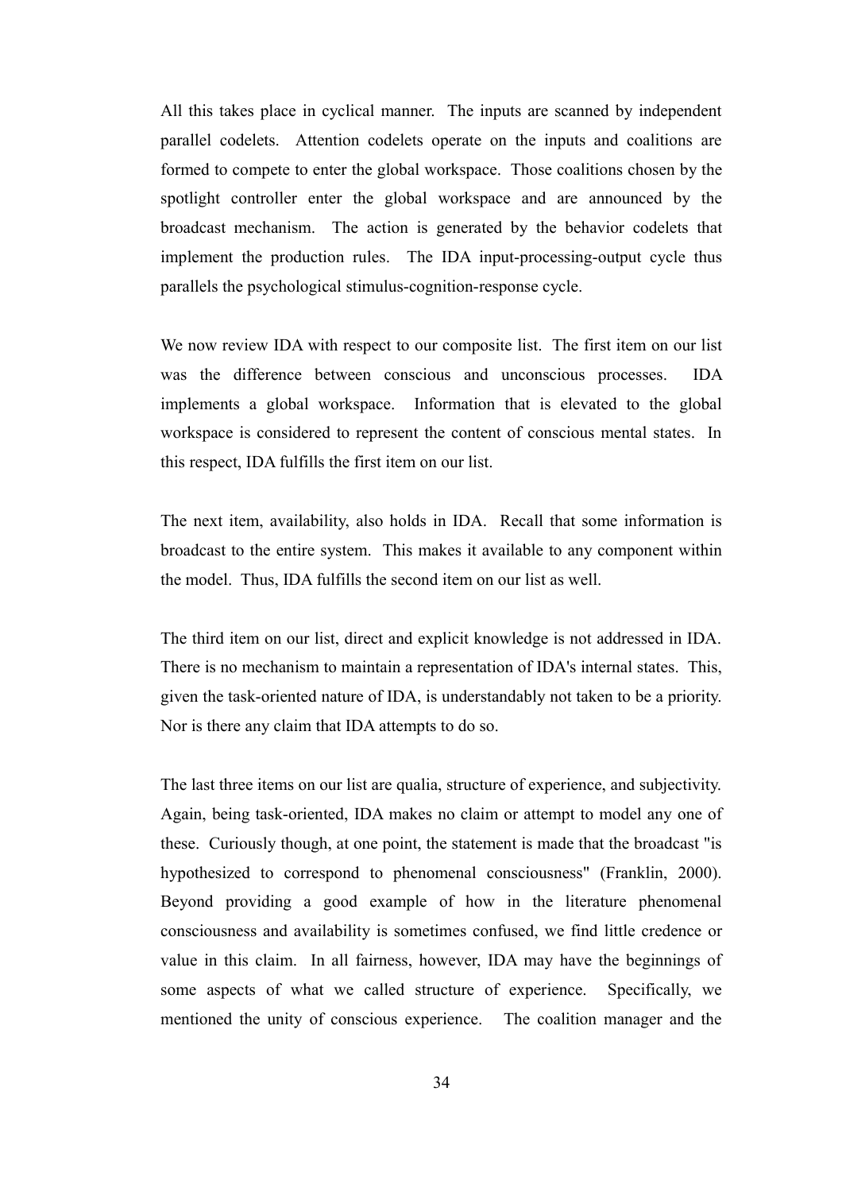All this takes place in cyclical manner. The inputs are scanned by independent parallel codelets. Attention codelets operate on the inputs and coalitions are formed to compete to enter the global workspace. Those coalitions chosen by the spotlight controller enter the global workspace and are announced by the broadcast mechanism. The action is generated by the behavior codelets that implement the production rules. The IDA input-processing-output cycle thus parallels the psychological stimulus-cognition-response cycle.

We now review IDA with respect to our composite list. The first item on our list was the difference between conscious and unconscious processes. IDA implements a global workspace. Information that is elevated to the global workspace is considered to represent the content of conscious mental states. In this respect, IDA fulfills the first item on our list.

The next item, availability, also holds in IDA. Recall that some information is broadcast to the entire system. This makes it available to any component within the model. Thus, IDA fulfills the second item on our list as well.

The third item on our list, direct and explicit knowledge is not addressed in IDA. There is no mechanism to maintain a representation of IDA's internal states. This, given the task-oriented nature of IDA, is understandably not taken to be a priority. Nor is there any claim that IDA attempts to do so.

The last three items on our list are qualia, structure of experience, and subjectivity. Again, being task-oriented, IDA makes no claim or attempt to model any one of these. Curiously though, at one point, the statement is made that the broadcast "is hypothesized to correspond to phenomenal consciousness" (Franklin, 2000). Beyond providing a good example of how in the literature phenomenal consciousness and availability is sometimes confused, we find little credence or value in this claim. In all fairness, however, IDA may have the beginnings of some aspects of what we called structure of experience. Specifically, we mentioned the unity of conscious experience. The coalition manager and the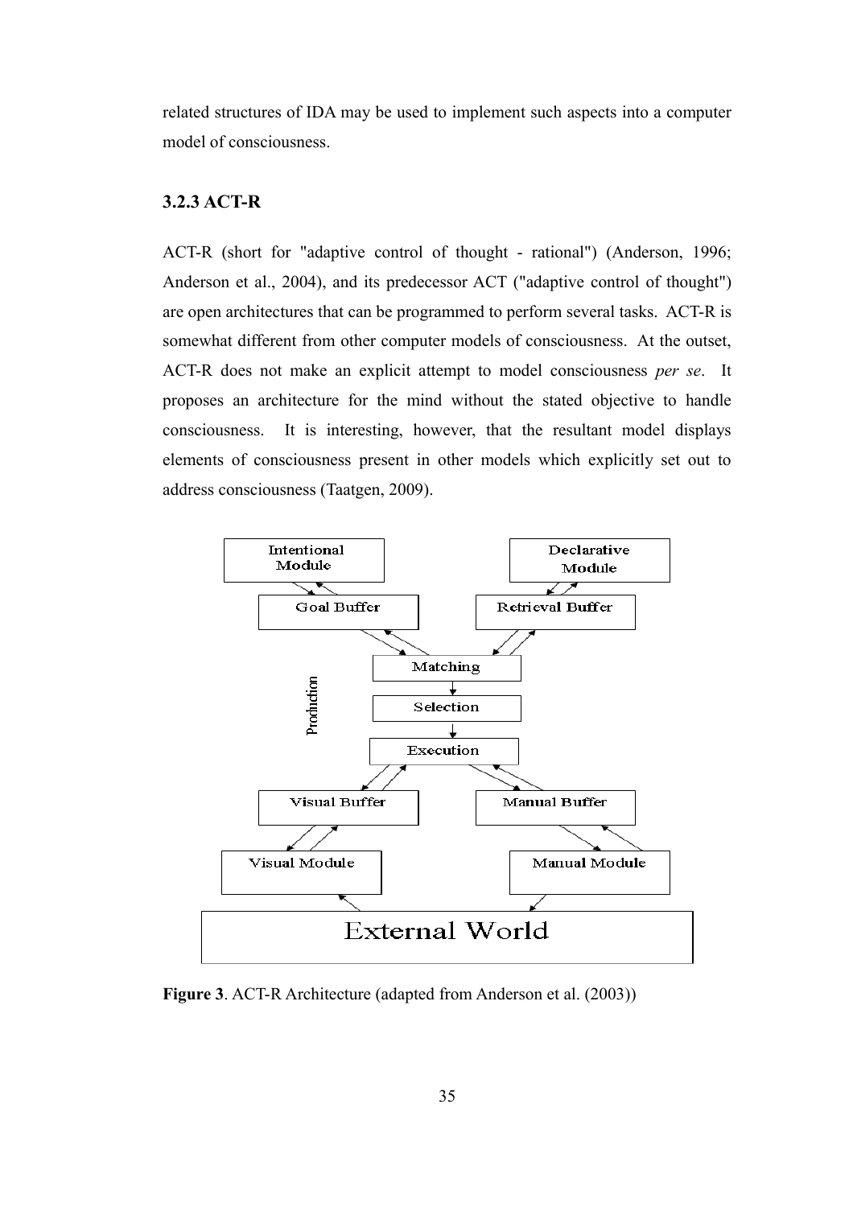related structures of IDA may be used to implement such aspects into a computer model of consciousness.

### 3.2.3 ACT-R

ACT-R (short for "adaptive control of thought - rational") (Anderson, 1996; Anderson et al., 2004), and its predecessor ACT ("adaptive control of thought") are open architectures that can be programmed to perform several tasks. ACT-R is somewhat different from other computer models of consciousness. At the outset, ACT-R does not make an explicit attempt to model consciousness *per se*. It proposes an architecture for the mind without the stated objective to handle consciousness. It is interesting, however, that the resultant model displays elements of consciousness present in other models which explicitly set out to address consciousness (Taatgen, 2009).

**Figure 3**. ACT-R Architecture (adapted from Anderson et al. (2003))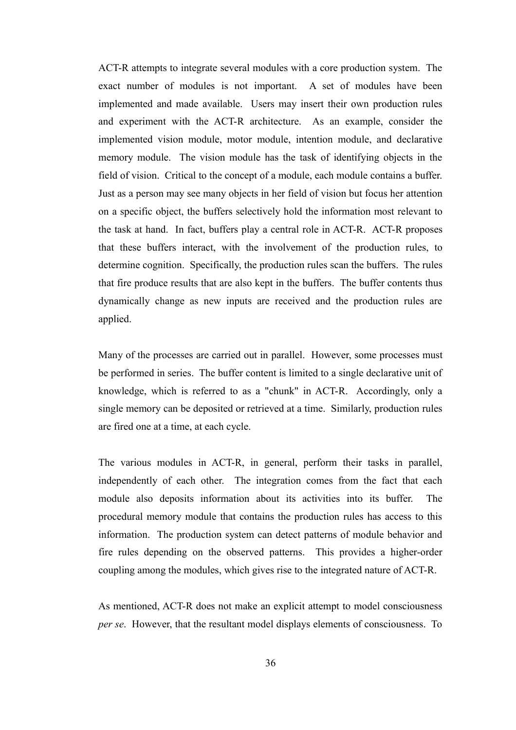ACT-R attempts to integrate several modules with a core production system. The exact number of modules is not important. A set of modules have been implemented and made available. Users may insert their own production rules and experiment with the ACT-R architecture. As an example, consider the implemented vision module, motor module, intention module, and declarative memory module. The vision module has the task of identifying objects in the field of vision. Critical to the concept of a module, each module contains a buffer. Just as a person may see many objects in her field of vision but focus her attention on a specific object, the buffers selectively hold the information most relevant to the task at hand. In fact, buffers play a central role in ACT-R. ACT-R proposes that these buffers interact, with the involvement of the production rules, to determine cognition. Specifically, the production rules scan the buffers. The rules that fire produce results that are also kept in the buffers. The buffer contents thus dynamically change as new inputs are received and the production rules are applied.

Many of the processes are carried out in parallel. However, some processes must be performed in series. The buffer content is limited to a single declarative unit of knowledge, which is referred to as a "chunk" in ACT-R. Accordingly, only a single memory can be deposited or retrieved at a time. Similarly, production rules are fired one at a time, at each cycle.

The various modules in ACT-R, in general, perform their tasks in parallel, independently of each other. The integration comes from the fact that each module also deposits information about its activities into its buffer. The procedural memory module that contains the production rules has access to this information. The production system can detect patterns of module behavior and fire rules depending on the observed patterns. This provides a higher-order coupling among the modules, which gives rise to the integrated nature of ACT-R.

As mentioned, ACT-R does not make an explicit attempt to model consciousness *per se*. However, that the resultant model displays elements of consciousness. To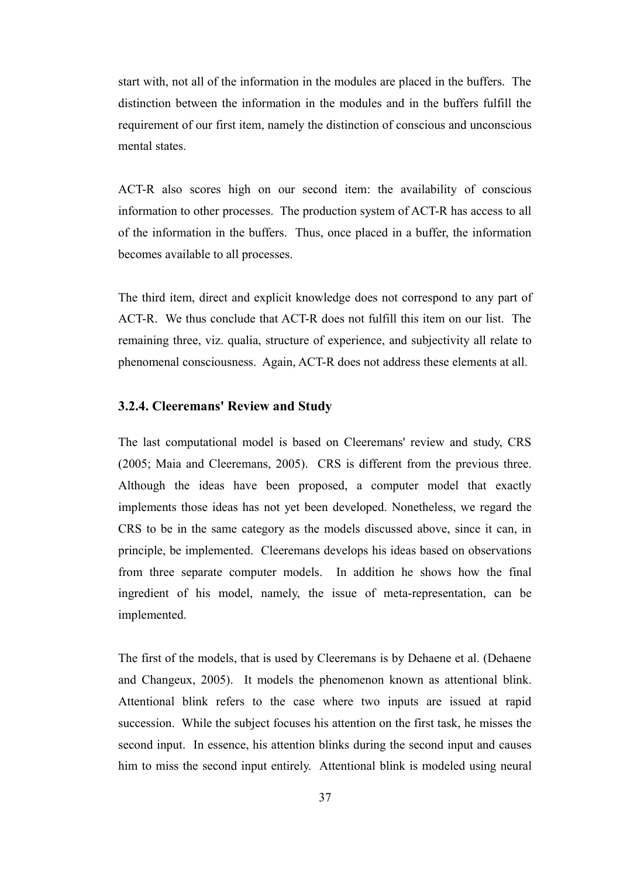start with, not all of the information in the modules are placed in the buffers. The distinction between the information in the modules and in the buffers fulfill the requirement of our first item, namely the distinction of conscious and unconscious mental states.

ACT-R also scores high on our second item: the availability of conscious information to other processes. The production system of ACT-R has access to all of the information in the buffers. Thus, once placed in a buffer, the information becomes available to all processes.

The third item, direct and explicit knowledge does not correspond to any part of ACT-R. We thus conclude that ACT-R does not fulfill this item on our list. The remaining three, viz. qualia, structure of experience, and subjectivity all relate to phenomenal consciousness. Again, ACT-R does not address these elements at all.

### 3.2.4. Cleeremans' Review and Study

The last computational model is based on Cleeremans' review and study, CRS (2005; Maia and Cleeremans, 2005). CRS is different from the previous three. Although the ideas have been proposed, a computer model that exactly implements those ideas has not yet been developed. Nonetheless, we regard the CRS to be in the same category as the models discussed above, since it can, in principle, be implemented. Cleeremans develops his ideas based on observations from three separate computer models. In addition he shows how the final ingredient of his model, namely, the issue of meta-representation, can be implemented.

The first of the models, that is used by Cleeremans is by Dehaene et al. (Dehaene and Changeux, 2005). It models the phenomenon known as attentional blink. Attentional blink refers to the case where two inputs are issued at rapid succession. While the subject focuses his attention on the first task, he misses the second input. In essence, his attention blinks during the second input and causes him to miss the second input entirely. Attentional blink is modeled using neural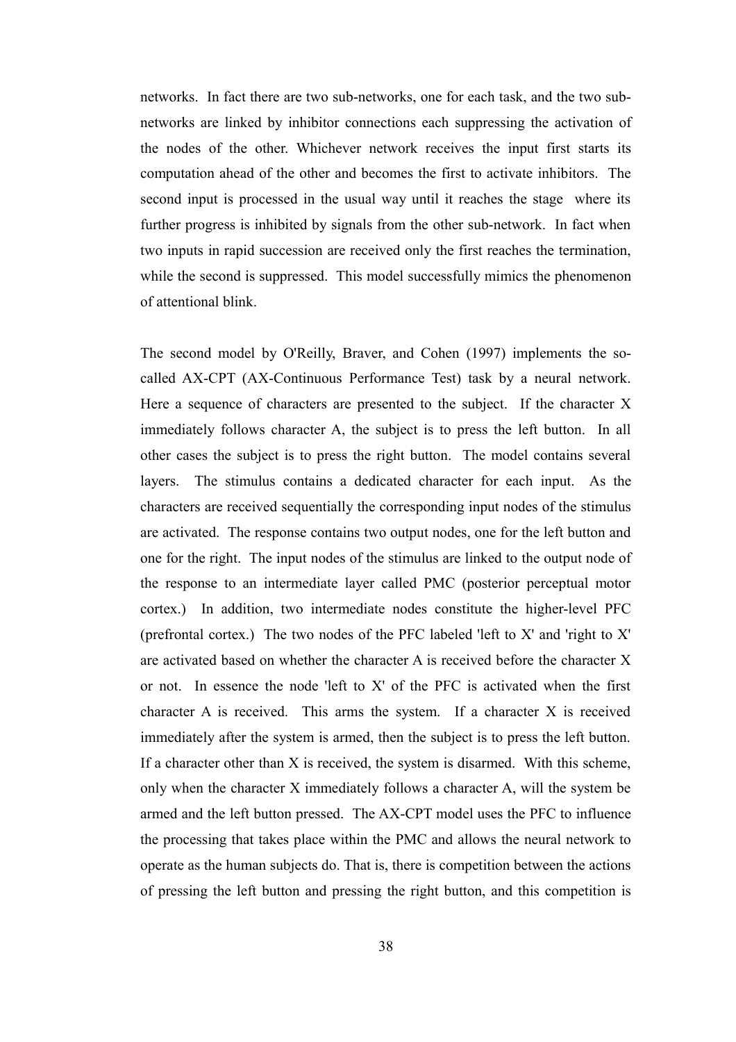networks. In fact there are two sub-networks, one for each task, and the two sub-networks are linked by inhibitor connections each suppressing the activation of the nodes of the other. Whichever network receives the input first starts its computation ahead of the other and becomes the first to activate inhibitors. The second input is processed in the usual way until it reaches the stage where its further progress is inhibited by signals from the other sub-network. In fact when two inputs in rapid succession are received only the first reaches the termination, while the second is suppressed. This model successfully mimics the phenomenon of attentional blink.

The second model by O'Reilly, Braver, and Cohen (1997) implements the so-called AX-CPT (AX-Continuous Performance Test) task by a neural network. Here a sequence of characters are presented to the subject. If the character X immediately follows character A, the subject is to press the left button. In all other cases the subject is to press the right button. The model contains several layers. The stimulus contains a dedicated character for each input. As the characters are received sequentially the corresponding input nodes of the stimulus are activated. The response contains two output nodes, one for the left button and one for the right. The input nodes of the stimulus are linked to the output node of the response to an intermediate layer called PMC (posterior perceptual motor cortex.) In addition, two intermediate nodes constitute the higher-level PFC (prefrontal cortex.) The two nodes of the PFC labeled 'left to X' and 'right to X' are activated based on whether the character A is received before the character X or not. In essence the node 'left to X' of the PFC is activated when the first character A is received. This arms the system. If a character X is received immediately after the system is armed, then the subject is to press the left button. If a character other than X is received, the system is disarmed. With this scheme, only when the character X immediately follows a character A, will the system be armed and the left button pressed. The AX-CPT model uses the PFC to influence the processing that takes place within the PMC and allows the neural network to operate as the human subjects do. That is, there is competition between the actions of pressing the left button and pressing the right button, and this competition is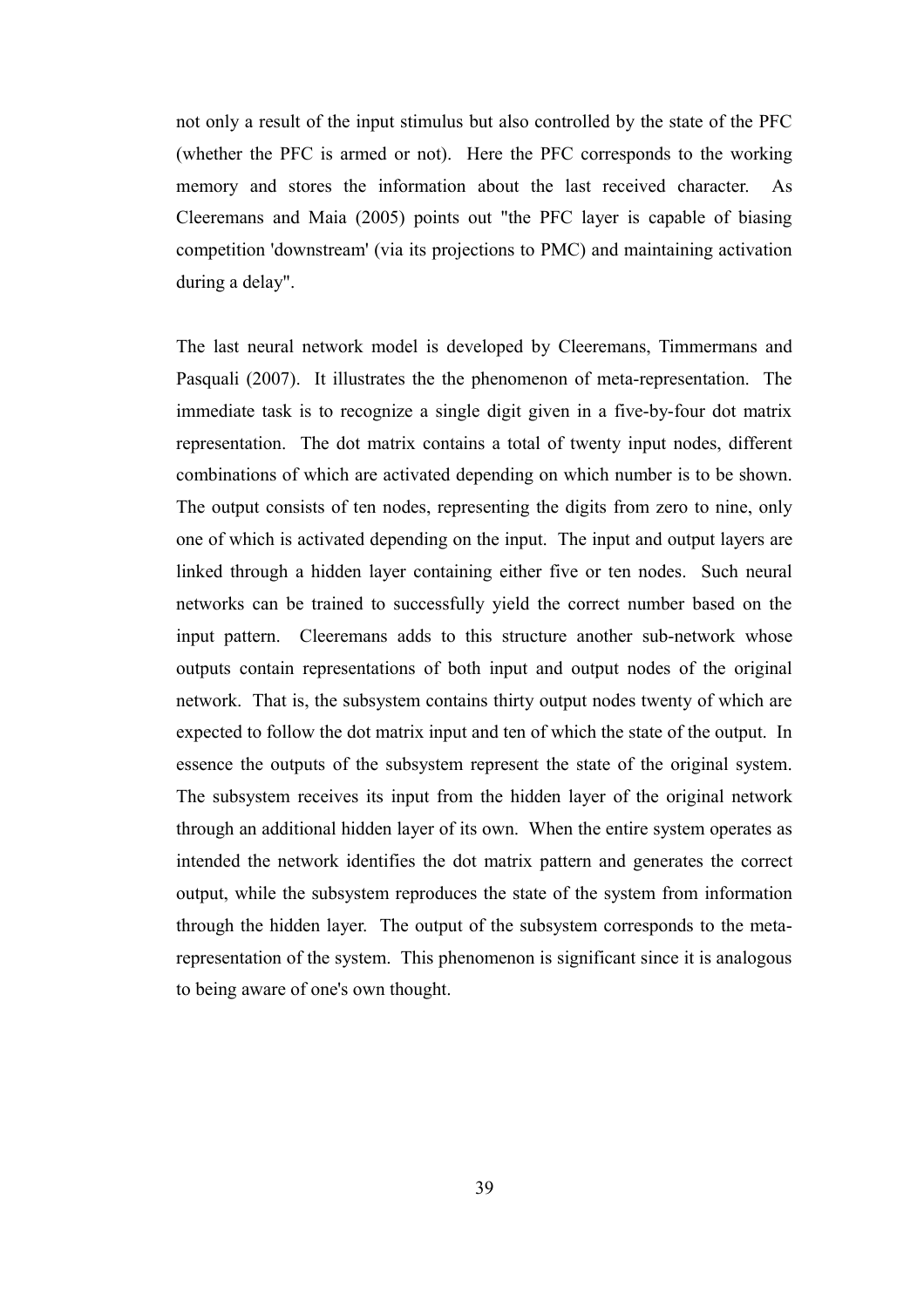not only a result of the input stimulus but also controlled by the state of the PFC (whether the PFC is armed or not). Here the PFC corresponds to the working memory and stores the information about the last received character. As Cleeremans and Maia (2005) points out "the PFC layer is capable of biasing competition 'downstream' (via its projections to PMC) and maintaining activation during a delay".

The last neural network model is developed by Cleeremans, Timmermans and Pasquali (2007). It illustrates the the phenomenon of meta-representation. The immediate task is to recognize a single digit given in a five-by-four dot matrix representation. The dot matrix contains a total of twenty input nodes, different combinations of which are activated depending on which number is to be shown. The output consists of ten nodes, representing the digits from zero to nine, only one of which is activated depending on the input. The input and output layers are linked through a hidden layer containing either five or ten nodes. Such neural networks can be trained to successfully yield the correct number based on the input pattern. Cleeremans adds to this structure another sub-network whose outputs contain representations of both input and output nodes of the original network. That is, the subsystem contains thirty output nodes twenty of which are expected to follow the dot matrix input and ten of which the state of the output. In essence the outputs of the subsystem represent the state of the original system. The subsystem receives its input from the hidden layer of the original network through an additional hidden layer of its own. When the entire system operates as intended the network identifies the dot matrix pattern and generates the correct output, while the subsystem reproduces the state of the system from information through the hidden layer. The output of the subsystem corresponds to the meta-representation of the system. This phenomenon is significant since it is analogous to being aware of one's own thought.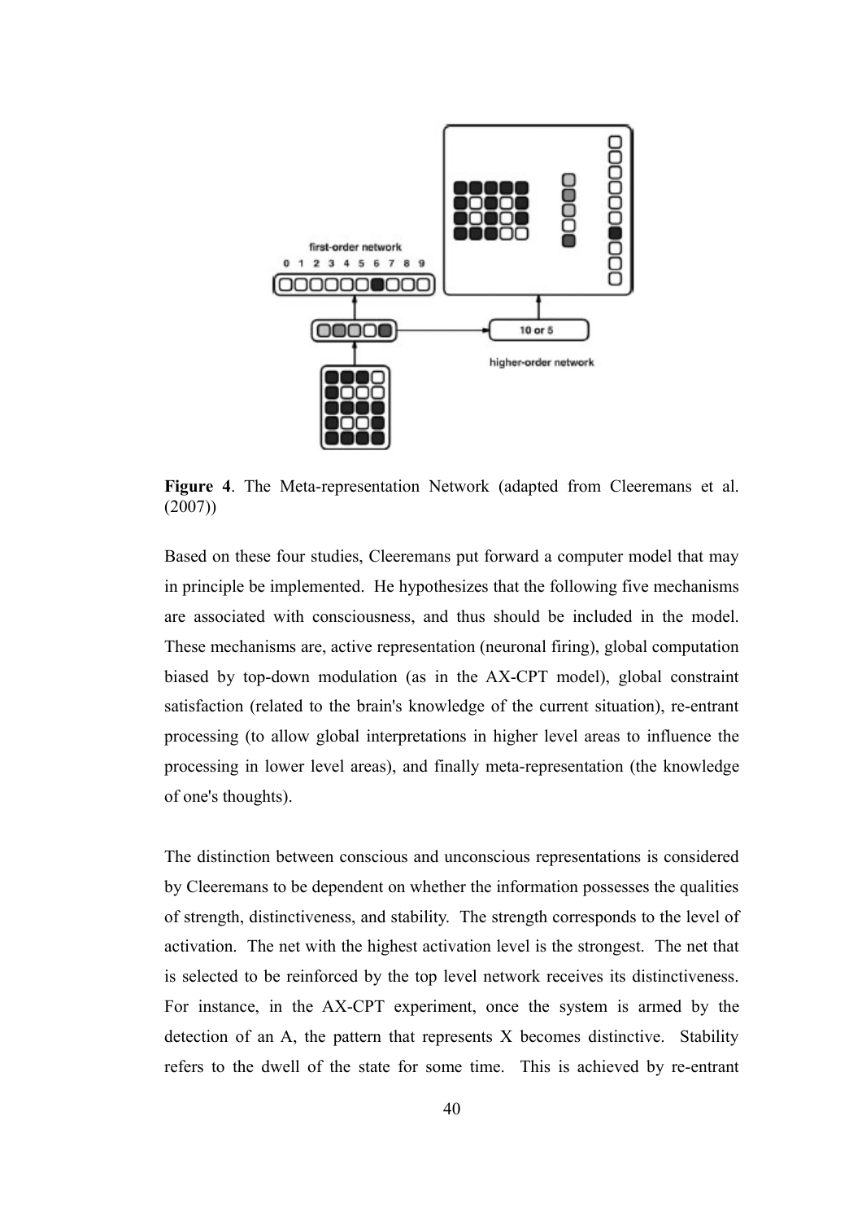**Figure 4**. The Meta-representation Network (adapted from Cleeremans et al. (2007))

Based on these four studies, Cleeremans put forward a computer model that may in principle be implemented. He hypothesizes that the following five mechanisms are associated with consciousness, and thus should be included in the model. These mechanisms are, active representation (neuronal firing), global computation biased by top-down modulation (as in the AX-CPT model), global constraint satisfaction (related to the brain's knowledge of the current situation), re-entrant processing (to allow global interpretations in higher level areas to influence the processing in lower level areas), and finally meta-representation (the knowledge of one's thoughts).

The distinction between conscious and unconscious representations is considered by Cleeremans to be dependent on whether the information possesses the qualities of strength, distinctiveness, and stability. The strength corresponds to the level of activation. The net with the highest activation level is the strongest. The net that is selected to be reinforced by the top level network receives its distinctiveness. For instance, in the AX-CPT experiment, once the system is armed by the detection of an A, the pattern that represents X becomes distinctive. Stability refers to the dwell of the state for some time. This is achieved by re-entrant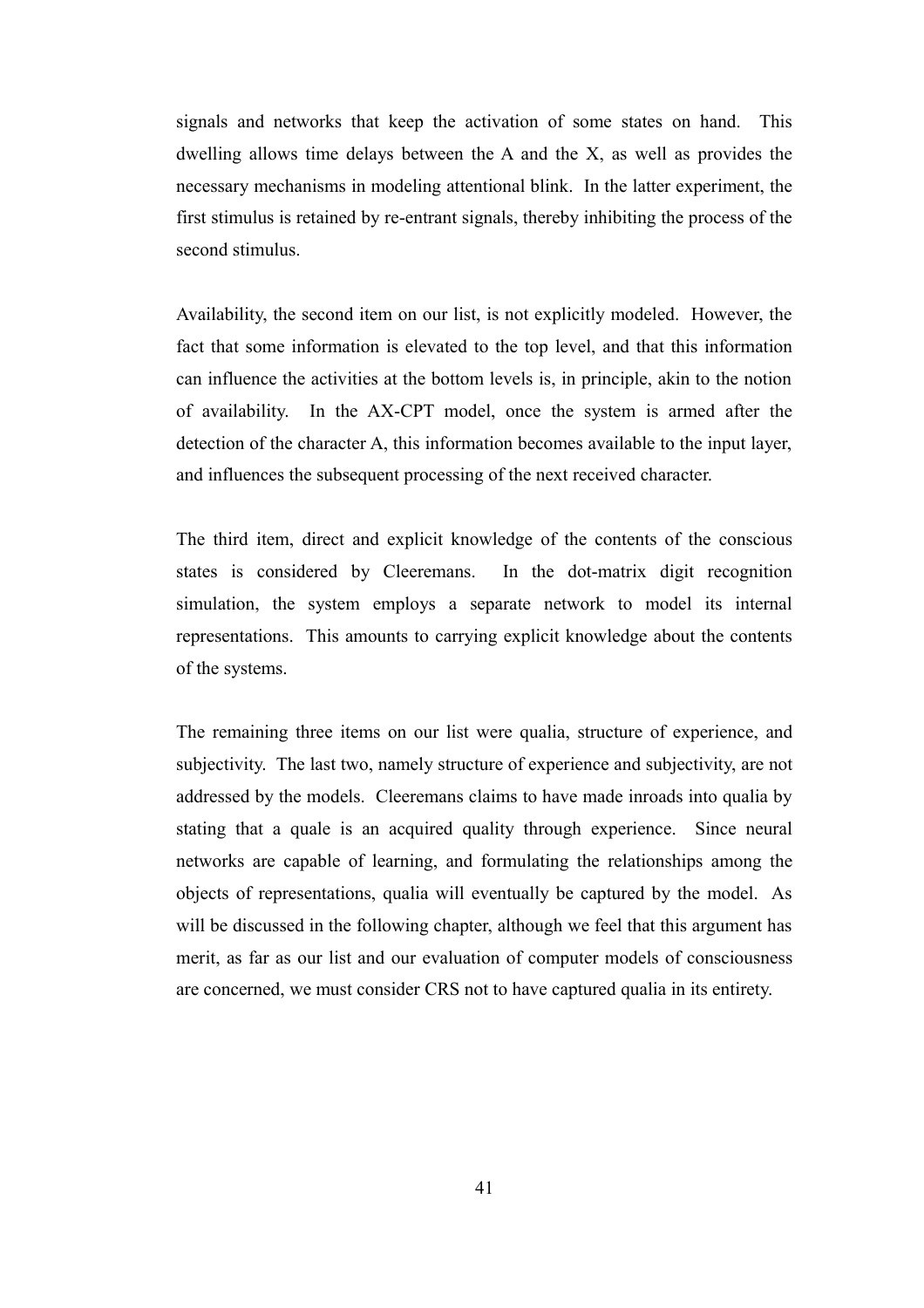signals and networks that keep the activation of some states on hand. This dwelling allows time delays between the A and the X, as well as provides the necessary mechanisms in modeling attentional blink. In the latter experiment, the first stimulus is retained by re-entrant signals, thereby inhibiting the process of the second stimulus.

Availability, the second item on our list, is not explicitly modeled. However, the fact that some information is elevated to the top level, and that this information can influence the activities at the bottom levels is, in principle, akin to the notion of availability. In the AX-CPT model, once the system is armed after the detection of the character A, this information becomes available to the input layer, and influences the subsequent processing of the next received character.

The third item, direct and explicit knowledge of the contents of the conscious states is considered by Cleeremans. In the dot-matrix digit recognition simulation, the system employs a separate network to model its internal representations. This amounts to carrying explicit knowledge about the contents of the systems.

The remaining three items on our list were qualia, structure of experience, and subjectivity. The last two, namely structure of experience and subjectivity, are not addressed by the models. Cleeremans claims to have made inroads into qualia by stating that a quale is an acquired quality through experience. Since neural networks are capable of learning, and formulating the relationships among the objects of representations, qualia will eventually be captured by the model. As will be discussed in the following chapter, although we feel that this argument has merit, as far as our list and our evaluation of computer models of consciousness are concerned, we must consider CRS not to have captured qualia in its entirety.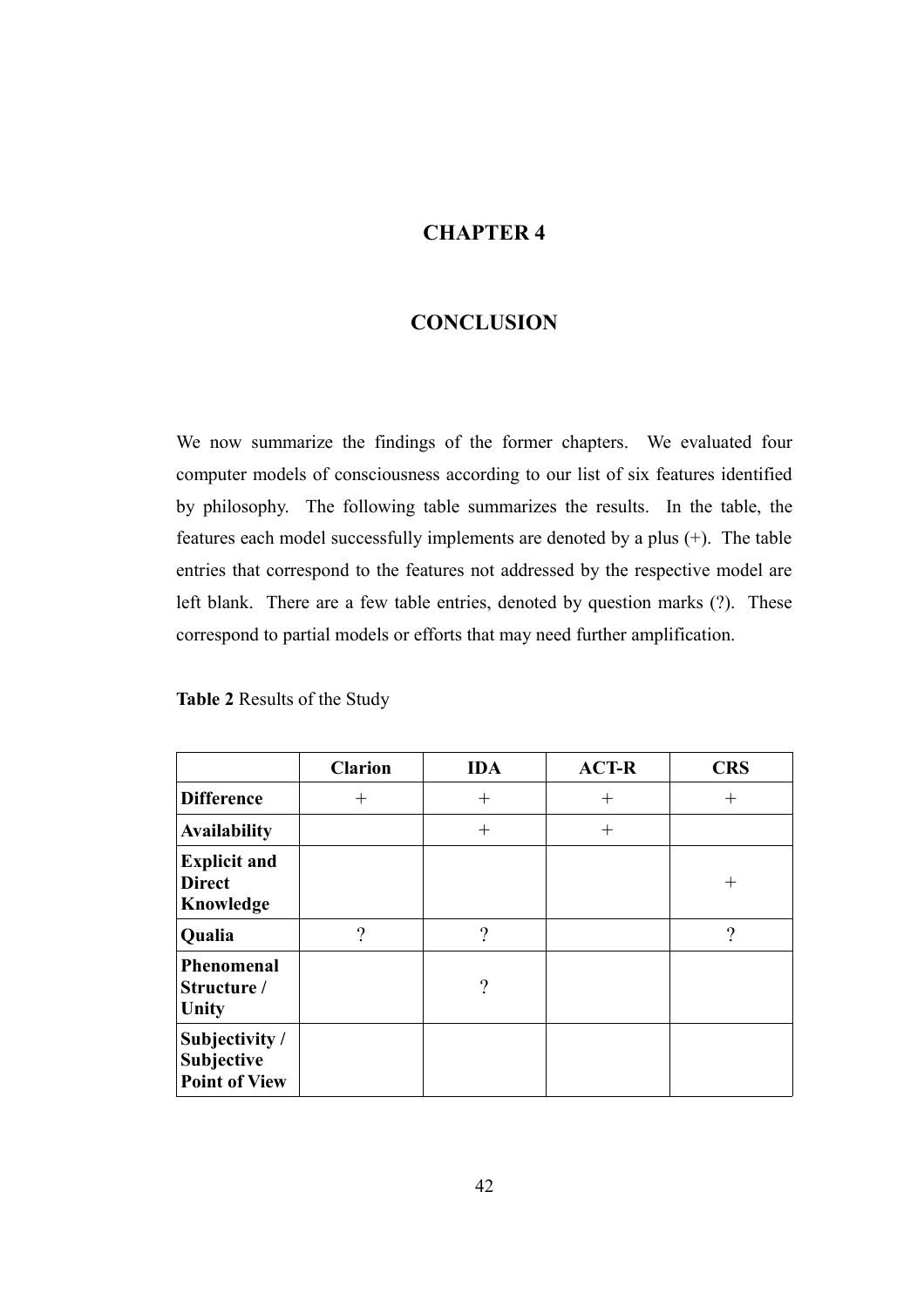# CHAPTER 4

# CONCLUSION

We now summarize the findings of the former chapters. We evaluated four computer models of consciousness according to our list of six features identified by philosophy. The following table summarizes the results. In the table, the features each model successfully implements are denoted by a plus (+). The table entries that correspond to the features not addressed by the respective model are left blank. There are a few table entries, denoted by question marks (?). These correspond to partial models or efforts that may need further amplification.

**Table 2** Results of the Study

| | Clarion | IDA | ACT-R | CRS |
|---|---|---|---|---|
| **Difference** | + | + | + | + |
| **Availability** | | + | + | |
| **Explicit and Direct Knowledge** | | | | + |
| **Qualia** | ? | ? | | ? |
| **Phenomenal Structure / Unity** | | ? | | |
| **Subjectivity / Subjective Point of View** | | | | |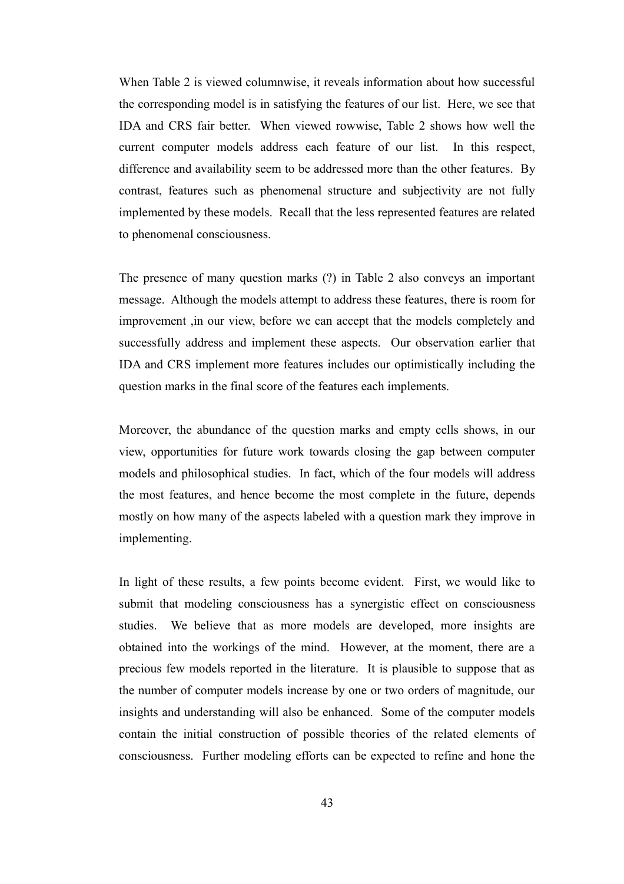When Table 2 is viewed columnwise, it reveals information about how successful the corresponding model is in satisfying the features of our list. Here, we see that IDA and CRS fair better. When viewed rowwise, Table 2 shows how well the current computer models address each feature of our list. In this respect, difference and availability seem to be addressed more than the other features. By contrast, features such as phenomenal structure and subjectivity are not fully implemented by these models. Recall that the less represented features are related to phenomenal consciousness.

The presence of many question marks (?) in Table 2 also conveys an important message. Although the models attempt to address these features, there is room for improvement ,in our view, before we can accept that the models completely and successfully address and implement these aspects. Our observation earlier that IDA and CRS implement more features includes our optimistically including the question marks in the final score of the features each implements.

Moreover, the abundance of the question marks and empty cells shows, in our view, opportunities for future work towards closing the gap between computer models and philosophical studies. In fact, which of the four models will address the most features, and hence become the most complete in the future, depends mostly on how many of the aspects labeled with a question mark they improve in implementing.

In light of these results, a few points become evident. First, we would like to submit that modeling consciousness has a synergistic effect on consciousness studies. We believe that as more models are developed, more insights are obtained into the workings of the mind. However, at the moment, there are a precious few models reported in the literature. It is plausible to suppose that as the number of computer models increase by one or two orders of magnitude, our insights and understanding will also be enhanced. Some of the computer models contain the initial construction of possible theories of the related elements of consciousness. Further modeling efforts can be expected to refine and hone the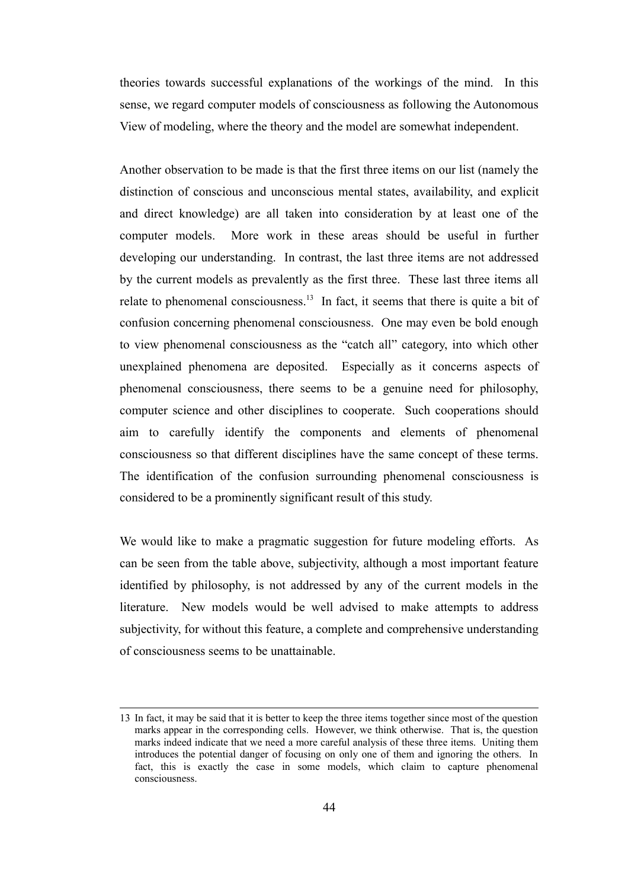theories towards successful explanations of the workings of the mind. In this sense, we regard computer models of consciousness as following the Autonomous View of modeling, where the theory and the model are somewhat independent.

Another observation to be made is that the first three items on our list (namely the distinction of conscious and unconscious mental states, availability, and explicit and direct knowledge) are all taken into consideration by at least one of the computer models. More work in these areas should be useful in further developing our understanding. In contrast, the last three items are not addressed by the current models as prevalently as the first three. These last three items all relate to phenomenal consciousness.[13] In fact, it seems that there is quite a bit of confusion concerning phenomenal consciousness. One may even be bold enough to view phenomenal consciousness as the "catch all" category, into which other unexplained phenomena are deposited. Especially as it concerns aspects of phenomenal consciousness, there seems to be a genuine need for philosophy, computer science and other disciplines to cooperate. Such cooperations should aim to carefully identify the components and elements of phenomenal consciousness so that different disciplines have the same concept of these terms. The identification of the confusion surrounding phenomenal consciousness is considered to be a prominently significant result of this study.

We would like to make a pragmatic suggestion for future modeling efforts. As can be seen from the table above, subjectivity, although a most important feature identified by philosophy, is not addressed by any of the current models in the literature. New models would be well advised to make attempts to address subjectivity, for without this feature, a complete and comprehensive understanding of consciousness seems to be unattainable.

13 In fact, it may be said that it is better to keep the three items together since most of the question marks appear in the corresponding cells. However, we think otherwise. That is, the question marks indeed indicate that we need a more careful analysis of these three items. Uniting them introduces the potential danger of focusing on only one of them and ignoring the others. In fact, this is exactly the case in some models, which claim to capture phenomenal consciousness.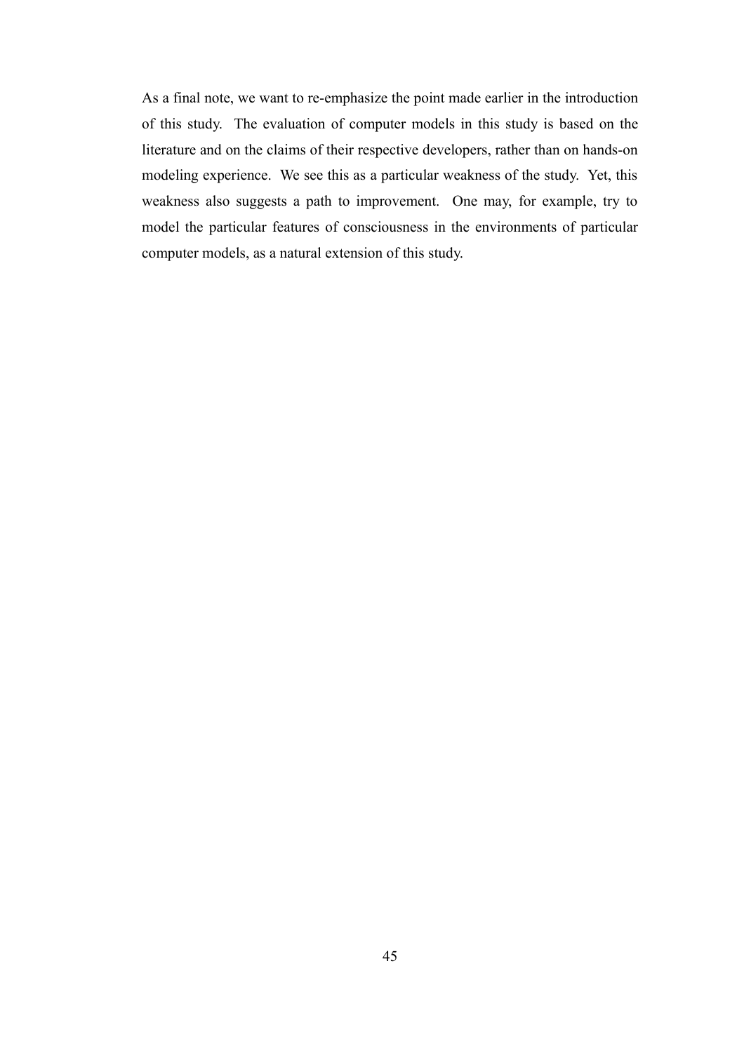As a final note, we want to re-emphasize the point made earlier in the introduction of this study. The evaluation of computer models in this study is based on the literature and on the claims of their respective developers, rather than on hands-on modeling experience. We see this as a particular weakness of the study. Yet, this weakness also suggests a path to improvement. One may, for example, try to model the particular features of consciousness in the environments of particular computer models, as a natural extension of this study.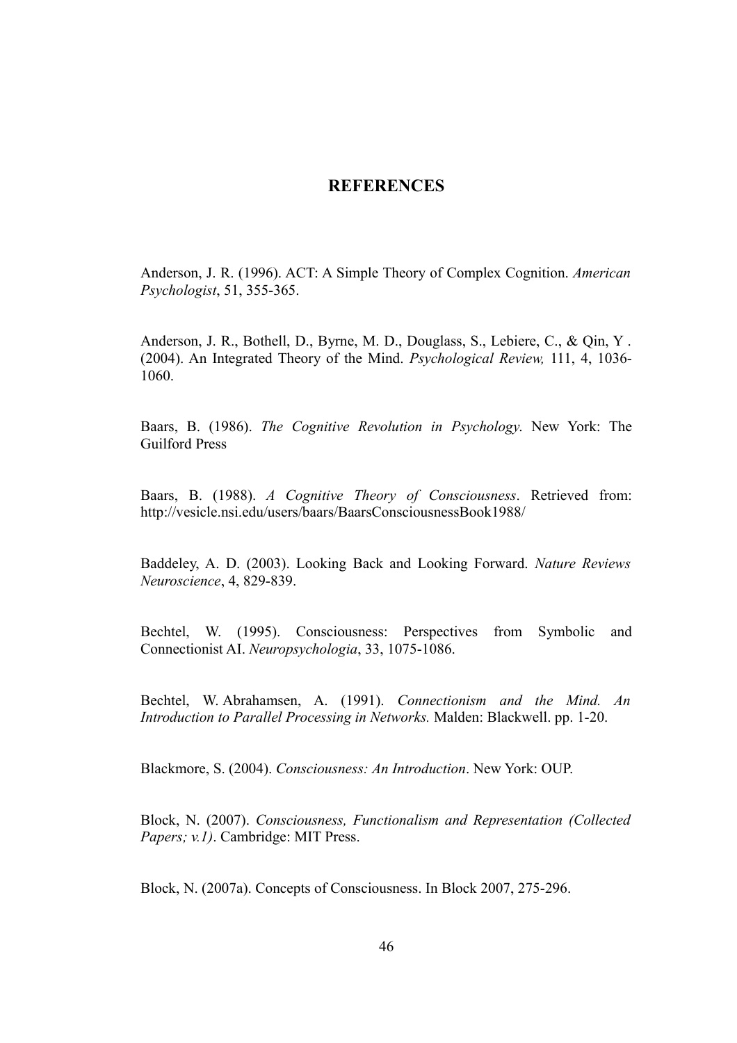## REFERENCES

Anderson, J. R. (1996). ACT: A Simple Theory of Complex Cognition. *American Psychologist*, 51, 355-365.

Anderson, J. R., Bothell, D., Byrne, M. D., Douglass, S., Lebiere, C., & Qin, Y . (2004). An Integrated Theory of the Mind. *Psychological Review,* 111, 4, 1036-1060.

Baars, B. (1986). *The Cognitive Revolution in Psychology*. New York: The Guilford Press

Baars, B. (1988). *A Cognitive Theory of Consciousness*. Retrieved from: http://vesicle.nsi.edu/users/baars/BaarsConsciousnessBook1988/

Baddeley, A. D. (2003). Looking Back and Looking Forward. *Nature Reviews Neuroscience*, 4, 829-839.

Bechtel, W. (1995). Consciousness: Perspectives from Symbolic and Connectionist AI. *Neuropsychologia*, 33, 1075-1086.

Bechtel, W. Abrahamsen, A. (1991). *Connectionism and the Mind. An Introduction to Parallel Processing in Networks.* Malden: Blackwell. pp. 1-20.

Blackmore, S. (2004). *Consciousness: An Introduction*. New York: OUP.

Block, N. (2007). *Consciousness, Functionalism and Representation (Collected Papers; v.1)*. Cambridge: MIT Press.

Block, N. (2007a). Concepts of Consciousness. In Block 2007, 275-296.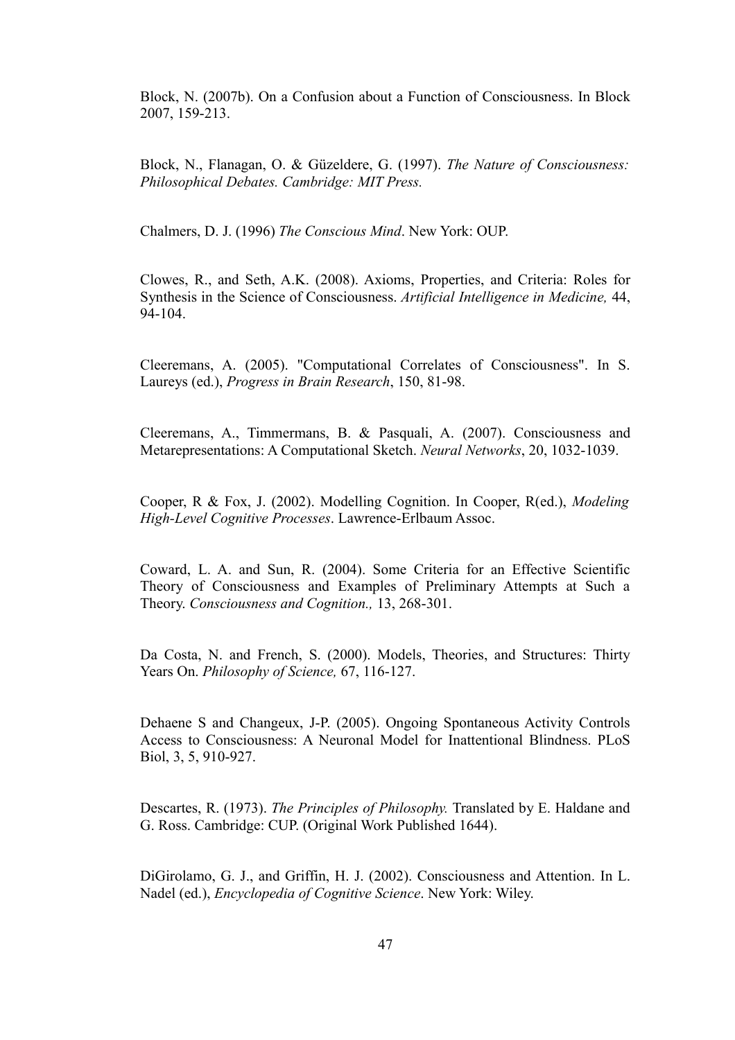Block, N. (2007b). On a Confusion about a Function of Consciousness. In Block 2007, 159-213.

Block, N., Flanagan, O. & Güzeldere, G. (1997). *The Nature of Consciousness: Philosophical Debates. Cambridge: MIT Press.*

Chalmers, D. J. (1996) *The Conscious Mind*. New York: OUP.

Clowes, R., and Seth, A.K. (2008). Axioms, Properties, and Criteria: Roles for Synthesis in the Science of Consciousness. *Artificial Intelligence in Medicine,* 44, 94-104.

Cleeremans, A. (2005). "Computational Correlates of Consciousness". In S. Laureys (ed.), *Progress in Brain Research*, 150, 81-98.

Cleeremans, A., Timmermans, B. & Pasquali, A. (2007). Consciousness and Metarepresentations: A Computational Sketch. *Neural Networks*, 20, 1032-1039.

Cooper, R & Fox, J. (2002). Modelling Cognition. In Cooper, R(ed.), *Modeling High-Level Cognitive Processes*. Lawrence-Erlbaum Assoc.

Coward, L. A. and Sun, R. (2004). Some Criteria for an Effective Scientific Theory of Consciousness and Examples of Preliminary Attempts at Such a Theory. *Consciousness and Cognition.,* 13, 268-301.

Da Costa, N. and French, S. (2000). Models, Theories, and Structures: Thirty Years On. *Philosophy of Science,* 67, 116-127.

Dehaene S and Changeux, J-P. (2005). Ongoing Spontaneous Activity Controls Access to Consciousness: A Neuronal Model for Inattentional Blindness. PLoS Biol, 3, 5, 910-927.

Descartes, R. (1973). *The Principles of Philosophy.* Translated by E. Haldane and G. Ross. Cambridge: CUP. (Original Work Published 1644).

DiGirolamo, G. J., and Griffin, H. J. (2002). Consciousness and Attention. In L. Nadel (ed.), *Encyclopedia of Cognitive Science*. New York: Wiley.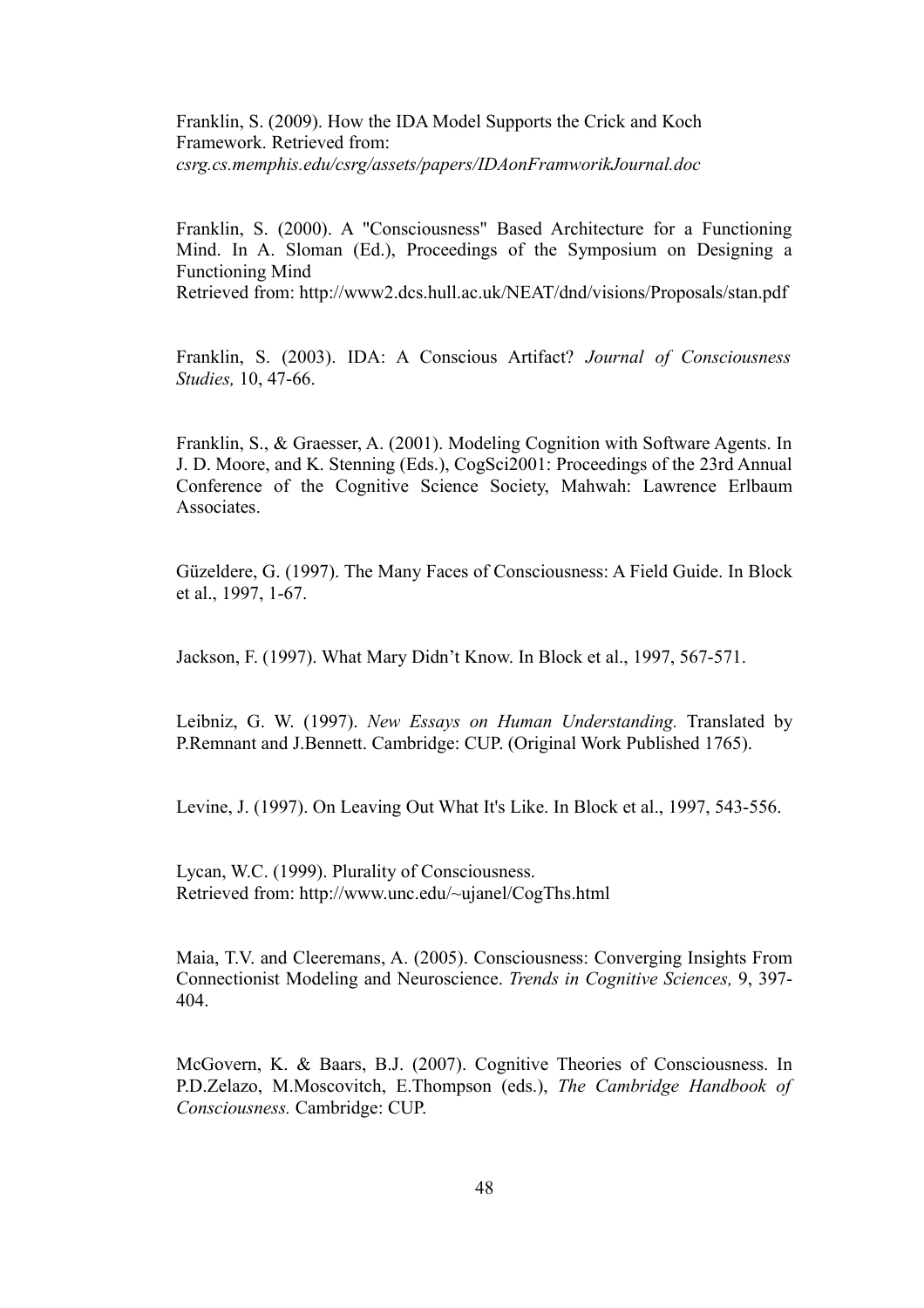Franklin, S. (2009). How the IDA Model Supports the Crick and Koch Framework. Retrieved from: *csrg.cs.memphis.edu/csrg/assets/papers/IDAonFramworikJournal.doc*

Franklin, S. (2000). A "Consciousness" Based Architecture for a Functioning Mind. In A. Sloman (Ed.), Proceedings of the Symposium on Designing a Functioning Mind
Retrieved from: http://www2.dcs.hull.ac.uk/NEAT/dnd/visions/Proposals/stan.pdf

Franklin, S. (2003). IDA: A Conscious Artifact? *Journal of Consciousness Studies,* 10, 47-66.

Franklin, S., & Graesser, A. (2001). Modeling Cognition with Software Agents. In J. D. Moore, and K. Stenning (Eds.), CogSci2001: Proceedings of the 23rd Annual Conference of the Cognitive Science Society, Mahwah: Lawrence Erlbaum Associates.

Güzeldere, G. (1997). The Many Faces of Consciousness: A Field Guide. In Block et al., 1997, 1-67.

Jackson, F. (1997). What Mary Didn't Know. In Block et al., 1997, 567-571.

Leibniz, G. W. (1997). *New Essays on Human Understanding.* Translated by P.Remnant and J.Bennett. Cambridge: CUP. (Original Work Published 1765).

Levine, J. (1997). On Leaving Out What It's Like. In Block et al., 1997, 543-556.

Lycan, W.C. (1999). Plurality of Consciousness.
Retrieved from: http://www.unc.edu/~ujanel/CogThs.html

Maia, T.V. and Cleeremans, A. (2005). Consciousness: Converging Insights From Connectionist Modeling and Neuroscience. *Trends in Cognitive Sciences,* 9, 397-404.

McGovern, K. & Baars, B.J. (2007). Cognitive Theories of Consciousness. In P.D.Zelazo, M.Moscovitch, E.Thompson (eds.), *The Cambridge Handbook of Consciousness.* Cambridge: CUP.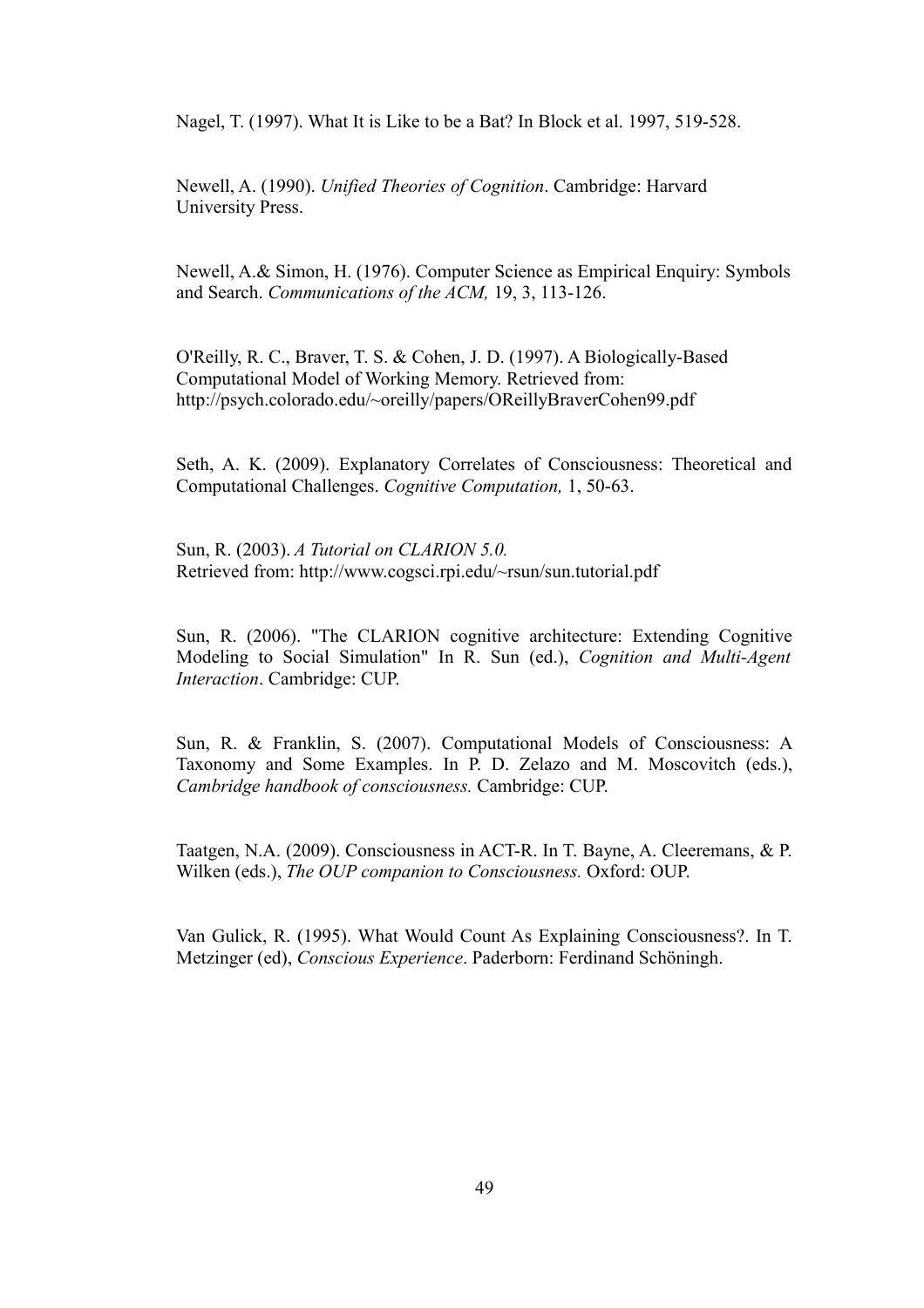Nagel, T. (1997). What It is Like to be a Bat? In Block et al. 1997, 519-528.

Newell, A. (1990). *Unified Theories of Cognition*. Cambridge: Harvard University Press.

Newell, A.& Simon, H. (1976). Computer Science as Empirical Enquiry: Symbols and Search. *Communications of the ACM,* 19, 3, 113-126.

O'Reilly, R. C., Braver, T. S. & Cohen, J. D. (1997). A Biologically-Based Computational Model of Working Memory. Retrieved from: http://psych.colorado.edu/~oreilly/papers/OReillyBraverCohen99.pdf

Seth, A. K. (2009). Explanatory Correlates of Consciousness: Theoretical and Computational Challenges. *Cognitive Computation,* 1, 50-63.

Sun, R. (2003). *A Tutorial on CLARION 5.0.*
Retrieved from: http://www.cogsci.rpi.edu/~rsun/sun.tutorial.pdf

Sun, R. (2006). "The CLARION cognitive architecture: Extending Cognitive Modeling to Social Simulation" In R. Sun (ed.), *Cognition and Multi-Agent Interaction*. Cambridge: CUP.

Sun, R. & Franklin, S. (2007). Computational Models of Consciousness: A Taxonomy and Some Examples. In P. D. Zelazo and M. Moscovitch (eds.), *Cambridge handbook of consciousness.* Cambridge: CUP.

Taatgen, N.A. (2009). Consciousness in ACT-R. In T. Bayne, A. Cleeremans, & P. Wilken (eds.), *The OUP companion to Consciousness.* Oxford: OUP.

Van Gulick, R. (1995). What Would Count As Explaining Consciousness?. In T. Metzinger (ed), *Conscious Experience*. Paderborn: Ferdinand Schöningh.